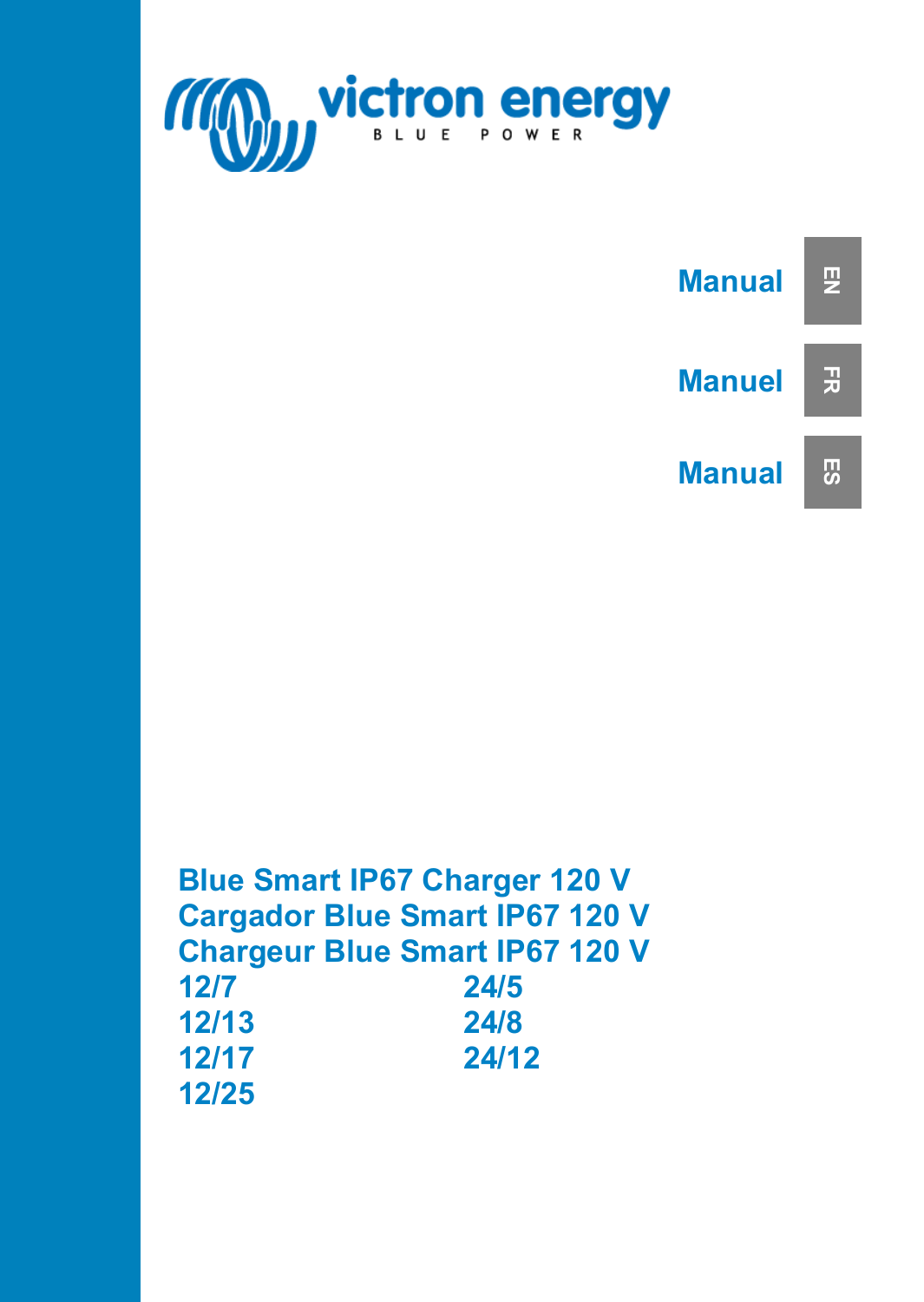victron energy

BLUE POWER

Manual EN

Manuel FR

Manual ES

# Blue Smart IP67 Charger 120 V
# Cargador Blue Smart IP67 120 V
# Chargeur Blue Smart IP67 120 V

| | |
|---|---|
| 12/7 | 24/5 |
| 12/13 | 24/8 |
| 12/17 | 24/12 |
| 12/25 | |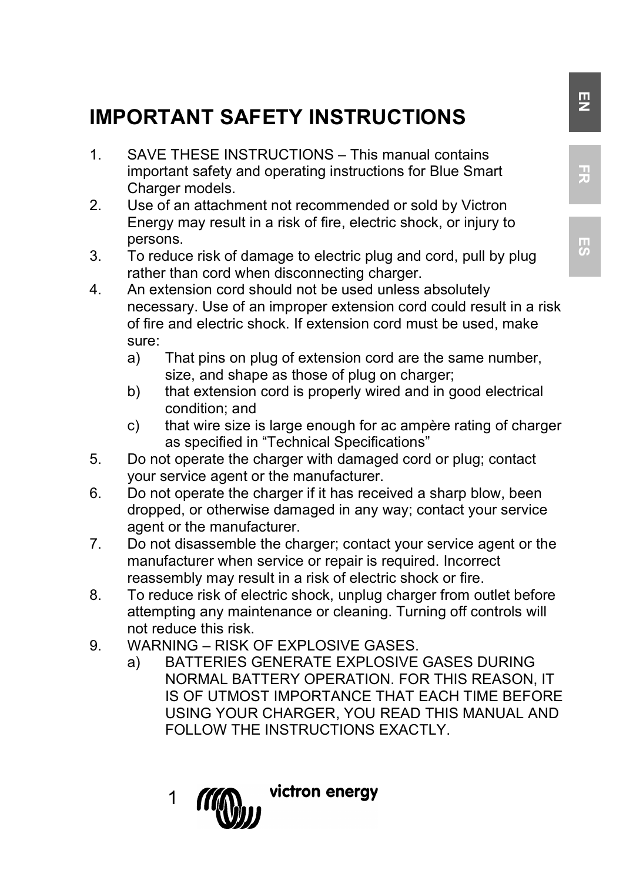# IMPORTANT SAFETY INSTRUCTIONS

1. SAVE THESE INSTRUCTIONS – This manual contains important safety and operating instructions for Blue Smart Charger models.
2. Use of an attachment not recommended or sold by Victron Energy may result in a risk of fire, electric shock, or injury to persons.
3. To reduce risk of damage to electric plug and cord, pull by plug rather than cord when disconnecting charger.
4. An extension cord should not be used unless absolutely necessary. Use of an improper extension cord could result in a risk of fire and electric shock. If extension cord must be used, make sure:
   a) That pins on plug of extension cord are the same number, size, and shape as those of plug on charger;
   b) that extension cord is properly wired and in good electrical condition; and
   c) that wire size is large enough for ac ampère rating of charger as specified in “Technical Specifications”
5. Do not operate the charger with damaged cord or plug; contact your service agent or the manufacturer.
6. Do not operate the charger if it has received a sharp blow, been dropped, or otherwise damaged in any way; contact your service agent or the manufacturer.
7. Do not disassemble the charger; contact your service agent or the manufacturer when service or repair is required. Incorrect reassembly may result in a risk of electric shock or fire.
8. To reduce risk of electric shock, unplug charger from outlet before attempting any maintenance or cleaning. Turning off controls will not reduce this risk.
9. WARNING – RISK OF EXPLOSIVE GASES.
   a) BATTERIES GENERATE EXPLOSIVE GASES DURING NORMAL BATTERY OPERATION. FOR THIS REASON, IT IS OF UTMOST IMPORTANCE THAT EACH TIME BEFORE USING YOUR CHARGER, YOU READ THIS MANUAL AND FOLLOW THE INSTRUCTIONS EXACTLY.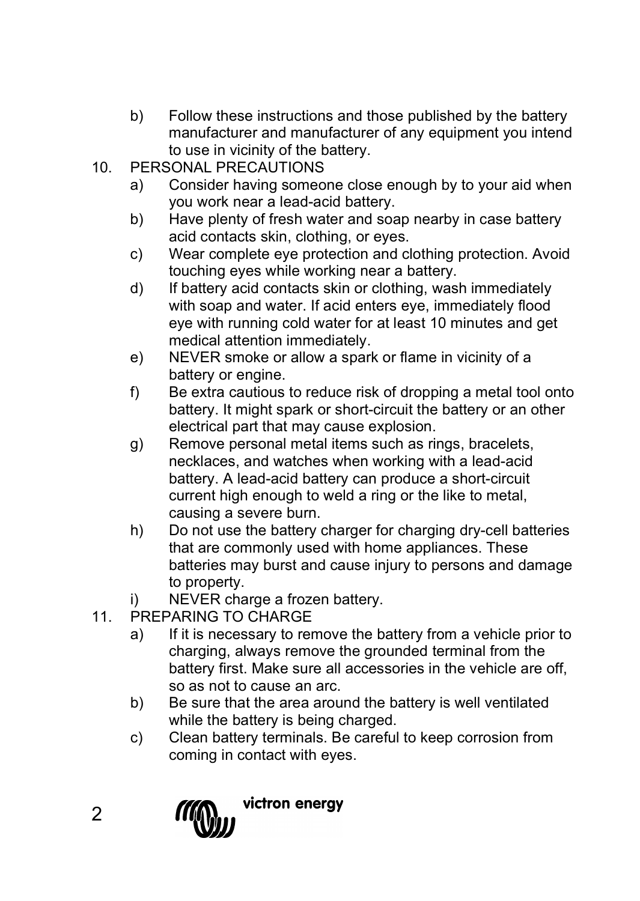b) Follow these instructions and those published by the battery manufacturer and manufacturer of any equipment you intend to use in vicinity of the battery.

10. PERSONAL PRECAUTIONS
    a) Consider having someone close enough by to your aid when you work near a lead-acid battery.
    b) Have plenty of fresh water and soap nearby in case battery acid contacts skin, clothing, or eyes.
    c) Wear complete eye protection and clothing protection. Avoid touching eyes while working near a battery.
    d) If battery acid contacts skin or clothing, wash immediately with soap and water. If acid enters eye, immediately flood eye with running cold water for at least 10 minutes and get medical attention immediately.
    e) NEVER smoke or allow a spark or flame in vicinity of a battery or engine.
    f) Be extra cautious to reduce risk of dropping a metal tool onto battery. It might spark or short-circuit the battery or an other electrical part that may cause explosion.
    g) Remove personal metal items such as rings, bracelets, necklaces, and watches when working with a lead-acid battery. A lead-acid battery can produce a short-circuit current high enough to weld a ring or the like to metal, causing a severe burn.
    h) Do not use the battery charger for charging dry-cell batteries that are commonly used with home appliances. These batteries may burst and cause injury to persons and damage to property.
    i) NEVER charge a frozen battery.

11. PREPARING TO CHARGE
    a) If it is necessary to remove the battery from a vehicle prior to charging, always remove the grounded terminal from the battery first. Make sure all accessories in the vehicle are off, so as not to cause an arc.
    b) Be sure that the area around the battery is well ventilated while the battery is being charged.
    c) Clean battery terminals. Be careful to keep corrosion from coming in contact with eyes.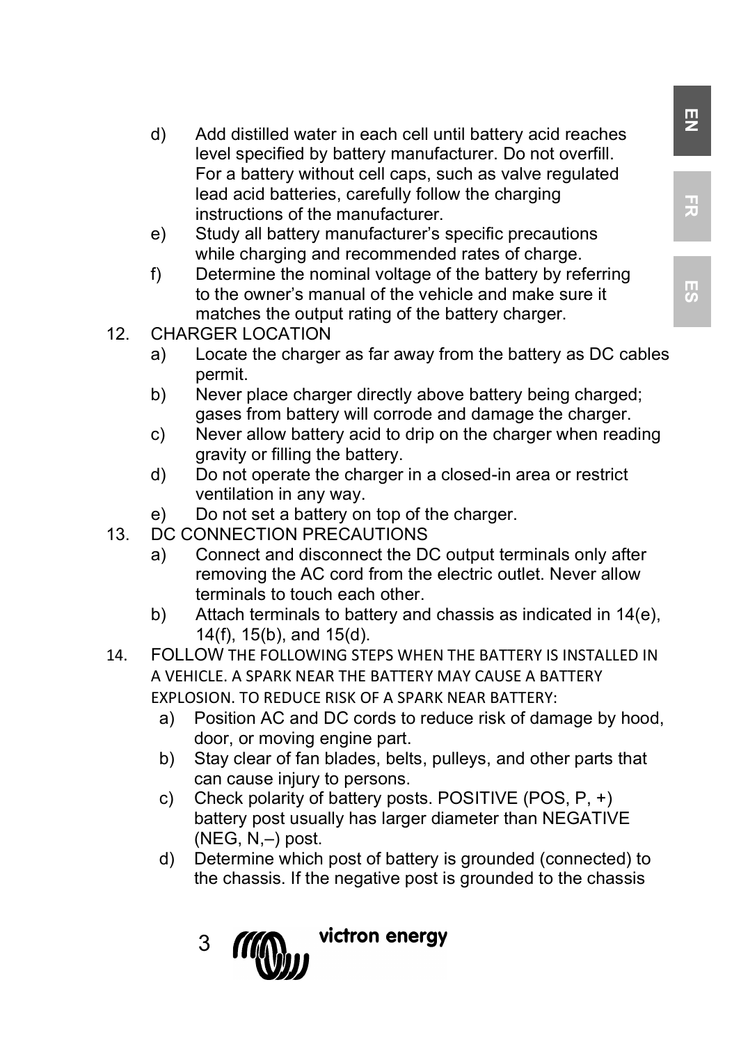d) Add distilled water in each cell until battery acid reaches level specified by battery manufacturer. Do not overfill. For a battery without cell caps, such as valve regulated lead acid batteries, carefully follow the charging instructions of the manufacturer.
e) Study all battery manufacturer's specific precautions while charging and recommended rates of charge.
f) Determine the nominal voltage of the battery by referring to the owner's manual of the vehicle and make sure it matches the output rating of the battery charger.

12. CHARGER LOCATION
    a) Locate the charger as far away from the battery as DC cables permit.
    b) Never place charger directly above battery being charged; gases from battery will corrode and damage the charger.
    c) Never allow battery acid to drip on the charger when reading gravity or filling the battery.
    d) Do not operate the charger in a closed-in area or restrict ventilation in any way.
    e) Do not set a battery on top of the charger.
13. DC CONNECTION PRECAUTIONS
    a) Connect and disconnect the DC output terminals only after removing the AC cord from the electric outlet. Never allow terminals to touch each other.
    b) Attach terminals to battery and chassis as indicated in 14(e), 14(f), 15(b), and 15(d).
14. FOLLOW THE FOLLOWING STEPS WHEN THE BATTERY IS INSTALLED IN A VEHICLE. A SPARK NEAR THE BATTERY MAY CAUSE A BATTERY EXPLOSION. TO REDUCE RISK OF A SPARK NEAR BATTERY:
    a) Position AC and DC cords to reduce risk of damage by hood, door, or moving engine part.
    b) Stay clear of fan blades, belts, pulleys, and other parts that can cause injury to persons.
    c) Check polarity of battery posts. POSITIVE (POS, P, +) battery post usually has larger diameter than NEGATIVE (NEG, N,–) post.
    d) Determine which post of battery is grounded (connected) to the chassis. If the negative post is grounded to the chassis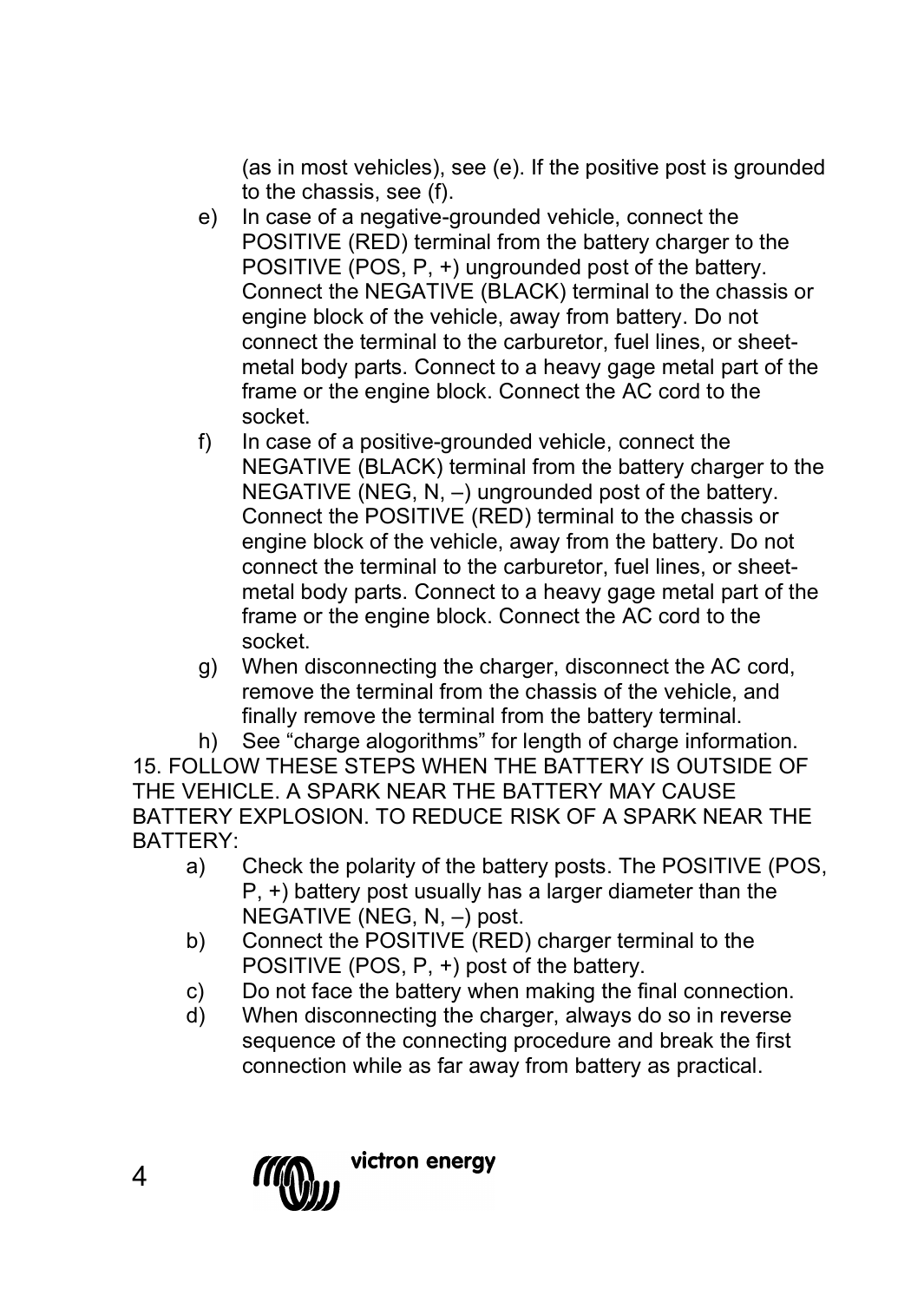(as in most vehicles), see (e). If the positive post is grounded to the chassis, see (f).

e) In case of a negative-grounded vehicle, connect the POSITIVE (RED) terminal from the battery charger to the POSITIVE (POS, P, +) ungrounded post of the battery. Connect the NEGATIVE (BLACK) terminal to the chassis or engine block of the vehicle, away from battery. Do not connect the terminal to the carburetor, fuel lines, or sheet-metal body parts. Connect to a heavy gage metal part of the frame or the engine block. Connect the AC cord to the socket.

f) In case of a positive-grounded vehicle, connect the NEGATIVE (BLACK) terminal from the battery charger to the NEGATIVE (NEG, N, –) ungrounded post of the battery. Connect the POSITIVE (RED) terminal to the chassis or engine block of the vehicle, away from the battery. Do not connect the terminal to the carburetor, fuel lines, or sheet-metal body parts. Connect to a heavy gage metal part of the frame or the engine block. Connect the AC cord to the socket.

g) When disconnecting the charger, disconnect the AC cord, remove the terminal from the chassis of the vehicle, and finally remove the terminal from the battery terminal.

h) See "charge alogorithms" for length of charge information.

15. FOLLOW THESE STEPS WHEN THE BATTERY IS OUTSIDE OF THE VEHICLE. A SPARK NEAR THE BATTERY MAY CAUSE BATTERY EXPLOSION. TO REDUCE RISK OF A SPARK NEAR THE BATTERY:

a) Check the polarity of the battery posts. The POSITIVE (POS, P, +) battery post usually has a larger diameter than the NEGATIVE (NEG, N, –) post.

b) Connect the POSITIVE (RED) charger terminal to the POSITIVE (POS, P, +) post of the battery.

c) Do not face the battery when making the final connection.

d) When disconnecting the charger, always do so in reverse sequence of the connecting procedure and break the first connection while as far away from battery as practical.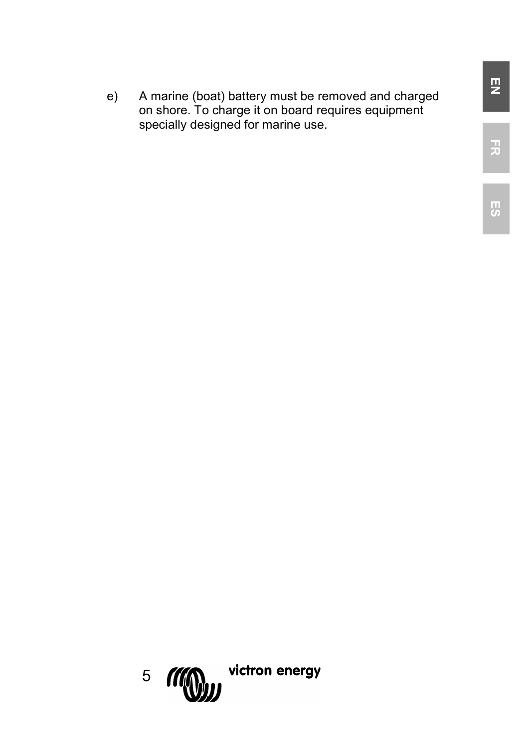e) A marine (boat) battery must be removed and charged on shore. To charge it on board requires equipment specially designed for marine use.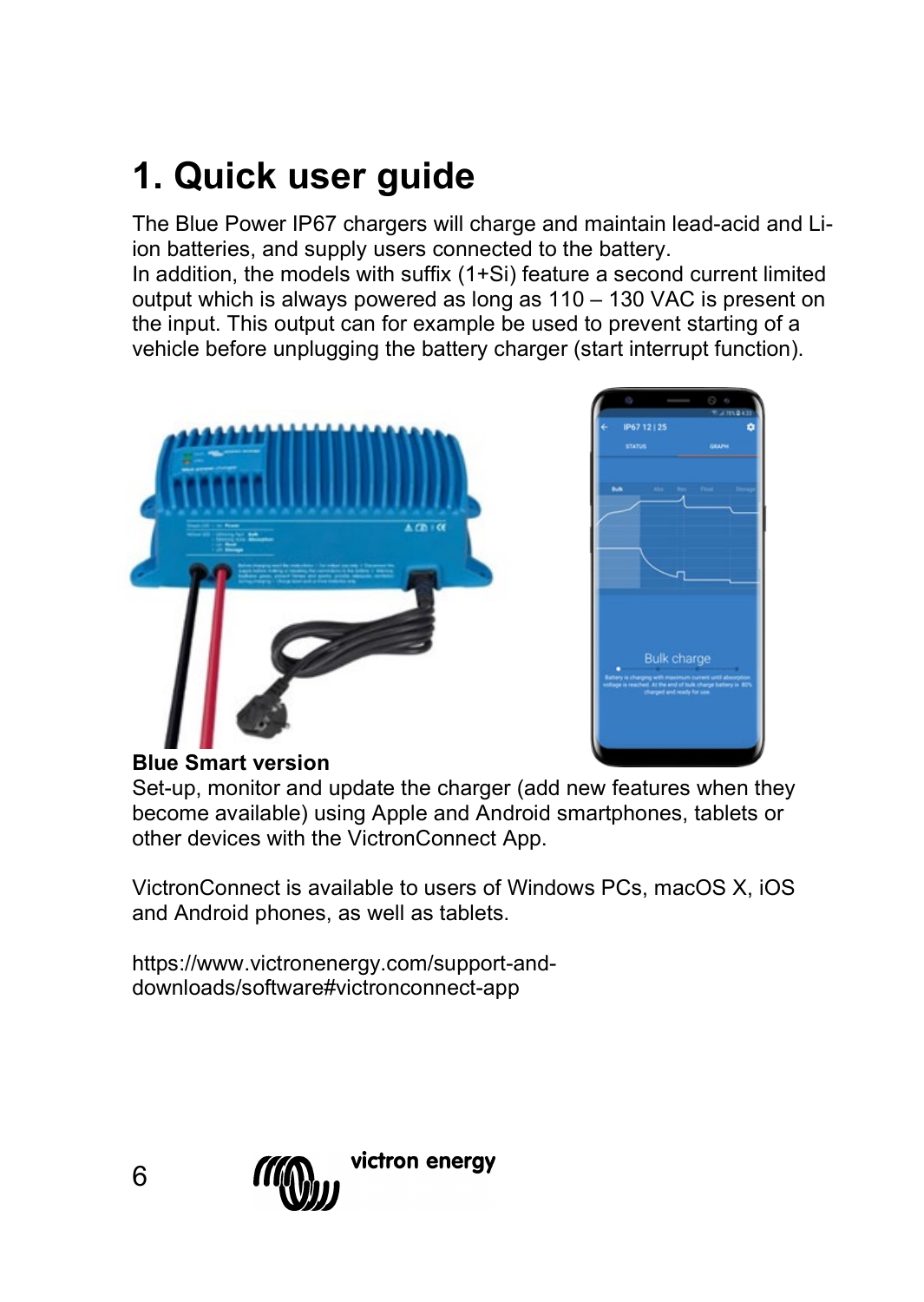# 1. Quick user guide

The Blue Power IP67 chargers will charge and maintain lead-acid and Li-ion batteries, and supply users connected to the battery.
In addition, the models with suffix (1+Si) feature a second current limited output which is always powered as long as 110 – 130 VAC is present on the input. This output can for example be used to prevent starting of a vehicle before unplugging the battery charger (start interrupt function).

**Blue Smart version**
Set-up, monitor and update the charger (add new features when they become available) using Apple and Android smartphones, tablets or other devices with the VictronConnect App.

VictronConnect is available to users of Windows PCs, macOS X, iOS and Android phones, as well as tablets.

https://www.victronenergy.com/support-and-downloads/software#victronconnect-app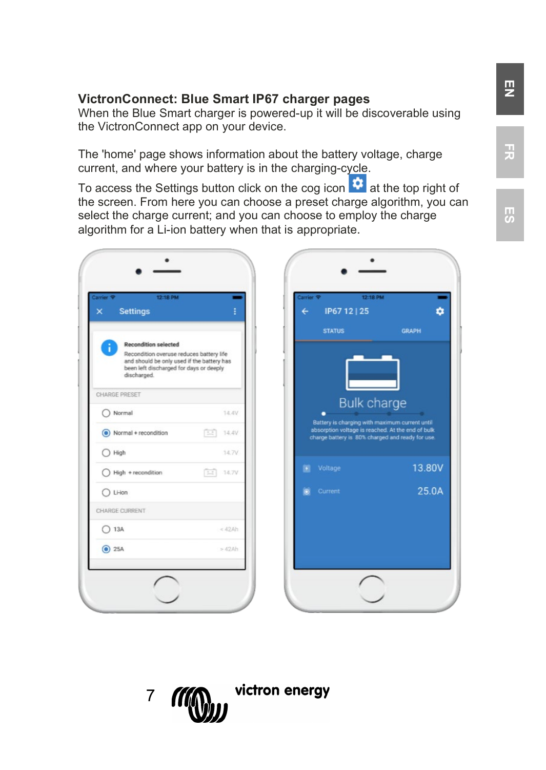## VictronConnect: Blue Smart IP67 charger pages

When the Blue Smart charger is powered-up it will be discoverable using the VictronConnect app on your device.

The 'home' page shows information about the battery voltage, charge current, and where your battery is in the charging-cycle.

To access the Settings button click on the cog icon at the top right of the screen. From here you can choose a preset charge algorithm, you can select the charge current; and you can choose to employ the charge algorithm for a Li-ion battery when that is appropriate.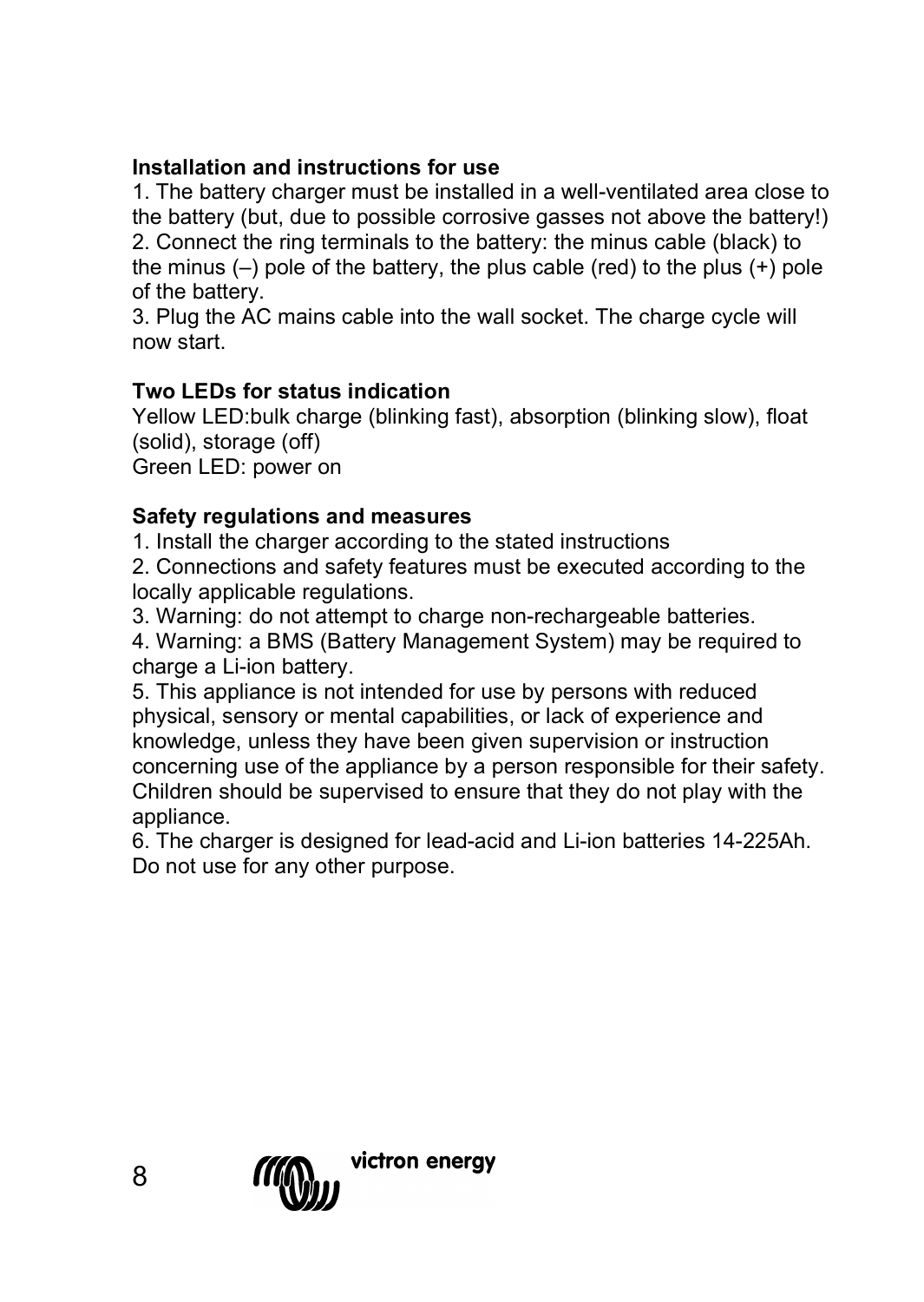**Installation and instructions for use**

1. The battery charger must be installed in a well-ventilated area close to the battery (but, due to possible corrosive gasses not above the battery!)
2. Connect the ring terminals to the battery: the minus cable (black) to the minus (–) pole of the battery, the plus cable (red) to the plus (+) pole of the battery.
3. Plug the AC mains cable into the wall socket. The charge cycle will now start.

**Two LEDs for status indication**

Yellow LED:bulk charge (blinking fast), absorption (blinking slow), float (solid), storage (off)
Green LED: power on

**Safety regulations and measures**

1. Install the charger according to the stated instructions
2. Connections and safety features must be executed according to the locally applicable regulations.
3. Warning: do not attempt to charge non-rechargeable batteries.
4. Warning: a BMS (Battery Management System) may be required to charge a Li-ion battery.
5. This appliance is not intended for use by persons with reduced physical, sensory or mental capabilities, or lack of experience and knowledge, unless they have been given supervision or instruction concerning use of the appliance by a person responsible for their safety. Children should be supervised to ensure that they do not play with the appliance.
6. The charger is designed for lead-acid and Li-ion batteries 14-225Ah. Do not use for any other purpose.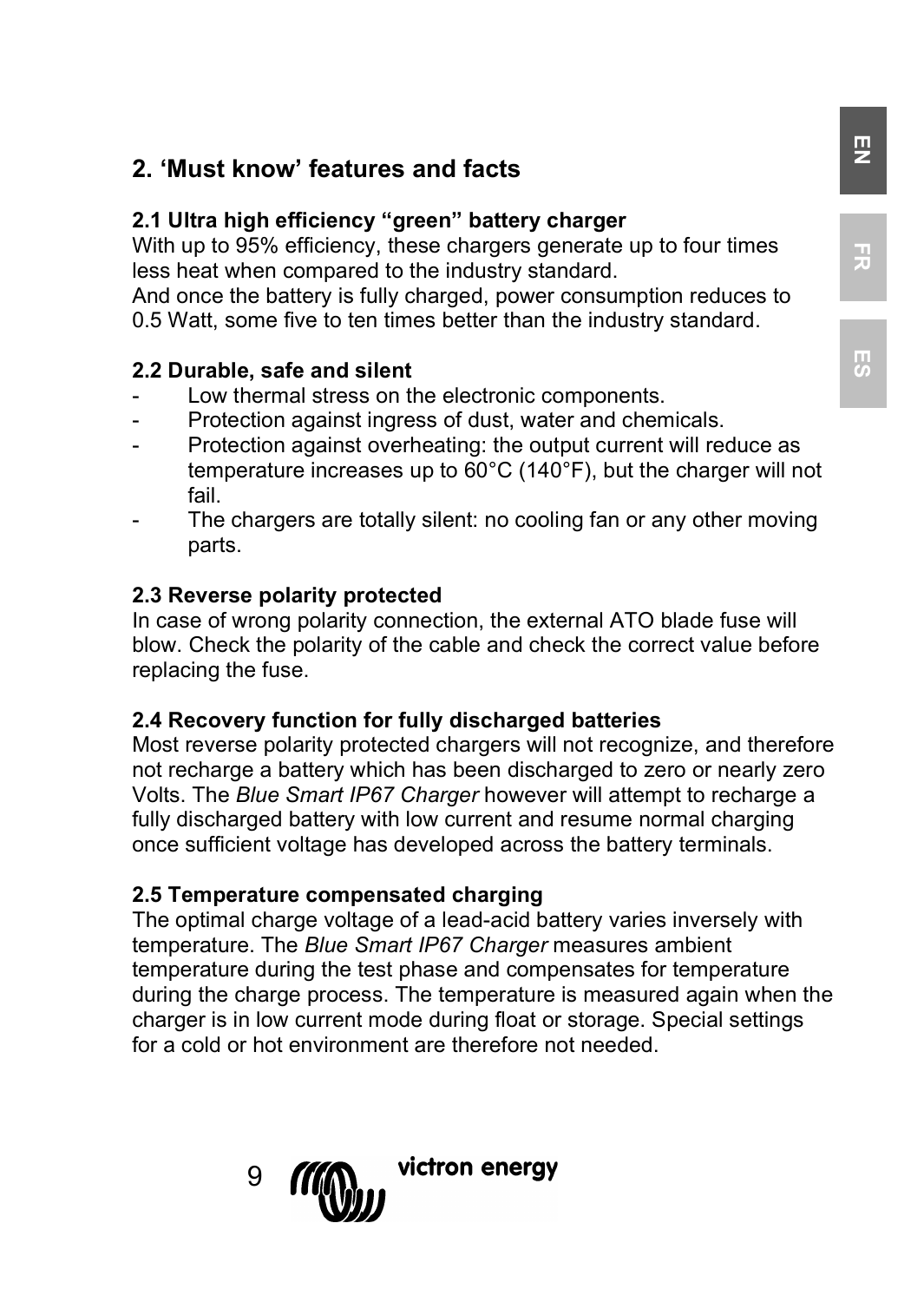## 2. 'Must know' features and facts

### 2.1 Ultra high efficiency "green" battery charger

With up to 95% efficiency, these chargers generate up to four times less heat when compared to the industry standard.
And once the battery is fully charged, power consumption reduces to 0.5 Watt, some five to ten times better than the industry standard.

### 2.2 Durable, safe and silent

- Low thermal stress on the electronic components.
- Protection against ingress of dust, water and chemicals.
- Protection against overheating: the output current will reduce as temperature increases up to 60°C (140°F), but the charger will not fail.
- The chargers are totally silent: no cooling fan or any other moving parts.

### 2.3 Reverse polarity protected

In case of wrong polarity connection, the external ATO blade fuse will blow. Check the polarity of the cable and check the correct value before replacing the fuse.

### 2.4 Recovery function for fully discharged batteries

Most reverse polarity protected chargers will not recognize, and therefore not recharge a battery which has been discharged to zero or nearly zero Volts. The *Blue Smart IP67 Charger* however will attempt to recharge a fully discharged battery with low current and resume normal charging once sufficient voltage has developed across the battery terminals.

### 2.5 Temperature compensated charging

The optimal charge voltage of a lead-acid battery varies inversely with temperature. The *Blue Smart IP67 Charger* measures ambient temperature during the test phase and compensates for temperature during the charge process. The temperature is measured again when the charger is in low current mode during float or storage. Special settings for a cold or hot environment are therefore not needed.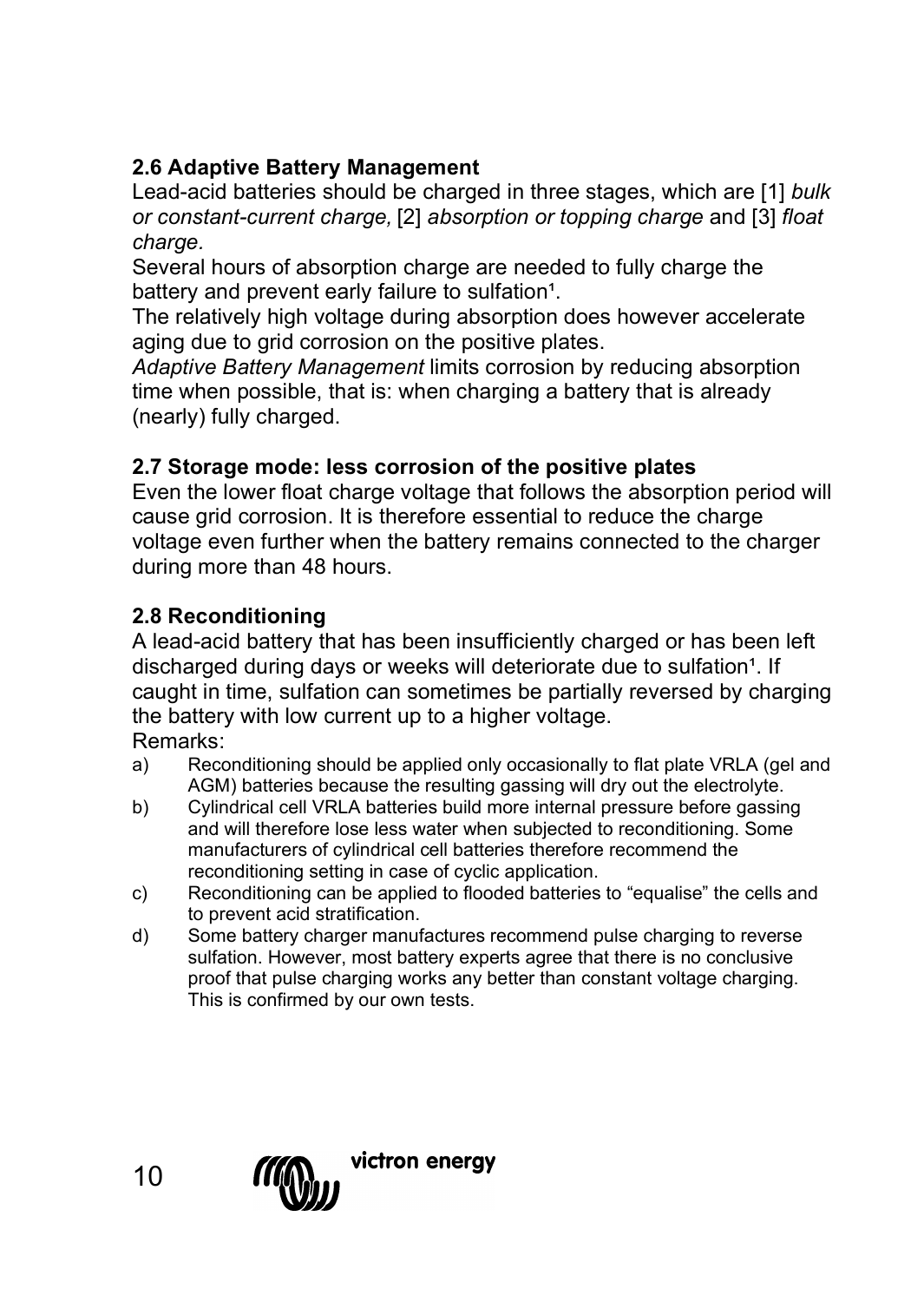## 2.6 Adaptive Battery Management

Lead-acid batteries should be charged in three stages, which are [1] *bulk or constant-current charge,* [2] *absorption or topping charge* and [3] *float charge.*

Several hours of absorption charge are needed to fully charge the battery and prevent early failure to sulfation[1].

The relatively high voltage during absorption does however accelerate aging due to grid corrosion on the positive plates.

*Adaptive Battery Management* limits corrosion by reducing absorption time when possible, that is: when charging a battery that is already (nearly) fully charged.

## 2.7 Storage mode: less corrosion of the positive plates

Even the lower float charge voltage that follows the absorption period will cause grid corrosion. It is therefore essential to reduce the charge voltage even further when the battery remains connected to the charger during more than 48 hours.

## 2.8 Reconditioning

A lead-acid battery that has been insufficiently charged or has been left discharged during days or weeks will deteriorate due to sulfation[1]. If caught in time, sulfation can sometimes be partially reversed by charging the battery with low current up to a higher voltage.

Remarks:

a) Reconditioning should be applied only occasionally to flat plate VRLA (gel and AGM) batteries because the resulting gassing will dry out the electrolyte.

b) Cylindrical cell VRLA batteries build more internal pressure before gassing and will therefore lose less water when subjected to reconditioning. Some manufacturers of cylindrical cell batteries therefore recommend the reconditioning setting in case of cyclic application.

c) Reconditioning can be applied to flooded batteries to “equalise” the cells and to prevent acid stratification.

d) Some battery charger manufactures recommend pulse charging to reverse sulfation. However, most battery experts agree that there is no conclusive proof that pulse charging works any better than constant voltage charging. This is confirmed by our own tests.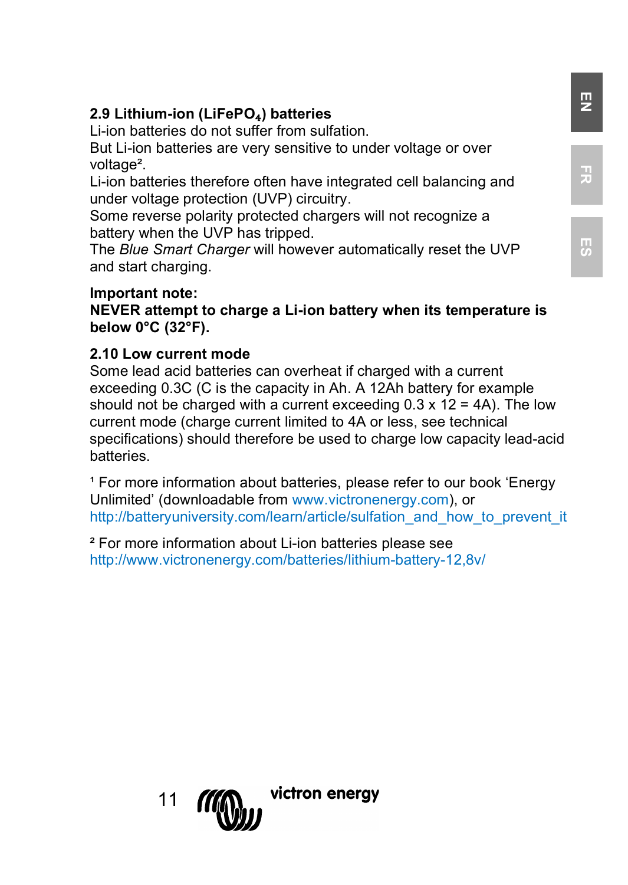### 2.9 Lithium-ion ($LiFePO_4$) batteries

Li-ion batteries do not suffer from sulfation.
But Li-ion batteries are very sensitive to under voltage or over voltage[2].
Li-ion batteries therefore often have integrated cell balancing and under voltage protection (UVP) circuitry.
Some reverse polarity protected chargers will not recognize a battery when the UVP has tripped.
The *Blue Smart Charger* will however automatically reset the UVP and start charging.

**Important note:**
**NEVER attempt to charge a Li-ion battery when its temperature is below 0°C (32°F).**

### 2.10 Low current mode

Some lead acid batteries can overheat if charged with a current exceeding 0.3C (C is the capacity in Ah. A 12Ah battery for example should not be charged with a current exceeding 0.3 x 12 = 4A). The low current mode (charge current limited to 4A or less, see technical specifications) should therefore be used to charge low capacity lead-acid batteries.

[1] For more information about batteries, please refer to our book 'Energy Unlimited' (downloadable from www.victronenergy.com), or http://batteryuniversity.com/learn/article/sulfation_and_how_to_prevent_it

[2] For more information about Li-ion batteries please see http://www.victronenergy.com/batteries/lithium-battery-12,8v/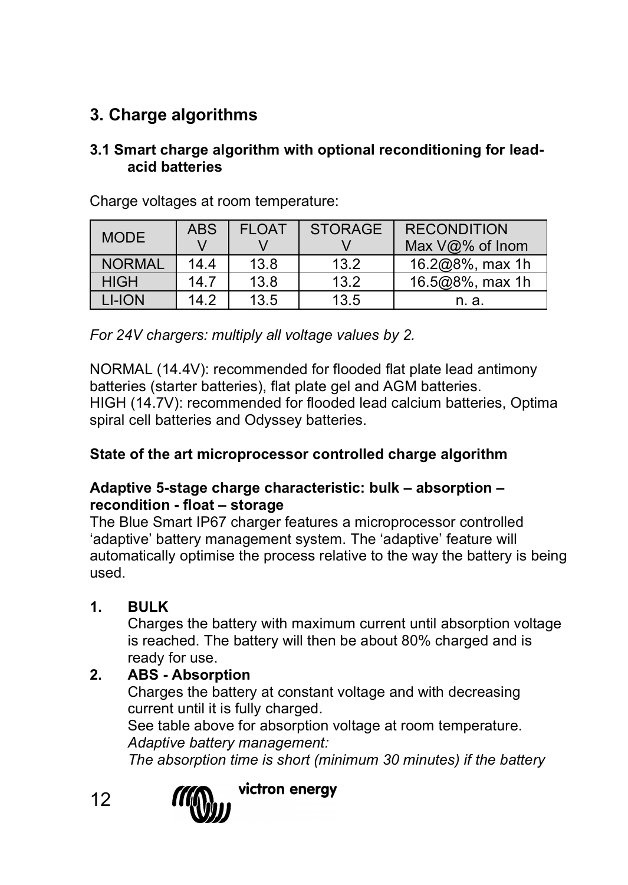# 3. Charge algorithms

## 3.1 Smart charge algorithm with optional reconditioning for lead-acid batteries

Charge voltages at room temperature:

| MODE | ABS V | FLOAT V | STORAGE V | RECONDITION Max V@% of Inom |
|---|---|---|---|---|
| NORMAL | 14.4 | 13.8 | 13.2 | 16.2@8%, max 1h |
| HIGH | 14.7 | 13.8 | 13.2 | 16.5@8%, max 1h |
| LI-ION | 14.2 | 13.5 | 13.5 | n. a. |

*For 24V chargers: multiply all voltage values by 2.*

NORMAL (14.4V): recommended for flooded flat plate lead antimony batteries (starter batteries), flat plate gel and AGM batteries.
HIGH (14.7V): recommended for flooded lead calcium batteries, Optima spiral cell batteries and Odyssey batteries.

**State of the art microprocessor controlled charge algorithm**

**Adaptive 5-stage charge characteristic: bulk – absorption – recondition - float – storage**
The Blue Smart IP67 charger features a microprocessor controlled 'adaptive' battery management system. The 'adaptive' feature will automatically optimise the process relative to the way the battery is being used.

1. **BULK**
   Charges the battery with maximum current until absorption voltage is reached. The battery will then be about 80% charged and is ready for use.
2. **ABS - Absorption**
   Charges the battery at constant voltage and with decreasing current until it is fully charged.
   See table above for absorption voltage at room temperature.
   *Adaptive battery management:*
   *The absorption time is short (minimum 30 minutes) if the battery*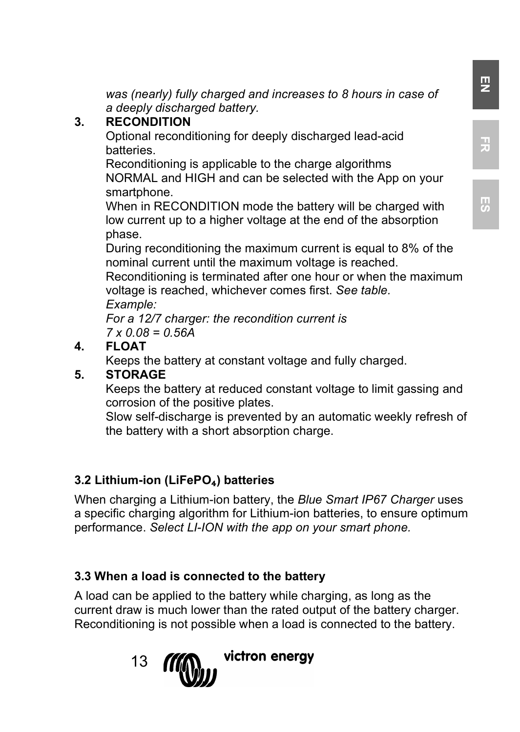*was (nearly) fully charged and increases to 8 hours in case of a deeply discharged battery.*

3. **RECONDITION**

   Optional reconditioning for deeply discharged lead-acid batteries.

   Reconditioning is applicable to the charge algorithms NORMAL and HIGH and can be selected with the App on your smartphone.

   When in RECONDITION mode the battery will be charged with low current up to a higher voltage at the end of the absorption phase.

   During reconditioning the maximum current is equal to 8% of the nominal current until the maximum voltage is reached.

   Reconditioning is terminated after one hour or when the maximum voltage is reached, whichever comes first. *See table.*

   *Example:*

   *For a 12/7 charger: the recondition current is*

   *7 x 0.08 = 0.56A*

4. **FLOAT**

   Keeps the battery at constant voltage and fully charged.

5. **STORAGE**

   Keeps the battery at reduced constant voltage to limit gassing and corrosion of the positive plates.

   Slow self-discharge is prevented by an automatic weekly refresh of the battery with a short absorption charge.

### 3.2 Lithium-ion ($LiFePO_4$) batteries

When charging a Lithium-ion battery, the *Blue Smart IP67 Charger* uses a specific charging algorithm for Lithium-ion batteries, to ensure optimum performance. *Select LI-ION with the app on your smart phone.*

### 3.3 When a load is connected to the battery

A load can be applied to the battery while charging, as long as the current draw is much lower than the rated output of the battery charger. Reconditioning is not possible when a load is connected to the battery.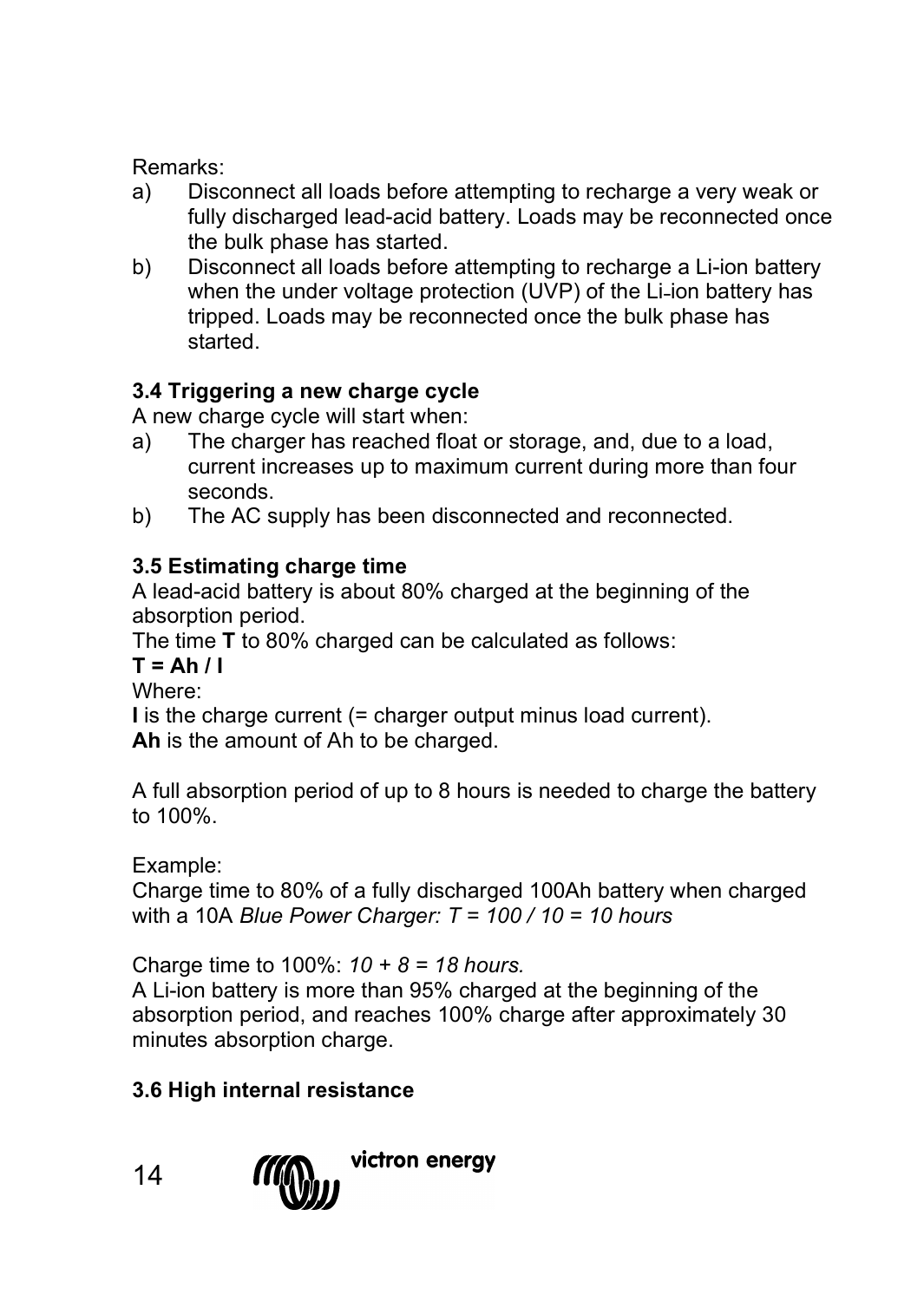Remarks:

a) Disconnect all loads before attempting to recharge a very weak or fully discharged lead-acid battery. Loads may be reconnected once the bulk phase has started.
b) Disconnect all loads before attempting to recharge a Li-ion battery when the under voltage protection (UVP) of the Li-ion battery has tripped. Loads may be reconnected once the bulk phase has started.

### 3.4 Triggering a new charge cycle

A new charge cycle will start when:

a) The charger has reached float or storage, and, due to a load, current increases up to maximum current during more than four seconds.
b) The AC supply has been disconnected and reconnected.

### 3.5 Estimating charge time

A lead-acid battery is about 80% charged at the beginning of the absorption period.

The time **T** to 80% charged can be calculated as follows:

**T = Ah / I**

Where:

**I** is the charge current (= charger output minus load current).

**Ah** is the amount of Ah to be charged.

A full absorption period of up to 8 hours is needed to charge the battery to 100%.

Example:

Charge time to 80% of a fully discharged 100Ah battery when charged with a 10A *Blue Power Charger: T = 100 / 10 = 10 hours*

Charge time to 100%: *10 + 8 = 18 hours.*

A Li-ion battery is more than 95% charged at the beginning of the absorption period, and reaches 100% charge after approximately 30 minutes absorption charge.

### 3.6 High internal resistance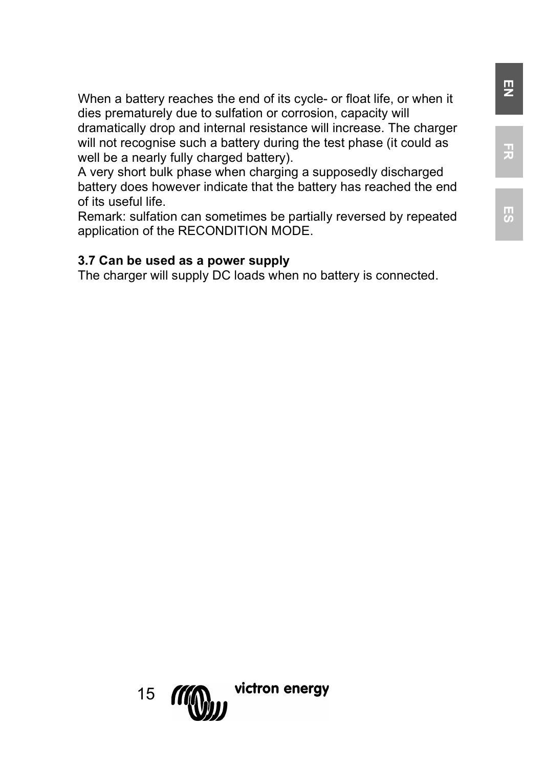When a battery reaches the end of its cycle- or float life, or when it dies prematurely due to sulfation or corrosion, capacity will dramatically drop and internal resistance will increase. The charger will not recognise such a battery during the test phase (it could as well be a nearly fully charged battery).
A very short bulk phase when charging a supposedly discharged battery does however indicate that the battery has reached the end of its useful life.
Remark: sulfation can sometimes be partially reversed by repeated application of the RECONDITION MODE.

### 3.7 Can be used as a power supply

The charger will supply DC loads when no battery is connected.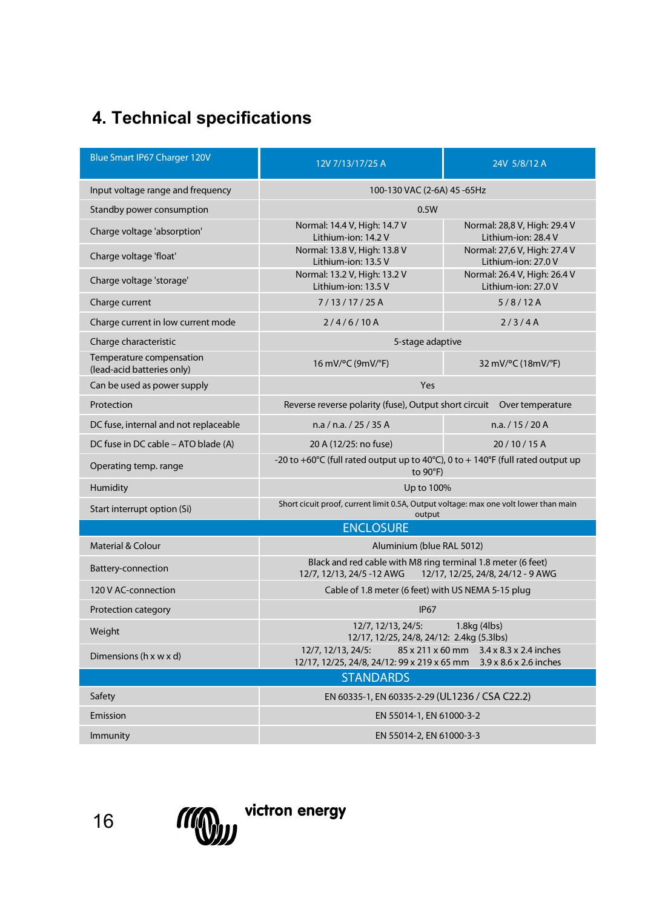# 4. Technical specifications

| Blue Smart IP67 Charger 120V | 12V 7/13/17/25 A | 24V 5/8/12 A |
|---|---|---|
| Input voltage range and frequency | 100-130 VAC (2-6A) 45 -65Hz | |
| Standby power consumption | 0.5W | |
| Charge voltage 'absorption' | Normal: 14.4 V, High: 14.7 V<br>Lithium-ion: 14.2 V | Normal: 28,8 V, High: 29.4 V<br>Lithium-ion: 28.4 V |
| Charge voltage 'float' | Normal: 13.8 V, High: 13.8 V<br>Lithium-ion: 13.5 V | Normal: 27,6 V, High: 27.4 V<br>Lithium-ion: 27.0 V |
| Charge voltage 'storage' | Normal: 13.2 V, High: 13.2 V<br>Lithium-ion: 13.5 V | Normal: 26.4 V, High: 26.4 V<br>Lithium-ion: 27.0 V |
| Charge current | 7 / 13 / 17 / 25 A | 5 / 8 / 12 A |
| Charge current in low current mode | 2 / 4 / 6 / 10 A | 2 / 3 / 4 A |
| Charge characteristic | 5-stage adaptive | |
| Temperature compensation (lead-acid batteries only) | 16 mV/°C (9mV/°F) | 32 mV/°C (18mV/°F) |
| Can be used as power supply | Yes | |
| Protection | Reverse reverse polarity (fuse), Output short circuit Over temperature | |
| DC fuse, internal and not replaceable | n.a / n.a. / 25 / 35 A | n.a. / 15 / 20 A |
| DC fuse in DC cable – ATO blade (A) | 20 A (12/25: no fuse) | 20 / 10 / 15 A |
| Operating temp. range | -20 to +60°C (full rated output up to 40°C), 0 to + 140°F (full rated output up to 90°F) | |
| Humidity | Up to 100% | |
| Start interrupt option (Si) | Short cicuit proof, current limit 0.5A, Output voltage: max one volt lower than main output | |
| **ENCLOSURE** | | |
| Material & Colour | Aluminium (blue RAL 5012) | |
| Battery-connection | Black and red cable with M8 ring terminal 1.8 meter (6 feet)<br>12/7, 12/13, 24/5 -12 AWG 12/17, 12/25, 24/8, 24/12 - 9 AWG | |
| 120 V AC-connection | Cable of 1.8 meter (6 feet) with US NEMA 5-15 plug | |
| Protection category | IP67 | |
| Weight | 12/7, 12/13, 24/5: 1.8kg (4lbs)<br>12/17, 12/25, 24/8, 24/12: 2.4kg (5.3lbs) | |
| Dimensions (h x w x d) | 12/7, 12/13, 24/5: 85 x 211 x 60 mm 3.4 x 8.3 x 2.4 inches<br>12/17, 12/25, 24/8, 24/12: 99 x 219 x 65 mm 3.9 x 8.6 x 2.6 inches | |
| **STANDARDS** | | |
| Safety | EN 60335-1, EN 60335-2-29 (UL1236 / CSA C22.2) | |
| Emission | EN 55014-1, EN 61000-3-2 | |
| Immunity | EN 55014-2, EN 61000-3-3 | |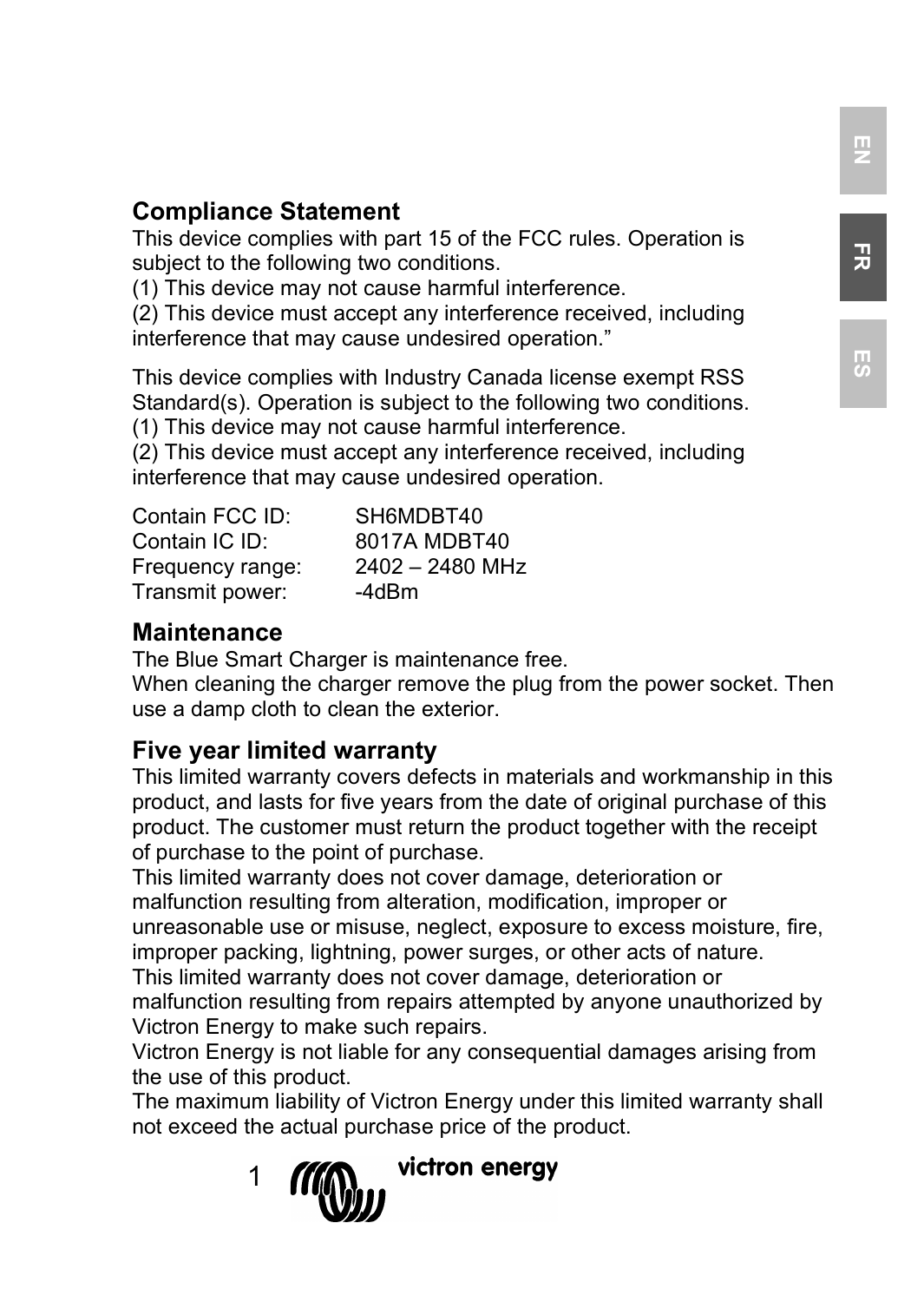## Compliance Statement

This device complies with part 15 of the FCC rules. Operation is subject to the following two conditions.
(1) This device may not cause harmful interference.
(2) This device must accept any interference received, including interference that may cause undesired operation.”

This device complies with Industry Canada license exempt RSS Standard(s). Operation is subject to the following two conditions.
(1) This device may not cause harmful interference.
(2) This device must accept any interference received, including interference that may cause undesired operation.

| | |
|---|---|
| Contain FCC ID: | SH6MDBT40 |
| Contain IC ID: | 8017A MDBT40 |
| Frequency range: | 2402 – 2480 MHz |
| Transmit power: | -4dBm |

## Maintenance

The Blue Smart Charger is maintenance free.
When cleaning the charger remove the plug from the power socket. Then use a damp cloth to clean the exterior.

## Five year limited warranty

This limited warranty covers defects in materials and workmanship in this product, and lasts for five years from the date of original purchase of this product. The customer must return the product together with the receipt of purchase to the point of purchase.
This limited warranty does not cover damage, deterioration or malfunction resulting from alteration, modification, improper or unreasonable use or misuse, neglect, exposure to excess moisture, fire, improper packing, lightning, power surges, or other acts of nature.
This limited warranty does not cover damage, deterioration or malfunction resulting from repairs attempted by anyone unauthorized by Victron Energy to make such repairs.
Victron Energy is not liable for any consequential damages arising from the use of this product.
The maximum liability of Victron Energy under this limited warranty shall not exceed the actual purchase price of the product.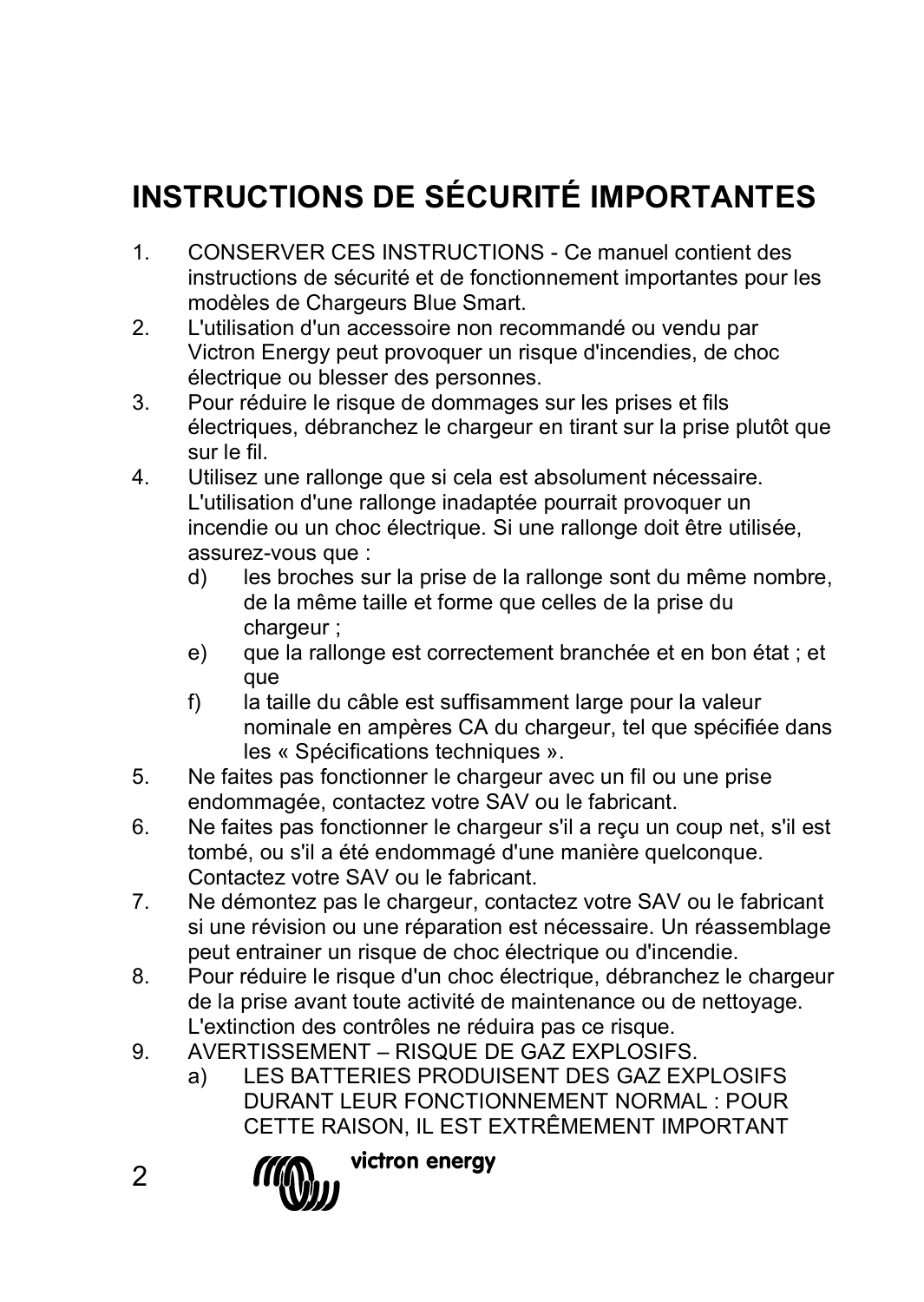# INSTRUCTIONS DE SÉCURITÉ IMPORTANTES

1. CONSERVER CES INSTRUCTIONS - Ce manuel contient des instructions de sécurité et de fonctionnement importantes pour les modèles de Chargeurs Blue Smart.
2. L'utilisation d'un accessoire non recommandé ou vendu par Victron Energy peut provoquer un risque d'incendies, de choc électrique ou blesser des personnes.
3. Pour réduire le risque de dommages sur les prises et fils électriques, débranchez le chargeur en tirant sur la prise plutôt que sur le fil.
4. Utilisez une rallonge que si cela est absolument nécessaire. L'utilisation d'une rallonge inadaptée pourrait provoquer un incendie ou un choc électrique. Si une rallonge doit être utilisée, assurez-vous que :
   - d) les broches sur la prise de la rallonge sont du même nombre, de la même taille et forme que celles de la prise du chargeur ;
   - e) que la rallonge est correctement branchée et en bon état ; et que
   - f) la taille du câble est suffisamment large pour la valeur nominale en ampères CA du chargeur, tel que spécifiée dans les « Spécifications techniques ».
5. Ne faites pas fonctionner le chargeur avec un fil ou une prise endommagée, contactez votre SAV ou le fabricant.
6. Ne faites pas fonctionner le chargeur s'il a reçu un coup net, s'il est tombé, ou s'il a été endommagé d'une manière quelconque. Contactez votre SAV ou le fabricant.
7. Ne démontez pas le chargeur, contactez votre SAV ou le fabricant si une révision ou une réparation est nécessaire. Un réassemblage peut entrainer un risque de choc électrique ou d'incendie.
8. Pour réduire le risque d'un choc électrique, débranchez le chargeur de la prise avant toute activité de maintenance ou de nettoyage. L'extinction des contrôles ne réduira pas ce risque.
9. AVERTISSEMENT – RISQUE DE GAZ EXPLOSIFS.
   - a) LES BATTERIES PRODUISENT DES GAZ EXPLOSIFS DURANT LEUR FONCTIONNEMENT NORMAL : POUR CETTE RAISON, IL EST EXTRÊMEMENT IMPORTANT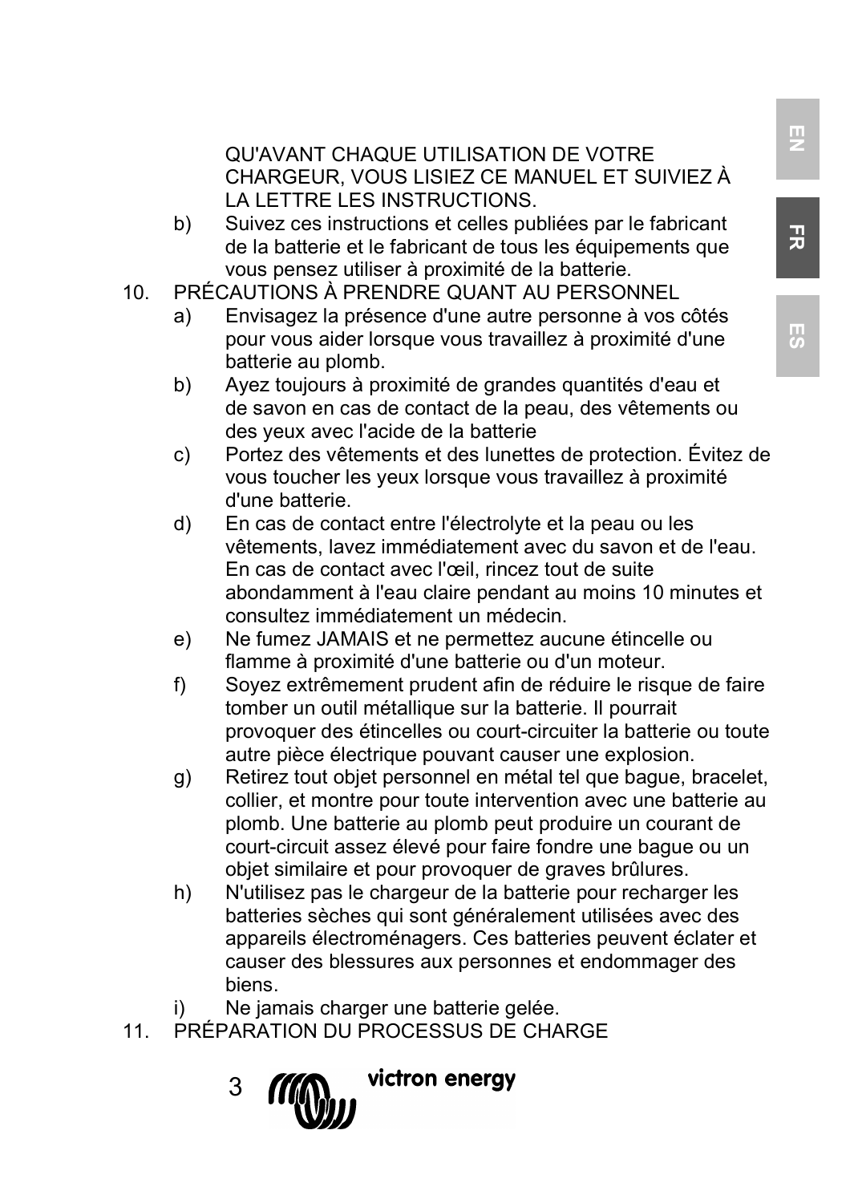QU'AVANT CHAQUE UTILISATION DE VOTRE CHARGEUR, VOUS LISIEZ CE MANUEL ET SUIVIEZ À LA LETTRE LES INSTRUCTIONS.

b) Suivez ces instructions et celles publiées par le fabricant de la batterie et le fabricant de tous les équipements que vous pensez utiliser à proximité de la batterie.

10. PRÉCAUTIONS À PRENDRE QUANT AU PERSONNEL

a) Envisagez la présence d'une autre personne à vos côtés pour vous aider lorsque vous travaillez à proximité d'une batterie au plomb.

b) Ayez toujours à proximité de grandes quantités d'eau et de savon en cas de contact de la peau, des vêtements ou des yeux avec l'acide de la batterie

c) Portez des vêtements et des lunettes de protection. Évitez de vous toucher les yeux lorsque vous travaillez à proximité d'une batterie.

d) En cas de contact entre l'électrolyte et la peau ou les vêtements, lavez immédiatement avec du savon et de l'eau. En cas de contact avec l'œil, rincez tout de suite abondamment à l'eau claire pendant au moins 10 minutes et consultez immédiatement un médecin.

e) Ne fumez JAMAIS et ne permettez aucune étincelle ou flamme à proximité d'une batterie ou d'un moteur.

f) Soyez extrêmement prudent afin de réduire le risque de faire tomber un outil métallique sur la batterie. Il pourrait provoquer des étincelles ou court-circuiter la batterie ou toute autre pièce électrique pouvant causer une explosion.

g) Retirez tout objet personnel en métal tel que bague, bracelet, collier, et montre pour toute intervention avec une batterie au plomb. Une batterie au plomb peut produire un courant de court-circuit assez élevé pour faire fondre une bague ou un objet similaire et pour provoquer de graves brûlures.

h) N'utilisez pas le chargeur de la batterie pour recharger les batteries sèches qui sont généralement utilisées avec des appareils électroménagers. Ces batteries peuvent éclater et causer des blessures aux personnes et endommager des biens.

i) Ne jamais charger une batterie gelée.

11. PRÉPARATION DU PROCESSUS DE CHARGE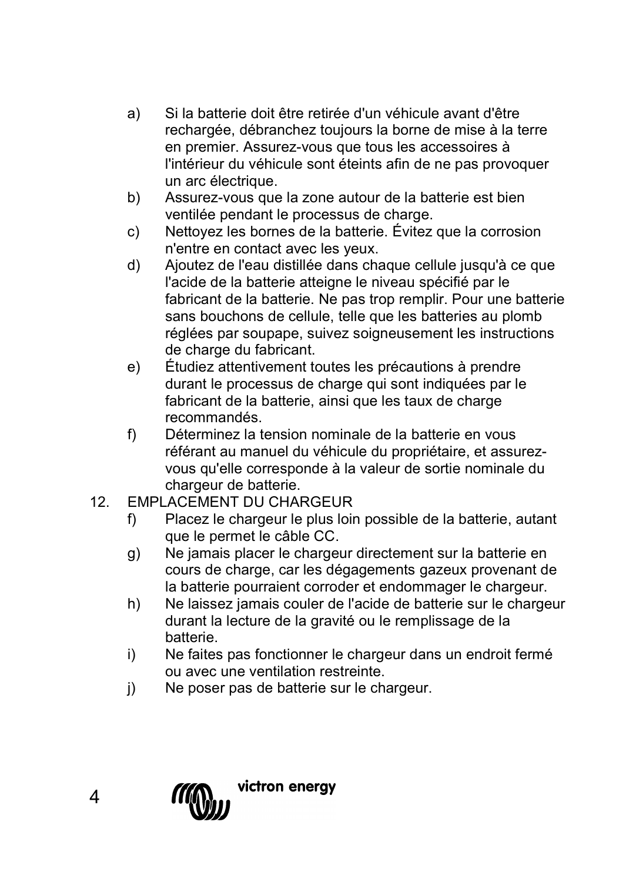a) Si la batterie doit être retirée d'un véhicule avant d'être rechargée, débranchez toujours la borne de mise à la terre en premier. Assurez-vous que tous les accessoires à l'intérieur du véhicule sont éteints afin de ne pas provoquer un arc électrique.

b) Assurez-vous que la zone autour de la batterie est bien ventilée pendant le processus de charge.

c) Nettoyez les bornes de la batterie. Évitez que la corrosion n'entre en contact avec les yeux.

d) Ajoutez de l'eau distillée dans chaque cellule jusqu'à ce que l'acide de la batterie atteigne le niveau spécifié par le fabricant de la batterie. Ne pas trop remplir. Pour une batterie sans bouchons de cellule, telle que les batteries au plomb réglées par soupape, suivez soigneusement les instructions de charge du fabricant.

e) Étudiez attentivement toutes les précautions à prendre durant le processus de charge qui sont indiquées par le fabricant de la batterie, ainsi que les taux de charge recommandés.

f) Déterminez la tension nominale de la batterie en vous référant au manuel du véhicule du propriétaire, et assurez-vous qu'elle corresponde à la valeur de sortie nominale du chargeur de batterie.

12. EMPLACEMENT DU CHARGEUR

f) Placez le chargeur le plus loin possible de la batterie, autant que le permet le câble CC.

g) Ne jamais placer le chargeur directement sur la batterie en cours de charge, car les dégagements gazeux provenant de la batterie pourraient corroder et endommager le chargeur.

h) Ne laissez jamais couler de l'acide de batterie sur le chargeur durant la lecture de la gravité ou le remplissage de la batterie.

i) Ne faites pas fonctionner le chargeur dans un endroit fermé ou avec une ventilation restreinte.

j) Ne poser pas de batterie sur le chargeur.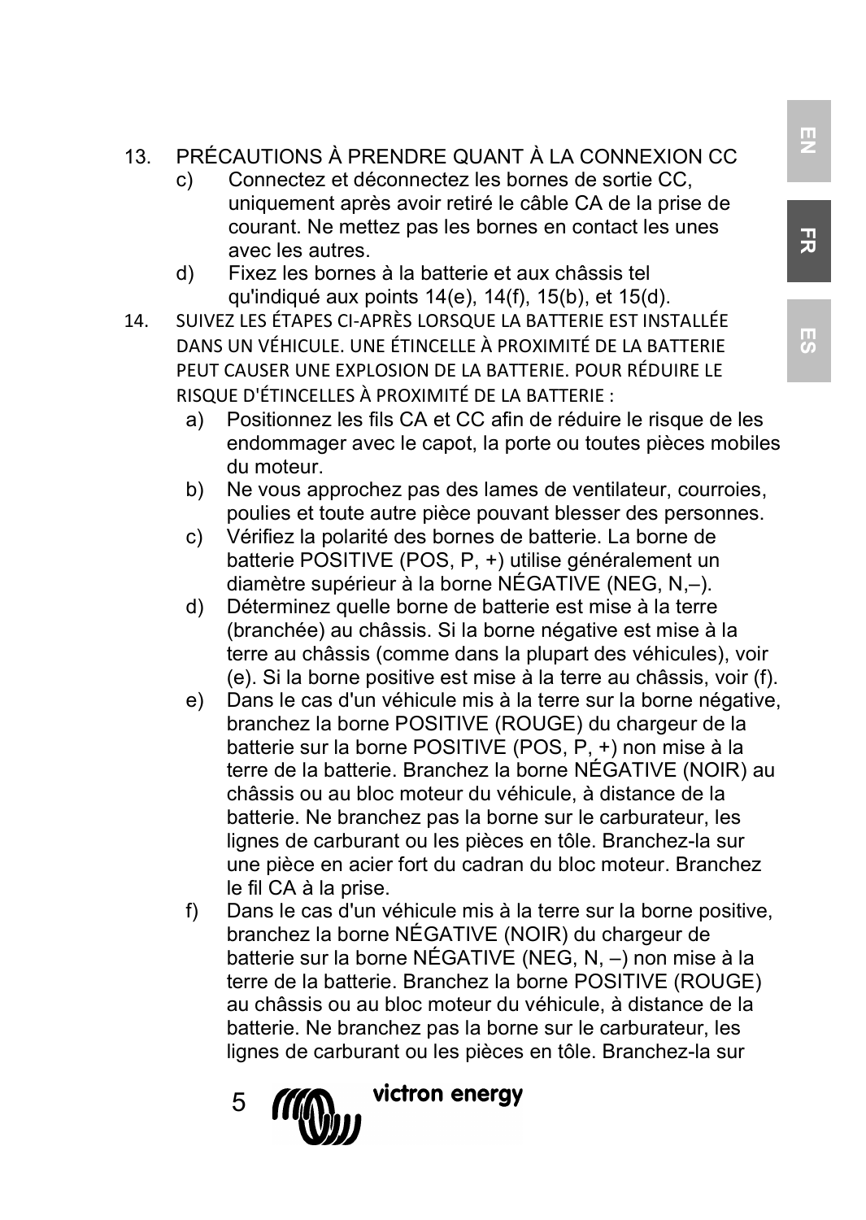13. PRÉCAUTIONS À PRENDRE QUANT À LA CONNEXION CC
    c) Connectez et déconnectez les bornes de sortie CC, uniquement après avoir retiré le câble CA de la prise de courant. Ne mettez pas les bornes en contact les unes avec les autres.
    d) Fixez les bornes à la batterie et aux châssis tel qu'indiqué aux points 14(e), 14(f), 15(b), et 15(d).

14. SUIVEZ LES ÉTAPES CI-APRÈS LORSQUE LA BATTERIE EST INSTALLÉE DANS UN VÉHICULE. UNE ÉTINCELLE À PROXIMITÉ DE LA BATTERIE PEUT CAUSER UNE EXPLOSION DE LA BATTERIE. POUR RÉDUIRE LE RISQUE D'ÉTINCELLES À PROXIMITÉ DE LA BATTERIE :
    a) Positionnez les fils CA et CC afin de réduire le risque de les endommager avec le capot, la porte ou toutes pièces mobiles du moteur.
    b) Ne vous approchez pas des lames de ventilateur, courroies, poulies et toute autre pièce pouvant blesser des personnes.
    c) Vérifiez la polarité des bornes de batterie. La borne de batterie POSITIVE (POS, P, +) utilise généralement un diamètre supérieur à la borne NÉGATIVE (NEG, N,–).
    d) Déterminez quelle borne de batterie est mise à la terre (branchée) au châssis. Si la borne négative est mise à la terre au châssis (comme dans la plupart des véhicules), voir (e). Si la borne positive est mise à la terre au châssis, voir (f).
    e) Dans le cas d'un véhicule mis à la terre sur la borne négative, branchez la borne POSITIVE (ROUGE) du chargeur de la batterie sur la borne POSITIVE (POS, P, +) non mise à la terre de la batterie. Branchez la borne NÉGATIVE (NOIR) au châssis ou au bloc moteur du véhicule, à distance de la batterie. Ne branchez pas la borne sur le carburateur, les lignes de carburant ou les pièces en tôle. Branchez-la sur une pièce en acier fort du cadran du bloc moteur. Branchez le fil CA à la prise.
    f) Dans le cas d'un véhicule mis à la terre sur la borne positive, branchez la borne NÉGATIVE (NOIR) du chargeur de batterie sur la borne NÉGATIVE (NEG, N, –) non mise à la terre de la batterie. Branchez la borne POSITIVE (ROUGE) au châssis ou au bloc moteur du véhicule, à distance de la batterie. Ne branchez pas la borne sur le carburateur, les lignes de carburant ou les pièces en tôle. Branchez-la sur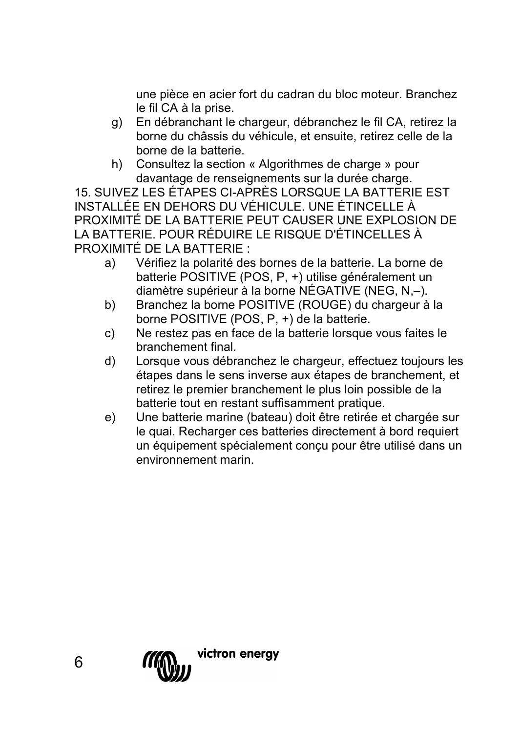une pièce en acier fort du cadran du bloc moteur. Branchez le fil CA à la prise.

g) En débranchant le chargeur, débranchez le fil CA, retirez la borne du châssis du véhicule, et ensuite, retirez celle de la borne de la batterie.

h) Consultez la section « Algorithmes de charge » pour davantage de renseignements sur la durée charge.

15. SUIVEZ LES ÉTAPES CI-APRÈS LORSQUE LA BATTERIE EST INSTALLÉE EN DEHORS DU VÉHICULE. UNE ÉTINCELLE À PROXIMITÉ DE LA BATTERIE PEUT CAUSER UNE EXPLOSION DE LA BATTERIE. POUR RÉDUIRE LE RISQUE D'ÉTINCELLES À PROXIMITÉ DE LA BATTERIE :

a) Vérifiez la polarité des bornes de la batterie. La borne de batterie POSITIVE (POS, P, +) utilise généralement un diamètre supérieur à la borne NÉGATIVE (NEG, N,–).

b) Branchez la borne POSITIVE (ROUGE) du chargeur à la borne POSITIVE (POS, P, +) de la batterie.

c) Ne restez pas en face de la batterie lorsque vous faites le branchement final.

d) Lorsque vous débranchez le chargeur, effectuez toujours les étapes dans le sens inverse aux étapes de branchement, et retirez le premier branchement le plus loin possible de la batterie tout en restant suffisamment pratique.

e) Une batterie marine (bateau) doit être retirée et chargée sur le quai. Recharger ces batteries directement à bord requiert un équipement spécialement conçu pour être utilisé dans un environnement marin.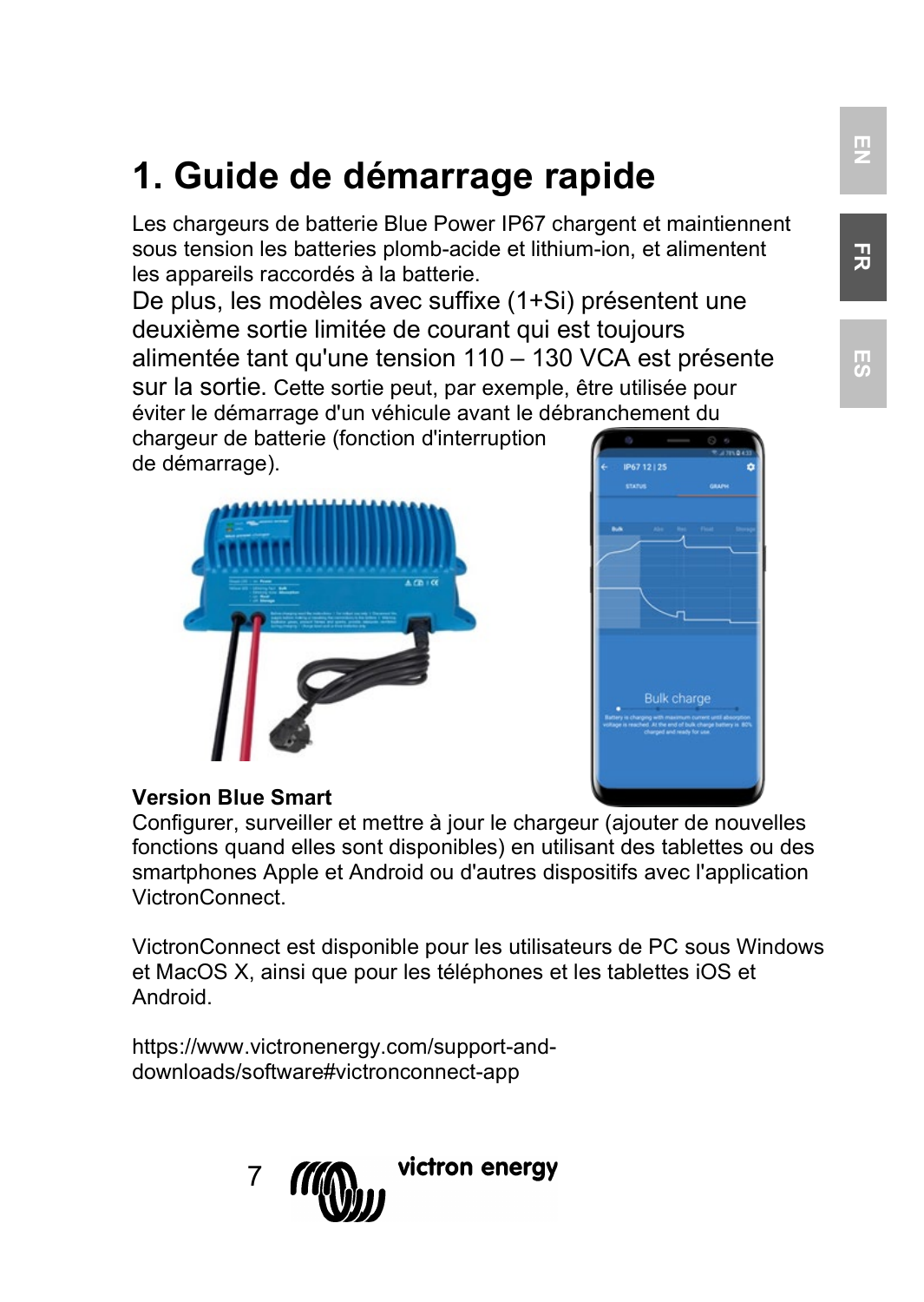# 1. Guide de démarrage rapide

Les chargeurs de batterie Blue Power IP67 chargent et maintiennent sous tension les batteries plomb-acide et lithium-ion, et alimentent les appareils raccordés à la batterie.
De plus, les modèles avec suffixe (1+Si) présentent une deuxième sortie limitée de courant qui est toujours alimentée tant qu'une tension 110 – 130 VCA est présente sur la sortie. Cette sortie peut, par exemple, être utilisée pour éviter le démarrage d'un véhicule avant le débranchement du chargeur de batterie (fonction d'interruption de démarrage).

**Version Blue Smart**
Configurer, surveiller et mettre à jour le chargeur (ajouter de nouvelles fonctions quand elles sont disponibles) en utilisant des tablettes ou des smartphones Apple et Android ou d'autres dispositifs avec l'application VictronConnect.

VictronConnect est disponible pour les utilisateurs de PC sous Windows et MacOS X, ainsi que pour les téléphones et les tablettes iOS et Android.

https://www.victronenergy.com/support-and-downloads/software#victronconnect-app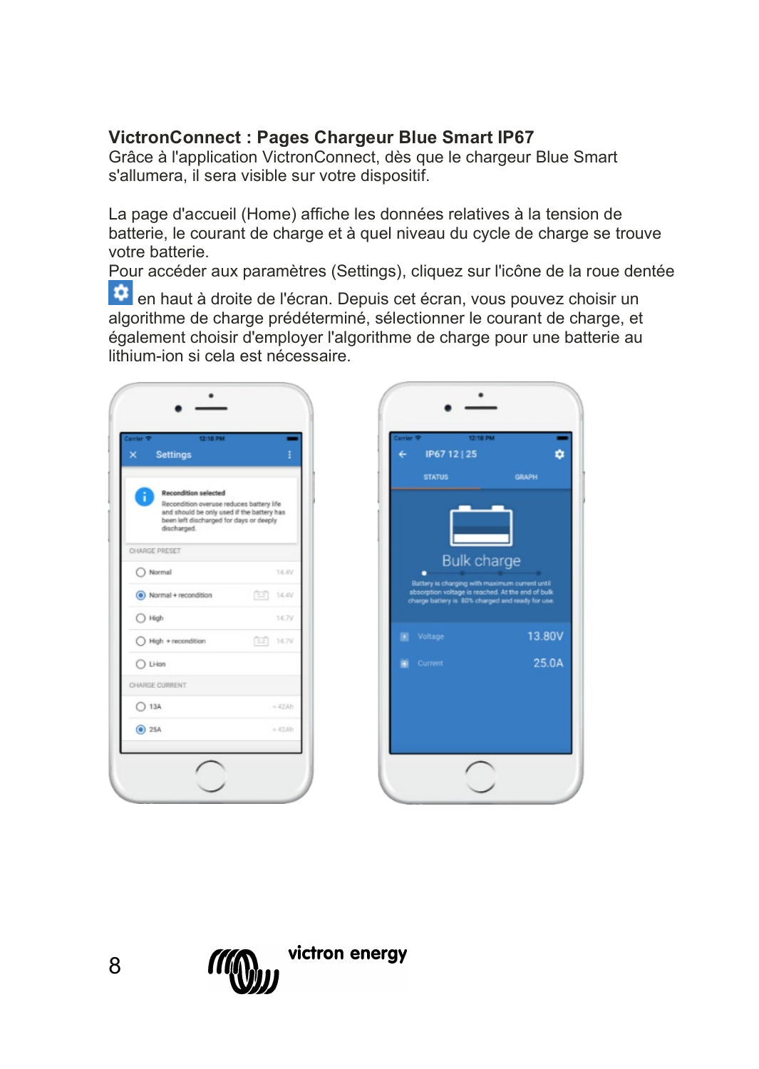## VictronConnect : Pages Chargeur Blue Smart IP67

Grâce à l'application VictronConnect, dès que le chargeur Blue Smart s'allumera, il sera visible sur votre dispositif.

La page d'accueil (Home) affiche les données relatives à la tension de batterie, le courant de charge et à quel niveau du cycle de charge se trouve votre batterie.

Pour accéder aux paramètres (Settings), cliquez sur l'icône de la roue dentée en haut à droite de l'écran. Depuis cet écran, vous pouvez choisir un algorithme de charge prédéterminé, sélectionner le courant de charge, et également choisir d'employer l'algorithme de charge pour une batterie au lithium-ion si cela est nécessaire.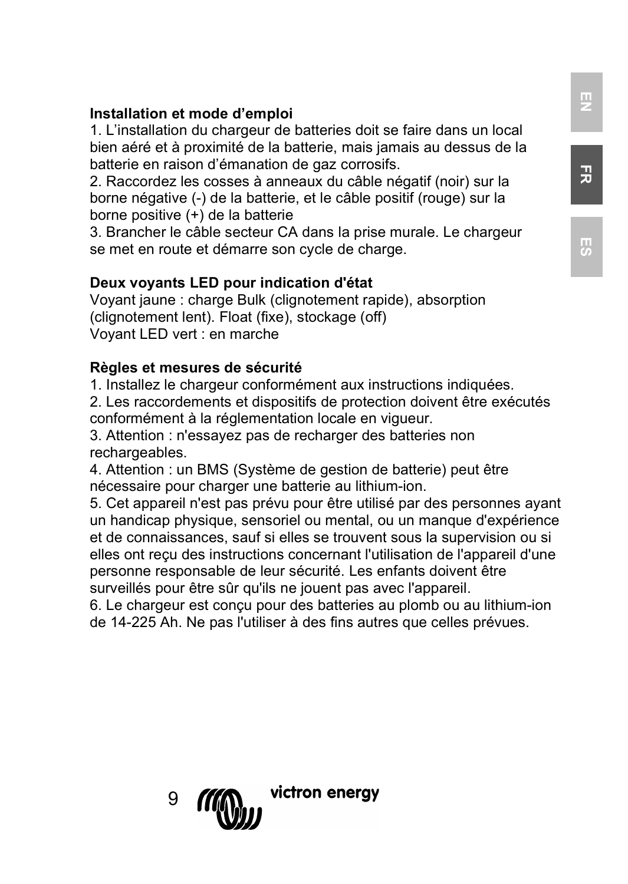**Installation et mode d’emploi**

1. L’installation du chargeur de batteries doit se faire dans un local bien aéré et à proximité de la batterie, mais jamais au dessus de la batterie en raison d’émanation de gaz corrosifs.
2. Raccordez les cosses à anneaux du câble négatif (noir) sur la borne négative (-) de la batterie, et le câble positif (rouge) sur la borne positive (+) de la batterie
3. Brancher le câble secteur CA dans la prise murale. Le chargeur se met en route et démarre son cycle de charge.

**Deux voyants LED pour indication d'état**

Voyant jaune : charge Bulk (clignotement rapide), absorption (clignotement lent). Float (fixe), stockage (off)
Voyant LED vert : en marche

**Règles et mesures de sécurité**

1. Installez le chargeur conformément aux instructions indiquées.
2. Les raccordements et dispositifs de protection doivent être exécutés conformément à la réglementation locale en vigueur.
3. Attention : n'essayez pas de recharger des batteries non rechargeables.
4. Attention : un BMS (Système de gestion de batterie) peut être nécessaire pour charger une batterie au lithium-ion.
5. Cet appareil n'est pas prévu pour être utilisé par des personnes ayant un handicap physique, sensoriel ou mental, ou un manque d'expérience et de connaissances, sauf si elles se trouvent sous la supervision ou si elles ont reçu des instructions concernant l'utilisation de l'appareil d'une personne responsable de leur sécurité. Les enfants doivent être surveillés pour être sûr qu'ils ne jouent pas avec l'appareil.
6. Le chargeur est conçu pour des batteries au plomb ou au lithium-ion de 14-225 Ah. Ne pas l'utiliser à des fins autres que celles prévues.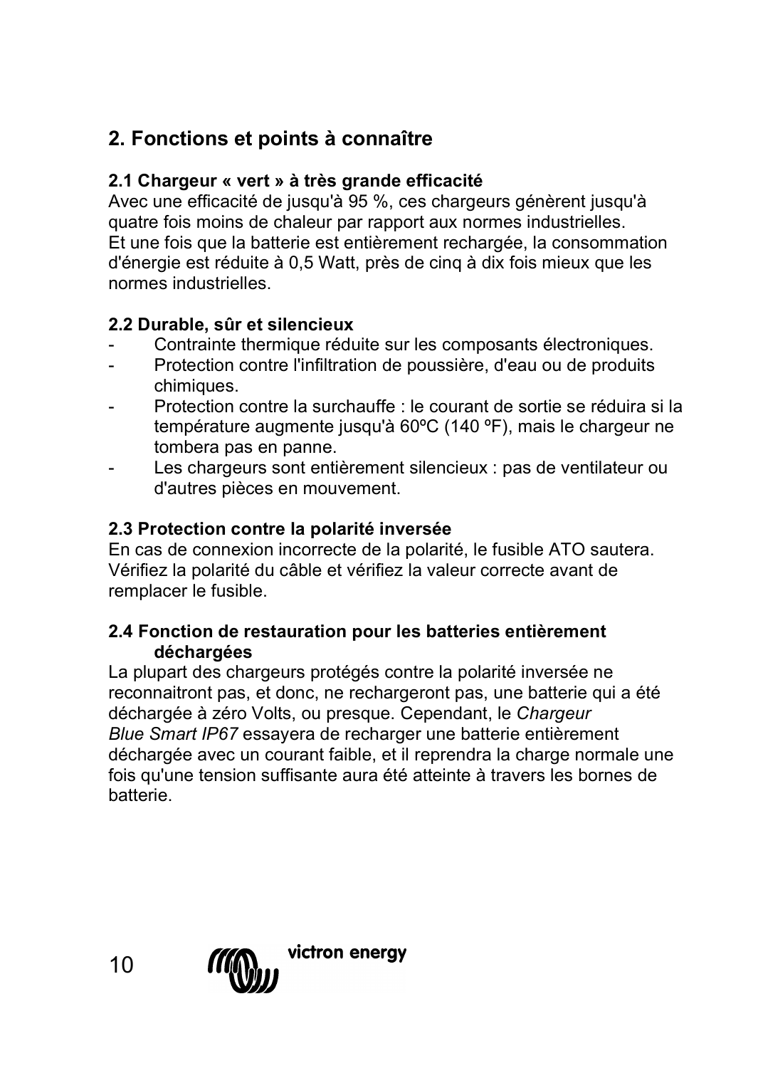## 2. Fonctions et points à connaître

### 2.1 Chargeur « vert » à très grande efficacité

Avec une efficacité de jusqu'à 95 %, ces chargeurs génèrent jusqu'à quatre fois moins de chaleur par rapport aux normes industrielles.
Et une fois que la batterie est entièrement rechargée, la consommation d'énergie est réduite à 0,5 Watt, près de cinq à dix fois mieux que les normes industrielles.

### 2.2 Durable, sûr et silencieux

- Contrainte thermique réduite sur les composants électroniques.
- Protection contre l'infiltration de poussière, d'eau ou de produits chimiques.
- Protection contre la surchauffe : le courant de sortie se réduira si la température augmente jusqu'à 60ºC (140 ºF), mais le chargeur ne tombera pas en panne.
- Les chargeurs sont entièrement silencieux : pas de ventilateur ou d'autres pièces en mouvement.

### 2.3 Protection contre la polarité inversée

En cas de connexion incorrecte de la polarité, le fusible ATO sautera. Vérifiez la polarité du câble et vérifiez la valeur correcte avant de remplacer le fusible.

### 2.4 Fonction de restauration pour les batteries entièrement déchargées

La plupart des chargeurs protégés contre la polarité inversée ne reconnaitront pas, et donc, ne rechargeront pas, une batterie qui a été déchargée à zéro Volts, ou presque. Cependant, le *Chargeur Blue Smart IP67* essayera de recharger une batterie entièrement déchargée avec un courant faible, et il reprendra la charge normale une fois qu'une tension suffisante aura été atteinte à travers les bornes de batterie.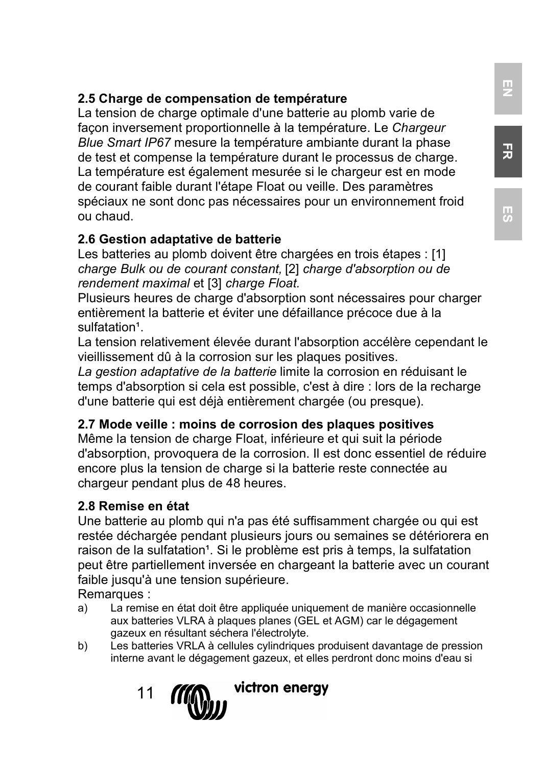### 2.5 Charge de compensation de température

La tension de charge optimale d'une batterie au plomb varie de façon inversement proportionnelle à la température. Le *Chargeur Blue Smart IP67* mesure la température ambiante durant la phase de test et compense la température durant le processus de charge. La température est également mesurée si le chargeur est en mode de courant faible durant l'étape Float ou veille. Des paramètres spéciaux ne sont donc pas nécessaires pour un environnement froid ou chaud.

### 2.6 Gestion adaptative de batterie

Les batteries au plomb doivent être chargées en trois étapes : [1] *charge Bulk ou de courant constant,* [2] *charge d'absorption ou de rendement maximal* et [3] *charge Float.*

Plusieurs heures de charge d'absorption sont nécessaires pour charger entièrement la batterie et éviter une défaillance précoce due à la sulfatation[1].

La tension relativement élevée durant l'absorption accélère cependant le vieillissement dû à la corrosion sur les plaques positives.

*La gestion adaptative de la batterie* limite la corrosion en réduisant le temps d'absorption si cela est possible, c'est à dire : lors de la recharge d'une batterie qui est déjà entièrement chargée (ou presque).

### 2.7 Mode veille : moins de corrosion des plaques positives

Même la tension de charge Float, inférieure et qui suit la période d'absorption, provoquera de la corrosion. Il est donc essentiel de réduire encore plus la tension de charge si la batterie reste connectée au chargeur pendant plus de 48 heures.

### 2.8 Remise en état

Une batterie au plomb qui n'a pas été suffisamment chargée ou qui est restée déchargée pendant plusieurs jours ou semaines se détériorera en raison de la sulfatation[1]. Si le problème est pris à temps, la sulfatation peut être partiellement inversée en chargeant la batterie avec un courant faible jusqu'à une tension supérieure.

Remarques :

a) La remise en état doit être appliquée uniquement de manière occasionnelle aux batteries VLRA à plaques planes (GEL et AGM) car le dégagement gazeux en résultant séchera l'électrolyte.

b) Les batteries VRLA à cellules cylindriques produisent davantage de pression interne avant le dégagement gazeux, et elles perdront donc moins d'eau si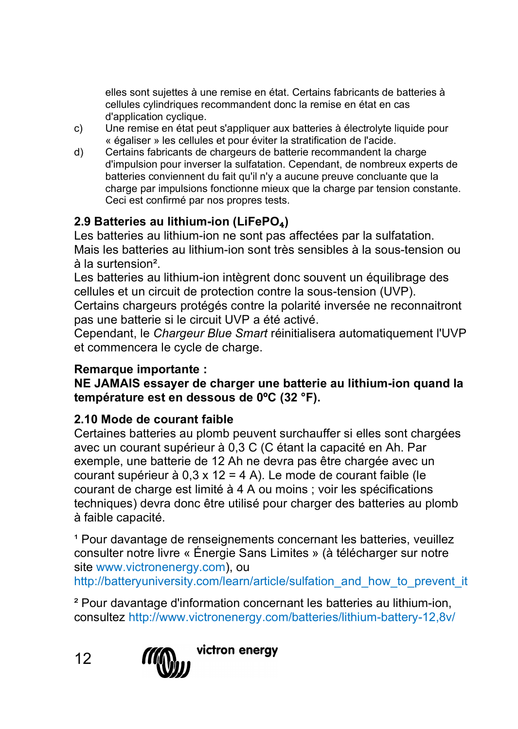elles sont sujettes à une remise en état. Certains fabricants de batteries à cellules cylindriques recommandent donc la remise en état en cas d'application cyclique.

c) Une remise en état peut s'appliquer aux batteries à électrolyte liquide pour « égaliser » les cellules et pour éviter la stratification de l'acide.

d) Certains fabricants de chargeurs de batterie recommandant la charge d'impulsion pour inverser la sulfatation. Cependant, de nombreux experts de batteries conviennent du fait qu'il n'y a aucune preuve concluante que la charge par impulsions fonctionne mieux que la charge par tension constante. Ceci est confirmé par nos propres tests.

### 2.9 Batteries au lithium-ion ($LiFePO_4$)

Les batteries au lithium-ion ne sont pas affectées par la sulfatation.
Mais les batteries au lithium-ion sont très sensibles à la sous-tension ou à la surtension[2].
Les batteries au lithium-ion intègrent donc souvent un équilibrage des cellules et un circuit de protection contre la sous-tension (UVP).
Certains chargeurs protégés contre la polarité inversée ne reconnaitront pas une batterie si le circuit UVP a été activé.
Cependant, le *Chargeur Blue Smart* réinitialisera automatiquement l'UVP et commencera le cycle de charge.

**Remarque importante :**
**NE JAMAIS essayer de charger une batterie au lithium-ion quand la température est en dessous de 0ºC (32 °F).**

### 2.10 Mode de courant faible

Certaines batteries au plomb peuvent surchauffer si elles sont chargées avec un courant supérieur à 0,3 C (C étant la capacité en Ah. Par exemple, une batterie de 12 Ah ne devra pas être chargée avec un courant supérieur à 0,3 x 12 = 4 A). Le mode de courant faible (le courant de charge est limité à 4 A ou moins ; voir les spécifications techniques) devra donc être utilisé pour charger des batteries au plomb à faible capacité.

[1] Pour davantage de renseignements concernant les batteries, veuillez consulter notre livre « Énergie Sans Limites » (à télécharger sur notre site www.victronenergy.com), ou http://batteryuniversity.com/learn/article/sulfation_and_how_to_prevent_it

[2] Pour davantage d'information concernant les batteries au lithium-ion, consultez http://www.victronenergy.com/batteries/lithium-battery-12,8v/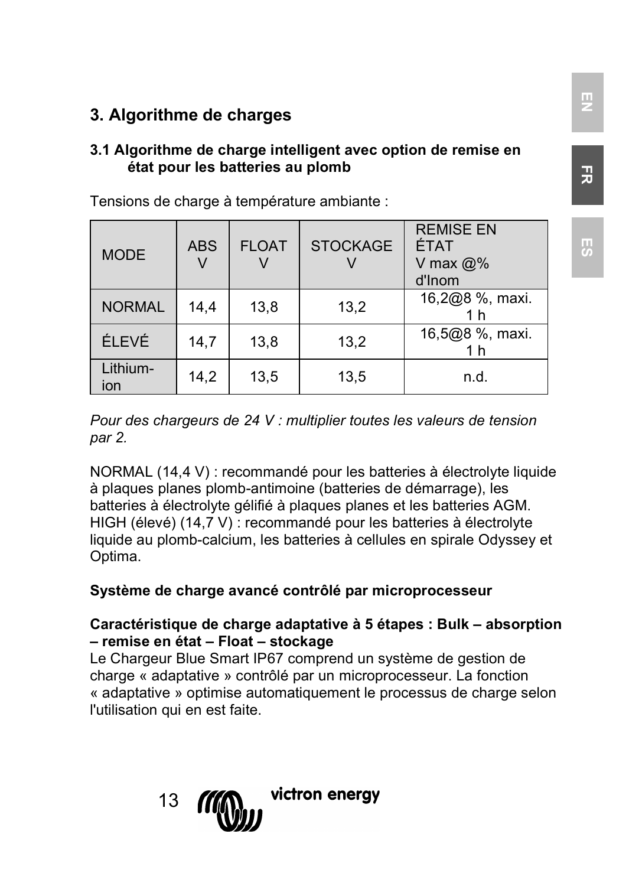## 3. Algorithme de charges

### 3.1 Algorithme de charge intelligent avec option de remise en état pour les batteries au plomb

Tensions de charge à température ambiante :

| MODE | ABS V | FLOAT V | STOCKAGE V | REMISE EN ÉTAT V max @% d'Inom |
|---|---|---|---|---|
| NORMAL | 14,4 | 13,8 | 13,2 | 16,2@8 %, maxi. 1 h |
| ÉLEVÉ | 14,7 | 13,8 | 13,2 | 16,5@8 %, maxi. 1 h |
| Lithium-ion | 14,2 | 13,5 | 13,5 | n.d. |

*Pour des chargeurs de 24 V : multiplier toutes les valeurs de tension par 2.*

NORMAL (14,4 V) : recommandé pour les batteries à électrolyte liquide à plaques planes plomb-antimoine (batteries de démarrage), les batteries à électrolyte gélifié à plaques planes et les batteries AGM.
HIGH (élevé) (14,7 V) : recommandé pour les batteries à électrolyte liquide au plomb-calcium, les batteries à cellules en spirale Odyssey et Optima.

**Système de charge avancé contrôlé par microprocesseur**

**Caractéristique de charge adaptative à 5 étapes : Bulk – absorption – remise en état – Float – stockage**
Le Chargeur Blue Smart IP67 comprend un système de gestion de charge « adaptative » contrôlé par un microprocesseur. La fonction « adaptative » optimise automatiquement le processus de charge selon l'utilisation qui en est faite.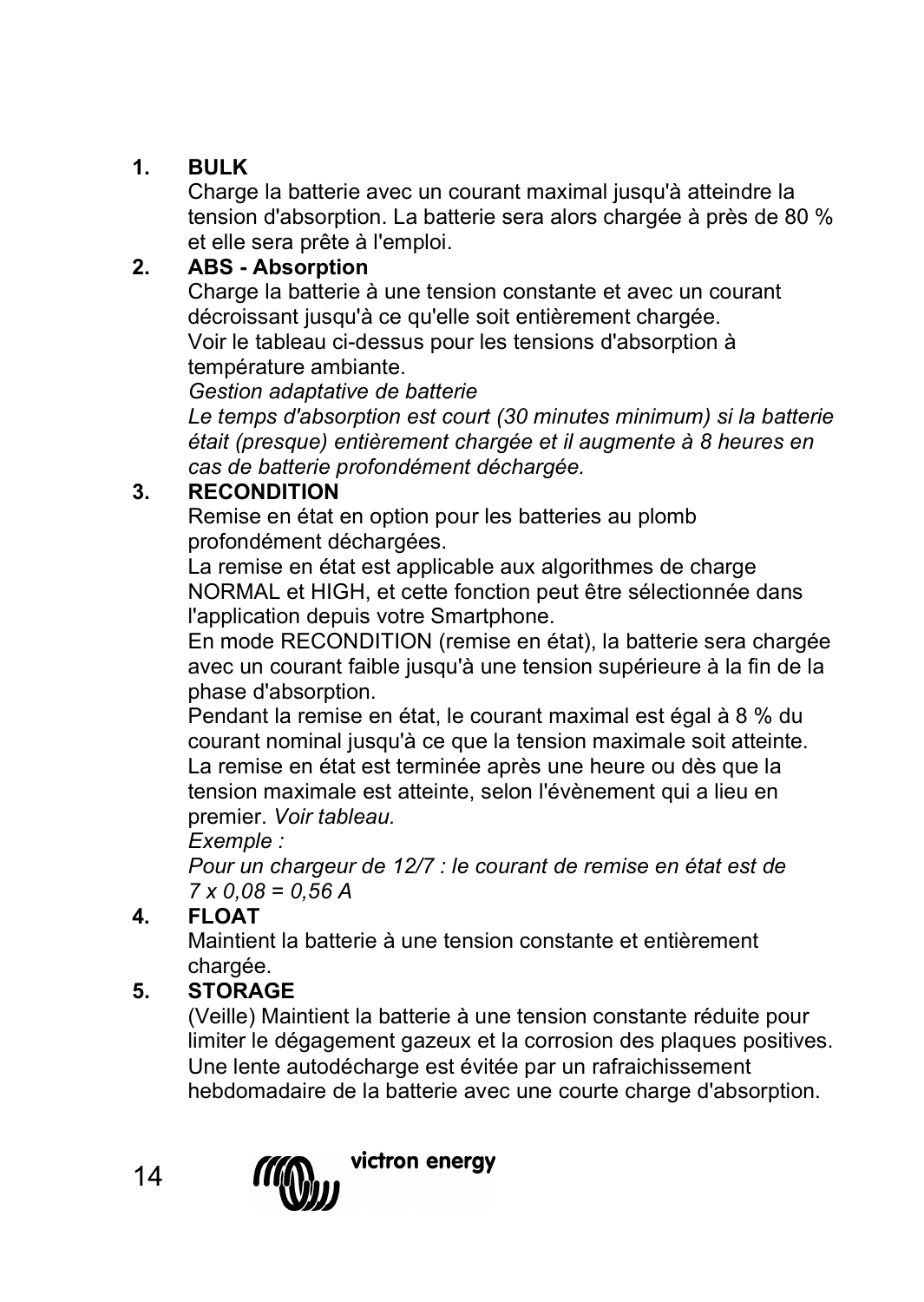1. **BULK**
   Charge la batterie avec un courant maximal jusqu'à atteindre la tension d'absorption. La batterie sera alors chargée à près de 80 % et elle sera prête à l'emploi.
2. **ABS - Absorption**
   Charge la batterie à une tension constante et avec un courant décroissant jusqu'à ce qu'elle soit entièrement chargée.
   Voir le tableau ci-dessus pour les tensions d'absorption à température ambiante.
   *Gestion adaptative de batterie*
   *Le temps d'absorption est court (30 minutes minimum) si la batterie était (presque) entièrement chargée et il augmente à 8 heures en cas de batterie profondément déchargée.*
3. **RECONDITION**
   Remise en état en option pour les batteries au plomb profondément déchargées.
   La remise en état est applicable aux algorithmes de charge NORMAL et HIGH, et cette fonction peut être sélectionnée dans l'application depuis votre Smartphone.
   En mode RECONDITION (remise en état), la batterie sera chargée avec un courant faible jusqu'à une tension supérieure à la fin de la phase d'absorption.
   Pendant la remise en état, le courant maximal est égal à 8 % du courant nominal jusqu'à ce que la tension maximale soit atteinte.
   La remise en état est terminée après une heure ou dès que la tension maximale est atteinte, selon l'évènement qui a lieu en premier. *Voir tableau.*
   *Exemple :*
   *Pour un chargeur de 12/7 : le courant de remise en état est de 7 x 0,08 = 0,56 A*
4. **FLOAT**
   Maintient la batterie à une tension constante et entièrement chargée.
5. **STORAGE**
   (Veille) Maintient la batterie à une tension constante réduite pour limiter le dégagement gazeux et la corrosion des plaques positives. Une lente autodécharge est évitée par un rafraichissement hebdomadaire de la batterie avec une courte charge d'absorption.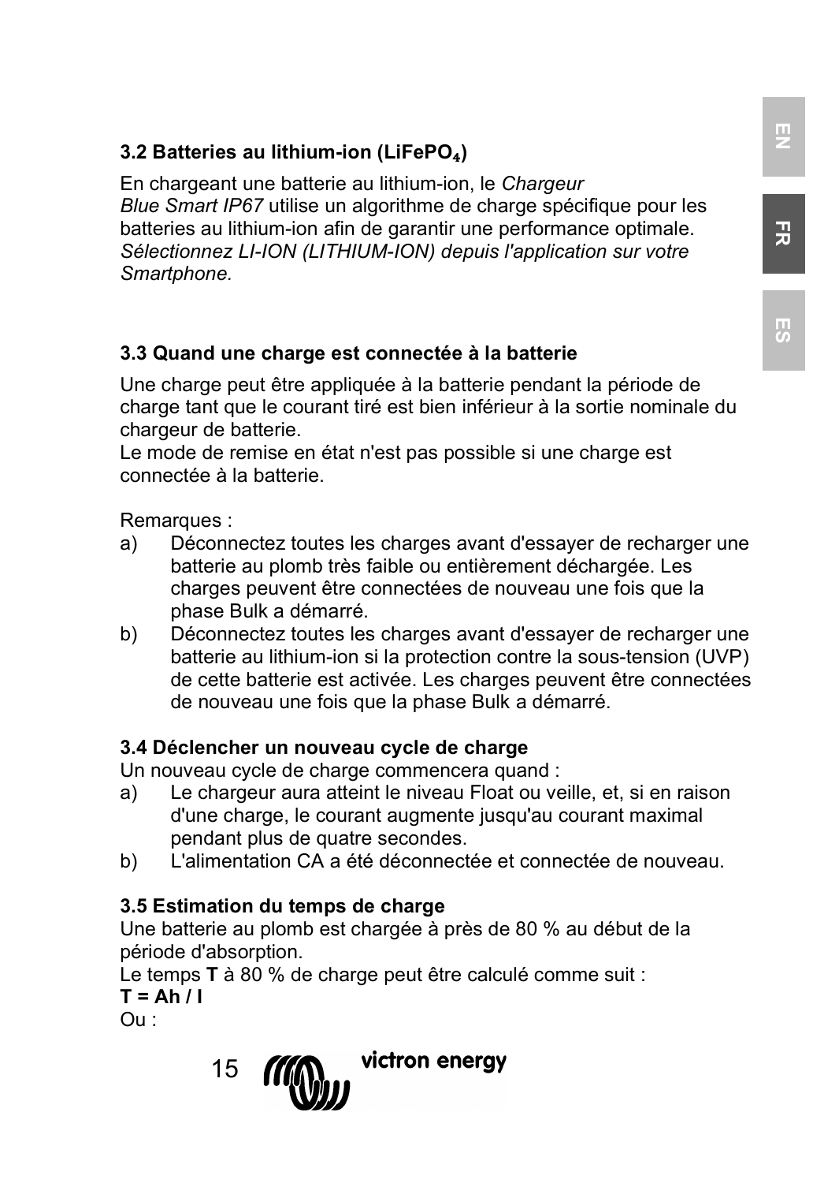### 3.2 Batteries au lithium-ion ($LiFePO_4$)

En chargeant une batterie au lithium-ion, le *Chargeur Blue Smart IP67* utilise un algorithme de charge spécifique pour les batteries au lithium-ion afin de garantir une performance optimale. *Sélectionnez LI-ION (LITHIUM-ION) depuis l'application sur votre Smartphone.*

### 3.3 Quand une charge est connectée à la batterie

Une charge peut être appliquée à la batterie pendant la période de charge tant que le courant tiré est bien inférieur à la sortie nominale du chargeur de batterie.
Le mode de remise en état n'est pas possible si une charge est connectée à la batterie.

Remarques :

a) Déconnectez toutes les charges avant d'essayer de recharger une batterie au plomb très faible ou entièrement déchargée. Les charges peuvent être connectées de nouveau une fois que la phase Bulk a démarré.
b) Déconnectez toutes les charges avant d'essayer de recharger une batterie au lithium-ion si la protection contre la sous-tension (UVP) de cette batterie est activée. Les charges peuvent être connectées de nouveau une fois que la phase Bulk a démarré.

### 3.4 Déclencher un nouveau cycle de charge

Un nouveau cycle de charge commencera quand :

a) Le chargeur aura atteint le niveau Float ou veille, et, si en raison d'une charge, le courant augmente jusqu'au courant maximal pendant plus de quatre secondes.
b) L'alimentation CA a été déconnectée et connectée de nouveau.

### 3.5 Estimation du temps de charge

Une batterie au plomb est chargée à près de 80 % au début de la période d'absorption.
Le temps **T** à 80 % de charge peut être calculé comme suit :
**T = Ah / I**
Ou :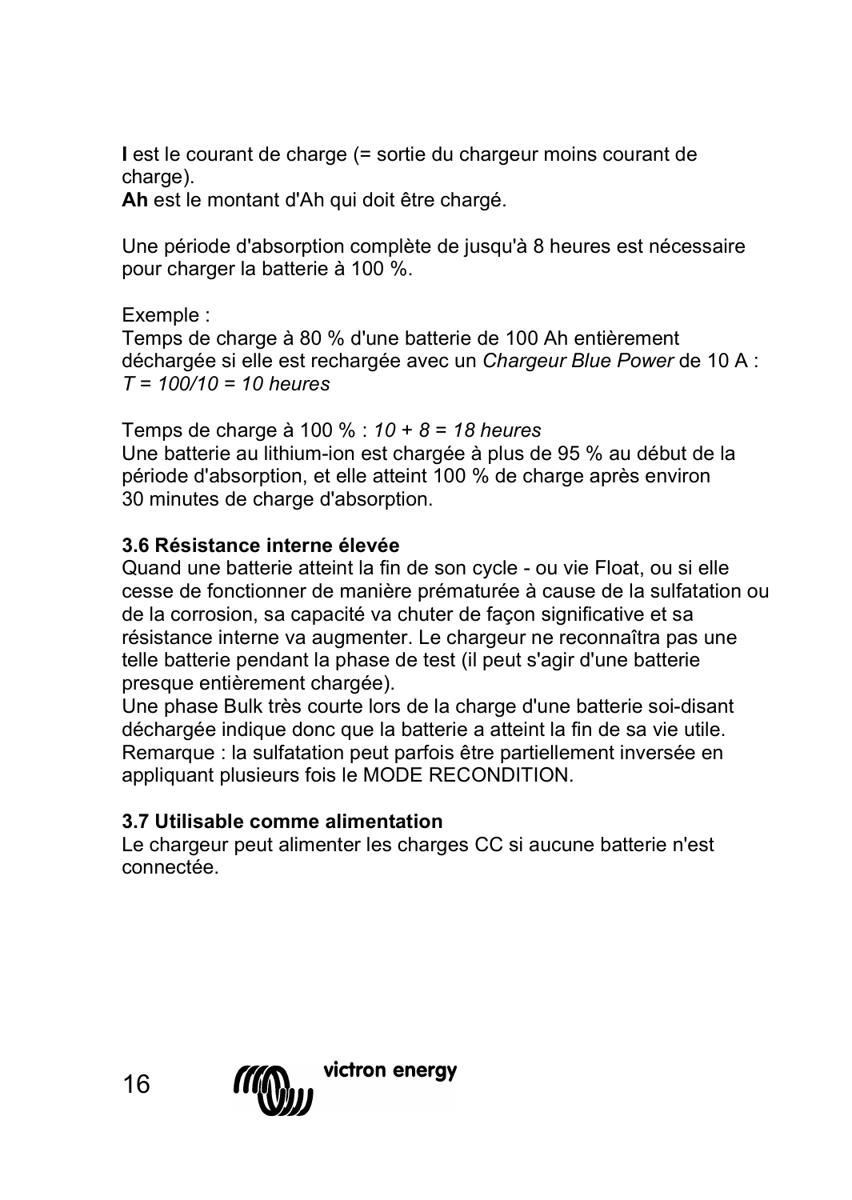**I** est le courant de charge (= sortie du chargeur moins courant de charge).
**Ah** est le montant d'Ah qui doit être chargé.

Une période d'absorption complète de jusqu'à 8 heures est nécessaire pour charger la batterie à 100 %.

Exemple :
Temps de charge à 80 % d'une batterie de 100 Ah entièrement déchargée si elle est rechargée avec un *Chargeur Blue Power* de 10 A :
*T = 100/10 = 10 heures*

Temps de charge à 100 % : *10 + 8 = 18 heures*
Une batterie au lithium-ion est chargée à plus de 95 % au début de la période d'absorption, et elle atteint 100 % de charge après environ 30 minutes de charge d'absorption.

### 3.6 Résistance interne élevée

Quand une batterie atteint la fin de son cycle - ou vie Float, ou si elle cesse de fonctionner de manière prématurée à cause de la sulfatation ou de la corrosion, sa capacité va chuter de façon significative et sa résistance interne va augmenter. Le chargeur ne reconnaîtra pas une telle batterie pendant la phase de test (il peut s'agir d'une batterie presque entièrement chargée).
Une phase Bulk très courte lors de la charge d'une batterie soi-disant déchargée indique donc que la batterie a atteint la fin de sa vie utile.
Remarque : la sulfatation peut parfois être partiellement inversée en appliquant plusieurs fois le MODE RECONDITION.

### 3.7 Utilisable comme alimentation

Le chargeur peut alimenter les charges CC si aucune batterie n'est connectée.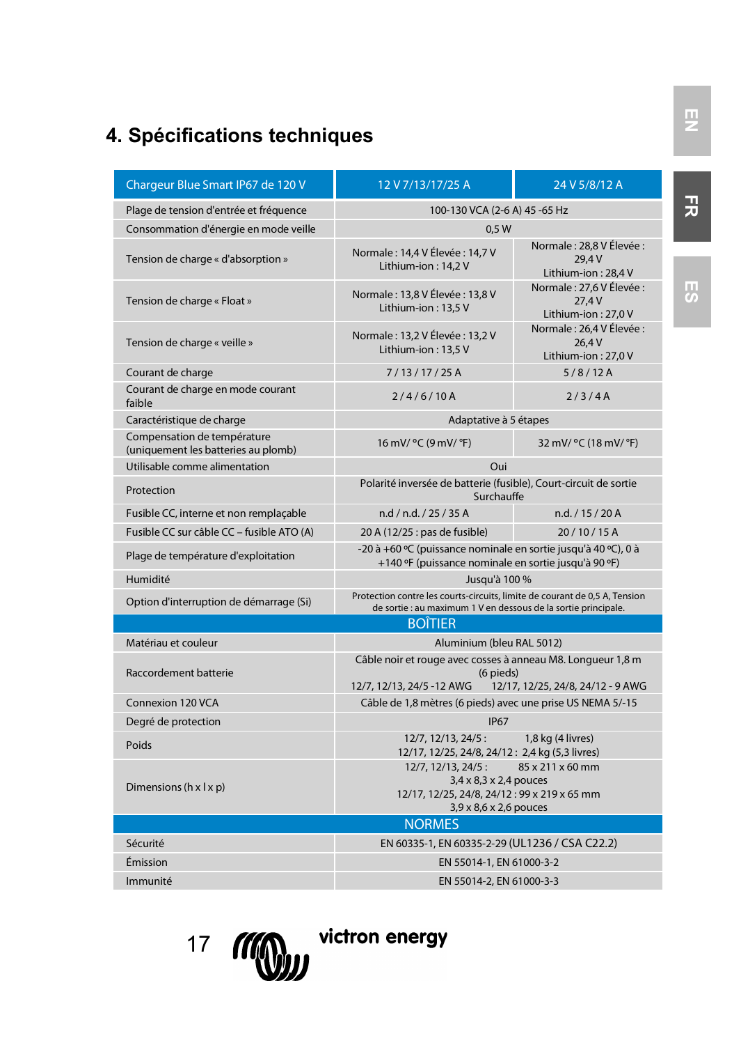# 4. Spécifications techniques

| Chargeur Blue Smart IP67 de 120 V | 12 V 7/13/17/25 A | 24 V 5/8/12 A |
|---|---|---|
| Plage de tension d'entrée et fréquence | 100-130 VCA (2-6 A) 45 -65 Hz | |
| Consommation d'énergie en mode veille | 0,5 W | |
| Tension de charge « d'absorption » | Normale : 14,4 V Élevée : 14,7 V Lithium-ion : 14,2 V | Normale : 28,8 V Élevée : 29,4 V Lithium-ion : 28,4 V |
| Tension de charge « Float » | Normale : 13,8 V Élevée : 13,8 V Lithium-ion : 13,5 V | Normale : 27,6 V Élevée : 27,4 V Lithium-ion : 27,0 V |
| Tension de charge « veille » | Normale : 13,2 V Élevée : 13,2 V Lithium-ion : 13,5 V | Normale : 26,4 V Élevée : 26,4 V Lithium-ion : 27,0 V |
| Courant de charge | 7 / 13 / 17 / 25 A | 5 / 8 / 12 A |
| Courant de charge en mode courant faible | 2 / 4 / 6 / 10 A | 2 / 3 / 4 A |
| Caractéristique de charge | Adaptative à 5 étapes | |
| Compensation de température (uniquement les batteries au plomb) | 16 mV/ °C (9 mV/ °F) | 32 mV/ °C (18 mV/ °F) |
| Utilisable comme alimentation | Oui | |
| Protection | Polarité inversée de batterie (fusible), Court-circuit de sortie Surchauffe | |
| Fusible CC, interne et non remplaçable | n.d / n.d. / 25 / 35 A | n.d. / 15 / 20 A |
| Fusible CC sur câble CC – fusible ATO (A) | 20 A (12/25 : pas de fusible) | 20 / 10 / 15 A |
| Plage de température d'exploitation | -20 à +60 ºC (puissance nominale en sortie jusqu'à 40 ºC), 0 à +140 ºF (puissance nominale en sortie jusqu'à 90 ºF) | |
| Humidité | Jusqu'à 100 % | |
| Option d'interruption de démarrage (Si) | Protection contre les courts-circuits, limite de courant de 0,5 A, Tension de sortie : au maximum 1 V en dessous de la sortie principale. | |
| **BOÎTIER** | | |
| Matériau et couleur | Aluminium (bleu RAL 5012) | |
| Raccordement batterie | Câble noir et rouge avec cosses à anneau M8. Longueur 1,8 m (6 pieds) 12/7, 12/13, 24/5 -12 AWG 12/17, 12/25, 24/8, 24/12 - 9 AWG | |
| Connexion 120 VCA | Câble de 1,8 mètres (6 pieds) avec une prise US NEMA 5/-15 | |
| Degré de protection | IP67 | |
| Poids | 12/7, 12/13, 24/5 : 1,8 kg (4 livres) 12/17, 12/25, 24/8, 24/12 : 2,4 kg (5,3 livres) | |
| Dimensions (h x l x p) | 12/7, 12/13, 24/5 : 85 x 211 x 60 mm 3,4 x 8,3 x 2,4 pouces 12/17, 12/25, 24/8, 24/12 : 99 x 219 x 65 mm 3,9 x 8,6 x 2,6 pouces | |
| **NORMES** | | |
| Sécurité | EN 60335-1, EN 60335-2-29 (UL1236 / CSA C22.2) | |
| Émission | EN 55014-1, EN 61000-3-2 | |
| Immunité | EN 55014-2, EN 61000-3-3 | |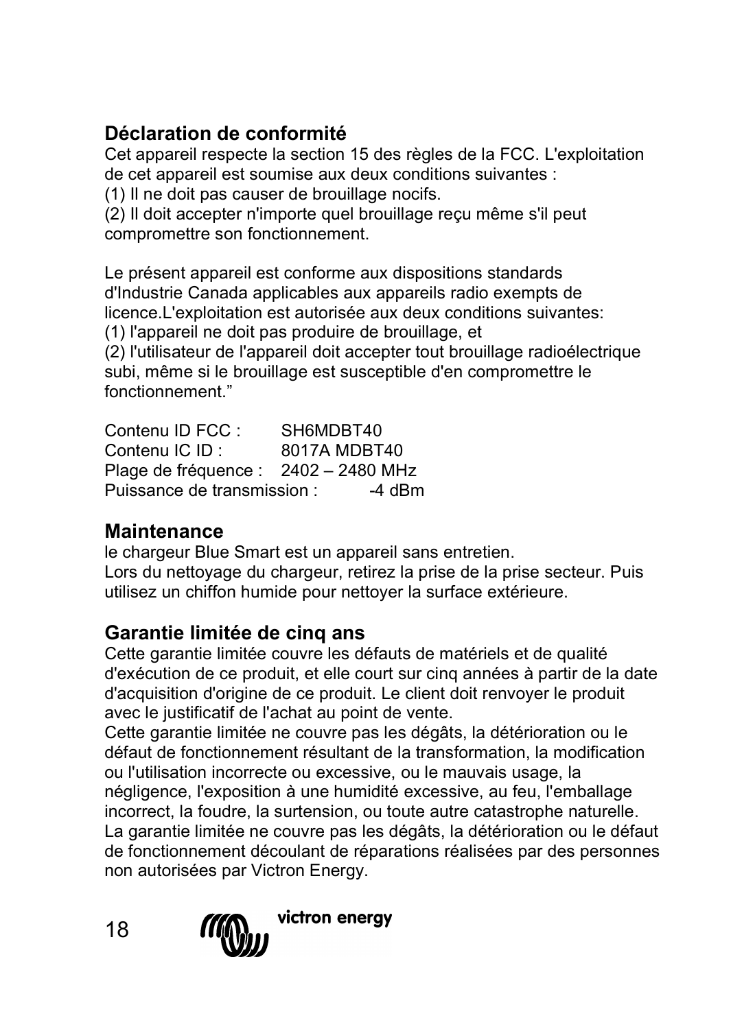## Déclaration de conformité

Cet appareil respecte la section 15 des règles de la FCC. L'exploitation de cet appareil est soumise aux deux conditions suivantes :
(1) Il ne doit pas causer de brouillage nocifs.
(2) Il doit accepter n'importe quel brouillage reçu même s'il peut compromettre son fonctionnement.

Le présent appareil est conforme aux dispositions standards d'Industrie Canada applicables aux appareils radio exempts de licence.L'exploitation est autorisée aux deux conditions suivantes:
(1) l'appareil ne doit pas produire de brouillage, et
(2) l'utilisateur de l'appareil doit accepter tout brouillage radioélectrique subi, même si le brouillage est susceptible d'en compromettre le fonctionnement."

Contenu ID FCC : SH6MDBT40
Contenu IC ID : 8017A MDBT40
Plage de fréquence : 2402 – 2480 MHz
Puissance de transmission : -4 dBm

## Maintenance

le chargeur Blue Smart est un appareil sans entretien.
Lors du nettoyage du chargeur, retirez la prise de la prise secteur. Puis utilisez un chiffon humide pour nettoyer la surface extérieure.

## Garantie limitée de cinq ans

Cette garantie limitée couvre les défauts de matériels et de qualité d'exécution de ce produit, et elle court sur cinq années à partir de la date d'acquisition d'origine de ce produit. Le client doit renvoyer le produit avec le justificatif de l'achat au point de vente.
Cette garantie limitée ne couvre pas les dégâts, la détérioration ou le défaut de fonctionnement résultant de la transformation, la modification ou l'utilisation incorrecte ou excessive, ou le mauvais usage, la négligence, l'exposition à une humidité excessive, au feu, l'emballage incorrect, la foudre, la surtension, ou toute autre catastrophe naturelle.
La garantie limitée ne couvre pas les dégâts, la détérioration ou le défaut de fonctionnement découlant de réparations réalisées par des personnes non autorisées par Victron Energy.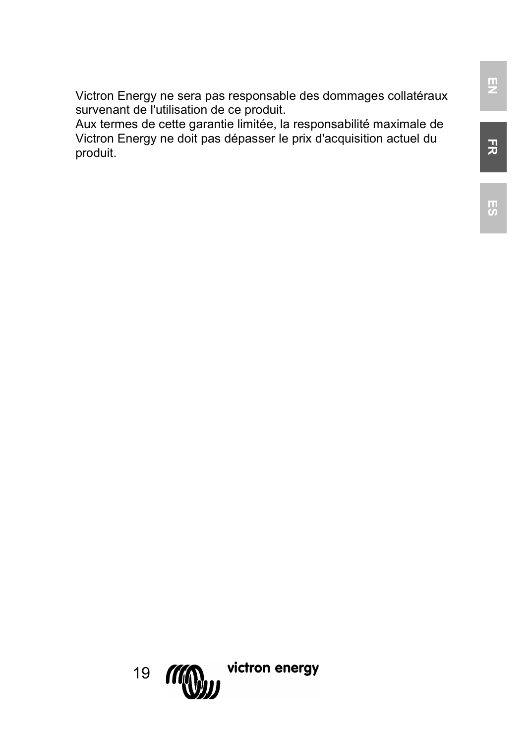Victron Energy ne sera pas responsable des dommages collatéraux survenant de l'utilisation de ce produit.
Aux termes de cette garantie limitée, la responsabilité maximale de Victron Energy ne doit pas dépasser le prix d'acquisition actuel du produit.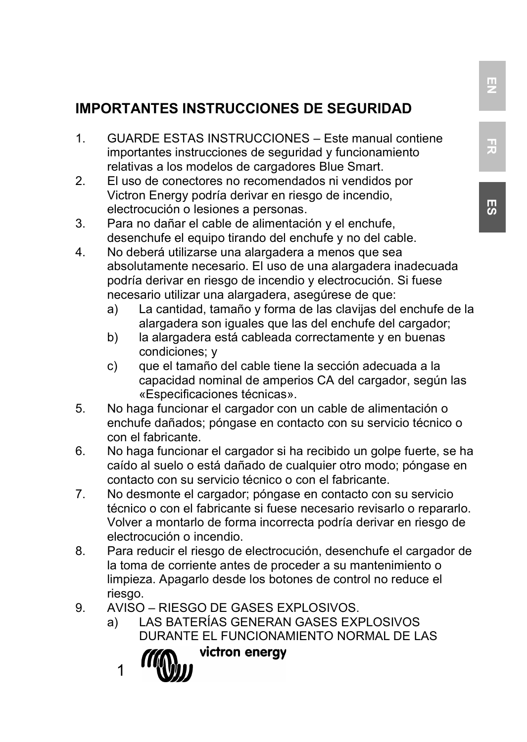# IMPORTANTES INSTRUCCIONES DE SEGURIDAD

1. GUARDE ESTAS INSTRUCCIONES – Este manual contiene importantes instrucciones de seguridad y funcionamiento relativas a los modelos de cargadores Blue Smart.
2. El uso de conectores no recomendados ni vendidos por Victron Energy podría derivar en riesgo de incendio, electrocución o lesiones a personas.
3. Para no dañar el cable de alimentación y el enchufe, desenchufe el equipo tirando del enchufe y no del cable.
4. No deberá utilizarse una alargadera a menos que sea absolutamente necesario. El uso de una alargadera inadecuada podría derivar en riesgo de incendio y electrocución. Si fuese necesario utilizar una alargadera, asegúrese de que:
   a) La cantidad, tamaño y forma de las clavijas del enchufe de la alargadera son iguales que las del enchufe del cargador;
   b) la alargadera está cableada correctamente y en buenas condiciones; y
   c) que el tamaño del cable tiene la sección adecuada a la capacidad nominal de amperios CA del cargador, según las «Especificaciones técnicas».
5. No haga funcionar el cargador con un cable de alimentación o enchufe dañados; póngase en contacto con su servicio técnico o con el fabricante.
6. No haga funcionar el cargador si ha recibido un golpe fuerte, se ha caído al suelo o está dañado de cualquier otro modo; póngase en contacto con su servicio técnico o con el fabricante.
7. No desmonte el cargador; póngase en contacto con su servicio técnico o con el fabricante si fuese necesario revisarlo o repararlo. Volver a montarlo de forma incorrecta podría derivar en riesgo de electrocución o incendio.
8. Para reducir el riesgo de electrocución, desenchufe el cargador de la toma de corriente antes de proceder a su mantenimiento o limpieza. Apagarlo desde los botones de control no reduce el riesgo.
9. AVISO – RIESGO DE GASES EXPLOSIVOS.
   a) LAS BATERÍAS GENERAN GASES EXPLOSIVOS DURANTE EL FUNCIONAMIENTO NORMAL DE LAS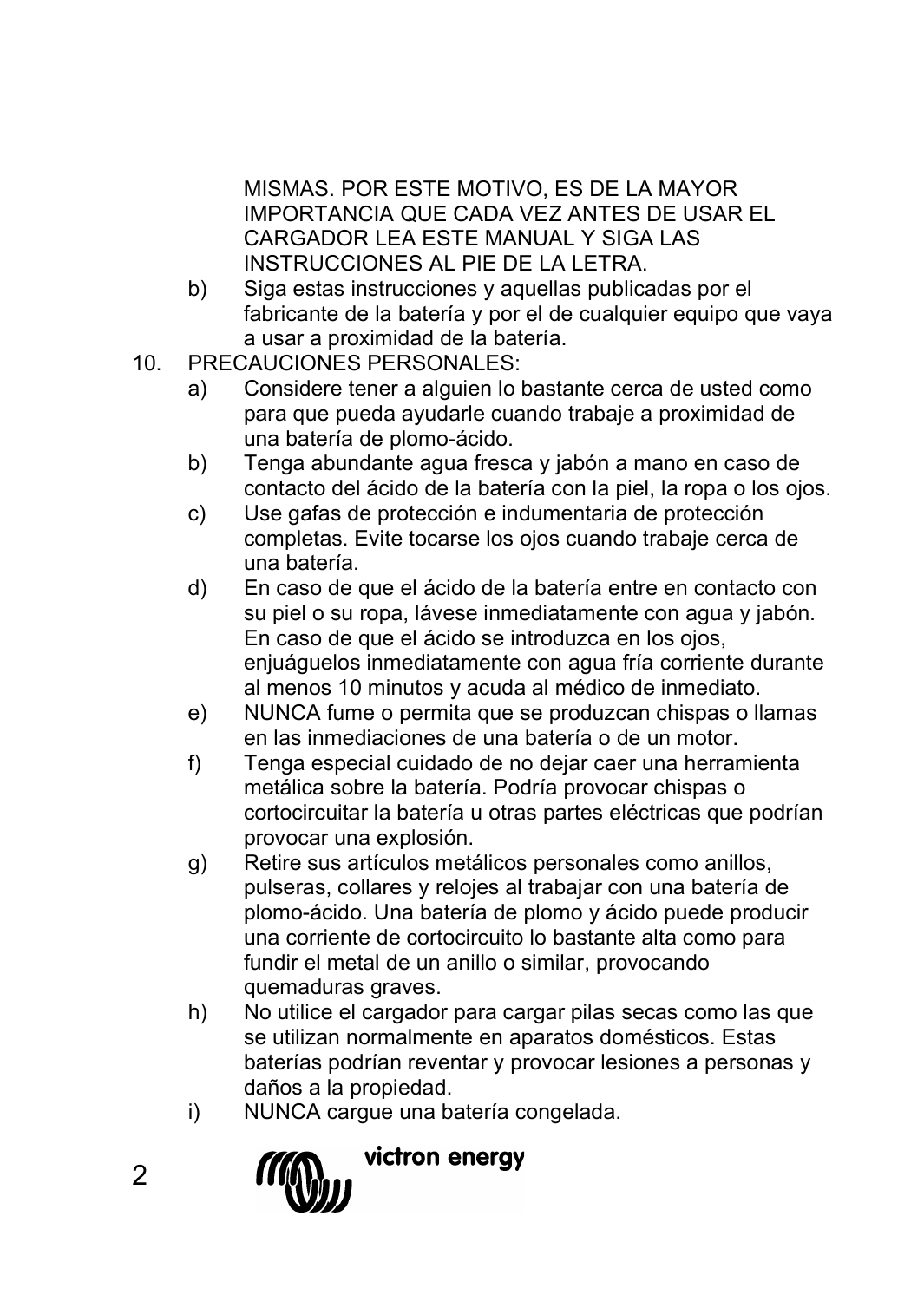MISMAS. POR ESTE MOTIVO, ES DE LA MAYOR IMPORTANCIA QUE CADA VEZ ANTES DE USAR EL CARGADOR LEA ESTE MANUAL Y SIGA LAS INSTRUCCIONES AL PIE DE LA LETRA.

b) Siga estas instrucciones y aquellas publicadas por el fabricante de la batería y por el de cualquier equipo que vaya a usar a proximidad de la batería.

10. PRECAUCIONES PERSONALES:

a) Considere tener a alguien lo bastante cerca de usted como para que pueda ayudarle cuando trabaje a proximidad de una batería de plomo-ácido.

b) Tenga abundante agua fresca y jabón a mano en caso de contacto del ácido de la batería con la piel, la ropa o los ojos.

c) Use gafas de protección e indumentaria de protección completas. Evite tocarse los ojos cuando trabaje cerca de una batería.

d) En caso de que el ácido de la batería entre en contacto con su piel o su ropa, lávese inmediatamente con agua y jabón. En caso de que el ácido se introduzca en los ojos, enjuáguelos inmediatamente con agua fría corriente durante al menos 10 minutos y acuda al médico de inmediato.

e) NUNCA fume o permita que se produzcan chispas o llamas en las inmediaciones de una batería o de un motor.

f) Tenga especial cuidado de no dejar caer una herramienta metálica sobre la batería. Podría provocar chispas o cortocircuitar la batería u otras partes eléctricas que podrían provocar una explosión.

g) Retire sus artículos metálicos personales como anillos, pulseras, collares y relojes al trabajar con una batería de plomo-ácido. Una batería de plomo y ácido puede producir una corriente de cortocircuito lo bastante alta como para fundir el metal de un anillo o similar, provocando quemaduras graves.

h) No utilice el cargador para cargar pilas secas como las que se utilizan normalmente en aparatos domésticos. Estas baterías podrían reventar y provocar lesiones a personas y daños a la propiedad.

i) NUNCA cargue una batería congelada.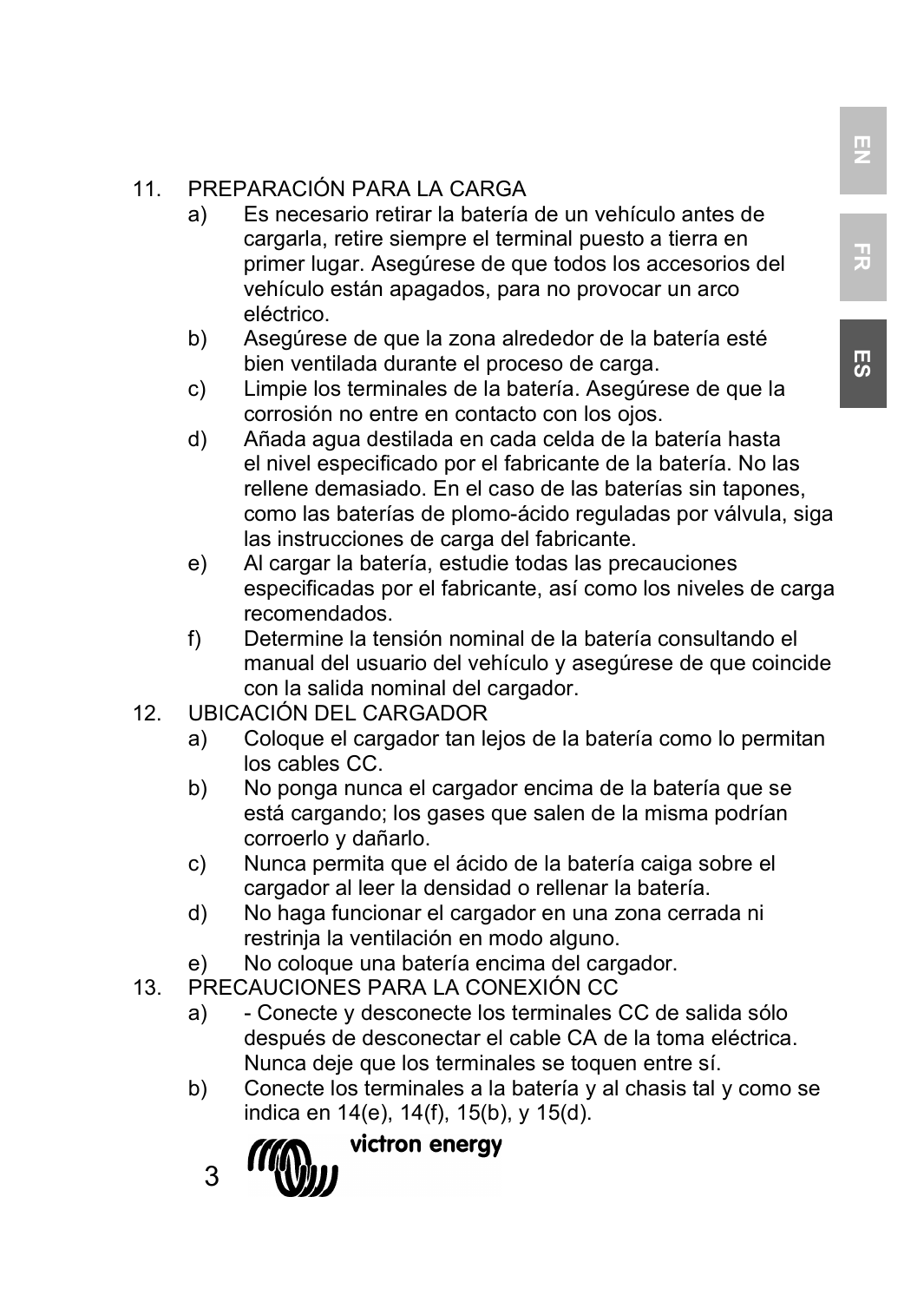11. PREPARACIÓN PARA LA CARGA
    a) Es necesario retirar la batería de un vehículo antes de cargarla, retire siempre el terminal puesto a tierra en primer lugar. Asegúrese de que todos los accesorios del vehículo están apagados, para no provocar un arco eléctrico.
    b) Asegúrese de que la zona alrededor de la batería esté bien ventilada durante el proceso de carga.
    c) Limpie los terminales de la batería. Asegúrese de que la corrosión no entre en contacto con los ojos.
    d) Añada agua destilada en cada celda de la batería hasta el nivel especificado por el fabricante de la batería. No las rellene demasiado. En el caso de las baterías sin tapones, como las baterías de plomo-ácido reguladas por válvula, siga las instrucciones de carga del fabricante.
    e) Al cargar la batería, estudie todas las precauciones especificadas por el fabricante, así como los niveles de carga recomendados.
    f) Determine la tensión nominal de la batería consultando el manual del usuario del vehículo y asegúrese de que coincide con la salida nominal del cargador.
12. UBICACIÓN DEL CARGADOR
    a) Coloque el cargador tan lejos de la batería como lo permitan los cables CC.
    b) No ponga nunca el cargador encima de la batería que se está cargando; los gases que salen de la misma podrían corroerlo y dañarlo.
    c) Nunca permita que el ácido de la batería caiga sobre el cargador al leer la densidad o rellenar la batería.
    d) No haga funcionar el cargador en una zona cerrada ni restrinja la ventilación en modo alguno.
    e) No coloque una batería encima del cargador.
13. PRECAUCIONES PARA LA CONEXIÓN CC
    a) - Conecte y desconecte los terminales CC de salida sólo después de desconectar el cable CA de la toma eléctrica. Nunca deje que los terminales se toquen entre sí.
    b) Conecte los terminales a la batería y al chasis tal y como se indica en 14(e), 14(f), 15(b), y 15(d).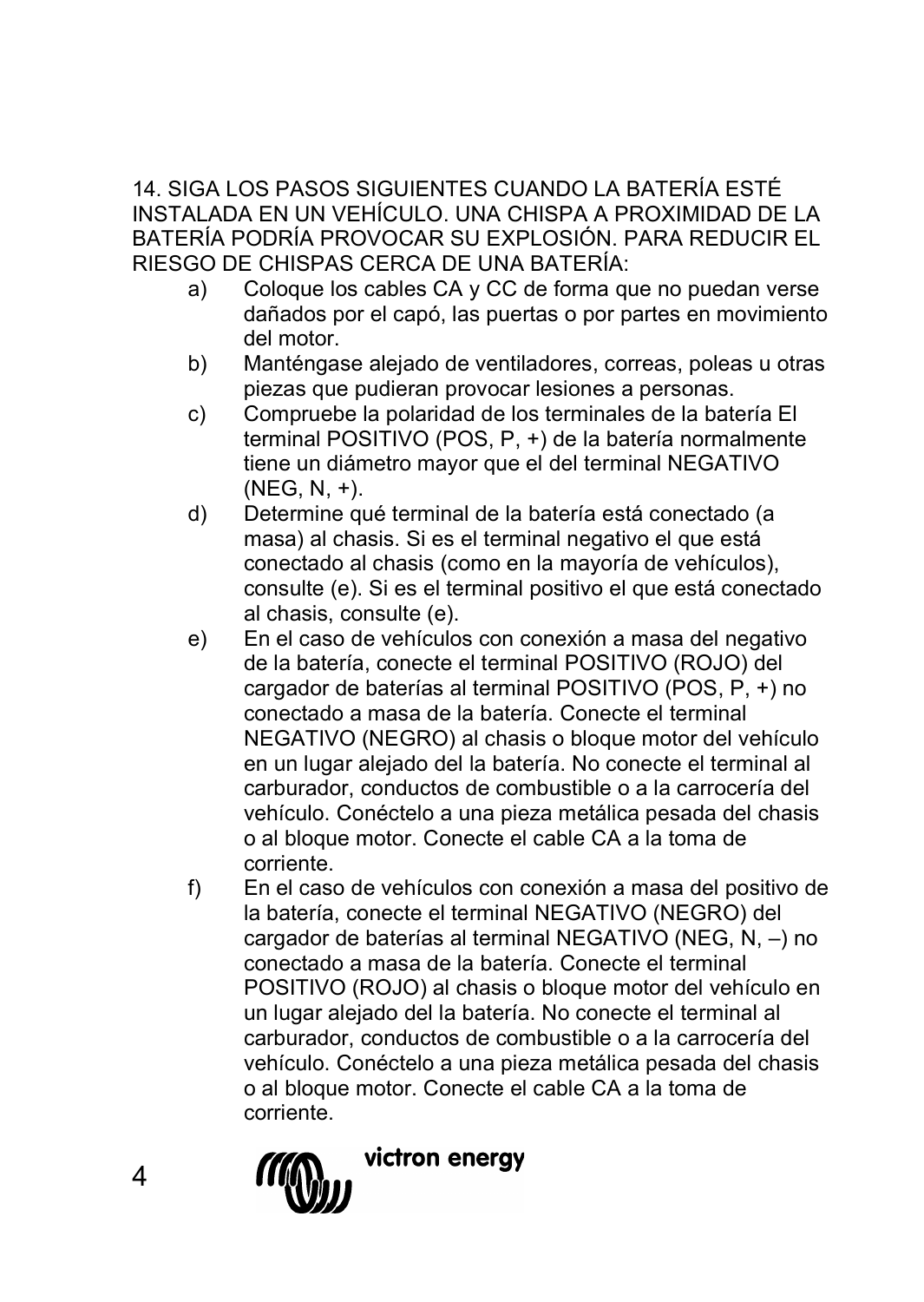14. SIGA LOS PASOS SIGUIENTES CUANDO LA BATERÍA ESTÉ INSTALADA EN UN VEHÍCULO. UNA CHISPA A PROXIMIDAD DE LA BATERÍA PODRÍA PROVOCAR SU EXPLOSIÓN. PARA REDUCIR EL RIESGO DE CHISPAS CERCA DE UNA BATERÍA:

a) Coloque los cables CA y CC de forma que no puedan verse dañados por el capó, las puertas o por partes en movimiento del motor.

b) Manténgase alejado de ventiladores, correas, poleas u otras piezas que pudieran provocar lesiones a personas.

c) Compruebe la polaridad de los terminales de la batería El terminal POSITIVO (POS, P, +) de la batería normalmente tiene un diámetro mayor que el del terminal NEGATIVO (NEG, N, +).

d) Determine qué terminal de la batería está conectado (a masa) al chasis. Si es el terminal negativo el que está conectado al chasis (como en la mayoría de vehículos), consulte (e). Si es el terminal positivo el que está conectado al chasis, consulte (e).

e) En el caso de vehículos con conexión a masa del negativo de la batería, conecte el terminal POSITIVO (ROJO) del cargador de baterías al terminal POSITIVO (POS, P, +) no conectado a masa de la batería. Conecte el terminal NEGATIVO (NEGRO) al chasis o bloque motor del vehículo en un lugar alejado del la batería. No conecte el terminal al carburador, conductos de combustible o a la carrocería del vehículo. Conéctelo a una pieza metálica pesada del chasis o al bloque motor. Conecte el cable CA a la toma de corriente.

f) En el caso de vehículos con conexión a masa del positivo de la batería, conecte el terminal NEGATIVO (NEGRO) del cargador de baterías al terminal NEGATIVO (NEG, N, –) no conectado a masa de la batería. Conecte el terminal POSITIVO (ROJO) al chasis o bloque motor del vehículo en un lugar alejado del la batería. No conecte el terminal al carburador, conductos de combustible o a la carrocería del vehículo. Conéctelo a una pieza metálica pesada del chasis o al bloque motor. Conecte el cable CA a la toma de corriente.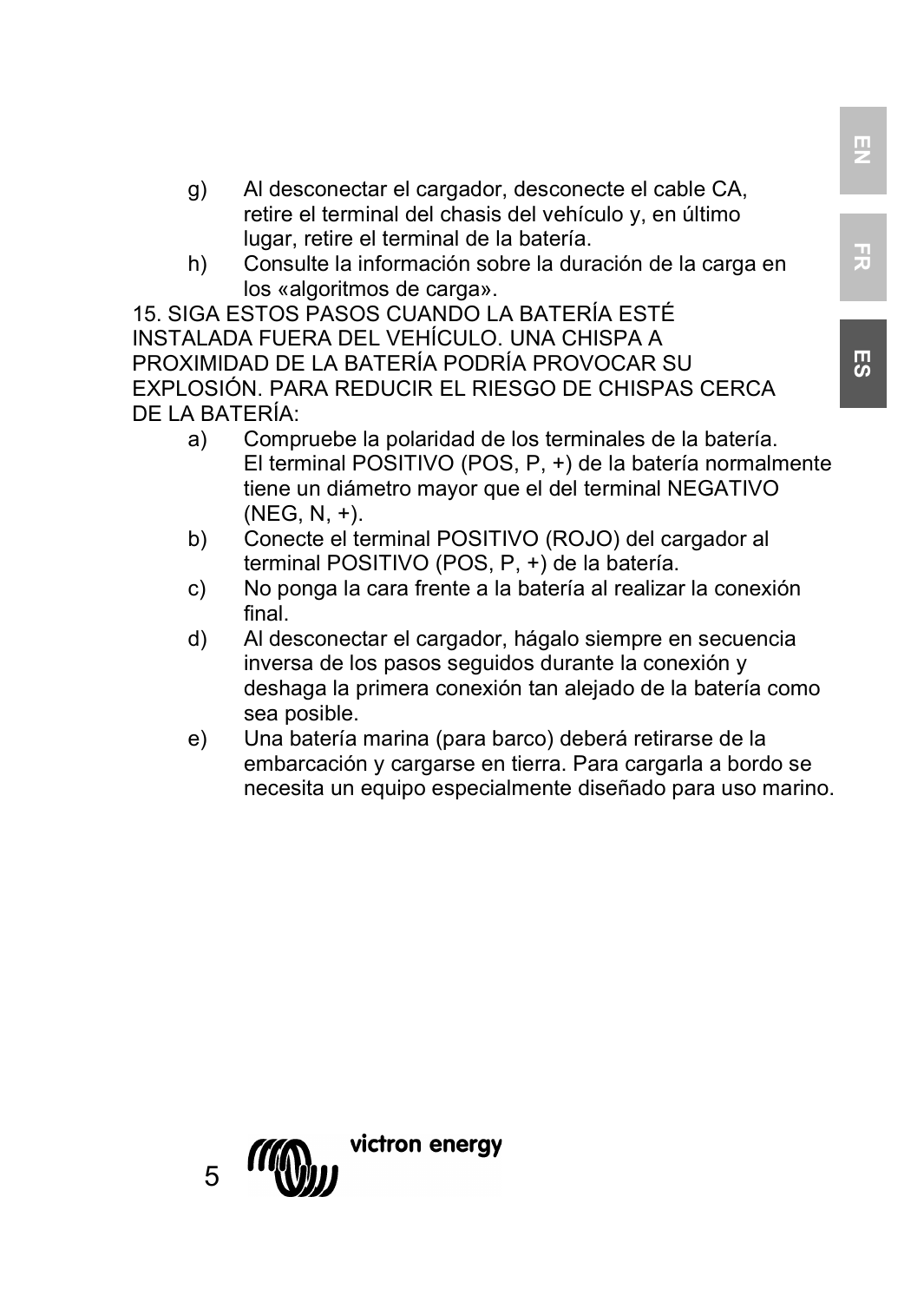g) Al desconectar el cargador, desconecte el cable CA, retire el terminal del chasis del vehículo y, en último lugar, retire el terminal de la batería.

h) Consulte la información sobre la duración de la carga en los «algoritmos de carga».

15. SIGA ESTOS PASOS CUANDO LA BATERÍA ESTÉ INSTALADA FUERA DEL VEHÍCULO. UNA CHISPA A PROXIMIDAD DE LA BATERÍA PODRÍA PROVOCAR SU EXPLOSIÓN. PARA REDUCIR EL RIESGO DE CHISPAS CERCA DE LA BATERÍA:

a) Compruebe la polaridad de los terminales de la batería. El terminal POSITIVO (POS, P, +) de la batería normalmente tiene un diámetro mayor que el del terminal NEGATIVO (NEG, N, +).

b) Conecte el terminal POSITIVO (ROJO) del cargador al terminal POSITIVO (POS, P, +) de la batería.

c) No ponga la cara frente a la batería al realizar la conexión final.

d) Al desconectar el cargador, hágalo siempre en secuencia inversa de los pasos seguidos durante la conexión y deshaga la primera conexión tan alejado de la batería como sea posible.

e) Una batería marina (para barco) deberá retirarse de la embarcación y cargarse en tierra. Para cargarla a bordo se necesita un equipo especialmente diseñado para uso marino.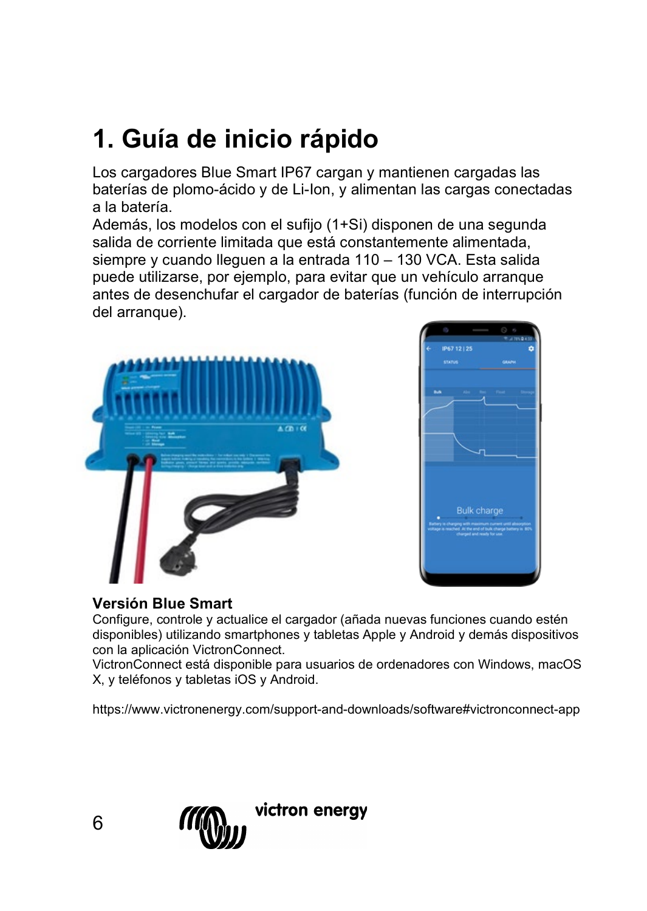# 1. Guía de inicio rápido

Los cargadores Blue Smart IP67 cargan y mantienen cargadas las baterías de plomo-ácido y de Li-Ion, y alimentan las cargas conectadas a la batería.
Además, los modelos con el sufijo (1+Si) disponen de una segunda salida de corriente limitada que está constantemente alimentada, siempre y cuando lleguen a la entrada 110 – 130 VCA. Esta salida puede utilizarse, por ejemplo, para evitar que un vehículo arranque antes de desenchufar el cargador de baterías (función de interrupción del arranque).

**Versión Blue Smart**

Configure, controle y actualice el cargador (añada nuevas funciones cuando estén disponibles) utilizando smartphones y tabletas Apple y Android y demás dispositivos con la aplicación VictronConnect.
VictronConnect está disponible para usuarios de ordenadores con Windows, macOS X, y teléfonos y tabletas iOS y Android.

https://www.victronenergy.com/support-and-downloads/software#victronconnect-app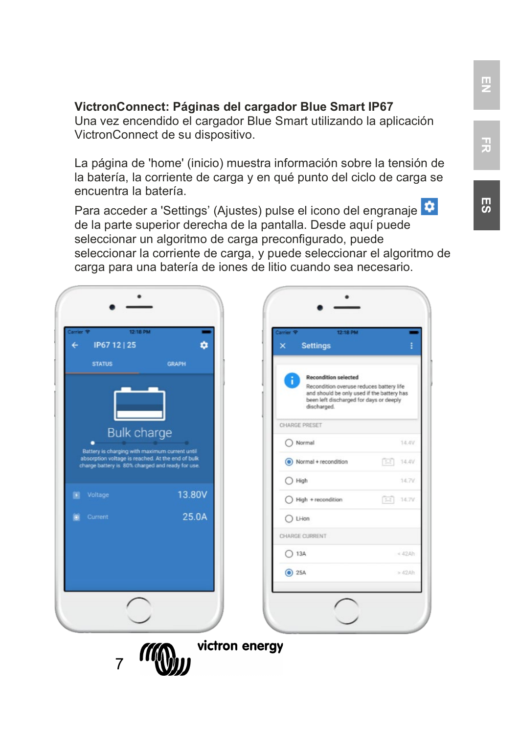**VictronConnect: Páginas del cargador Blue Smart IP67**
Una vez encendido el cargador Blue Smart utilizando la aplicación VictronConnect de su dispositivo.

La página de 'home' (inicio) muestra información sobre la tensión de la batería, la corriente de carga y en qué punto del ciclo de carga se encuentra la batería.

Para acceder a 'Settings' (Ajustes) pulse el icono del engranaje de la parte superior derecha de la pantalla. Desde aquí puede seleccionar un algoritmo de carga preconfigurado, puede seleccionar la corriente de carga, y puede seleccionar el algoritmo de carga para una batería de iones de litio cuando sea necesario.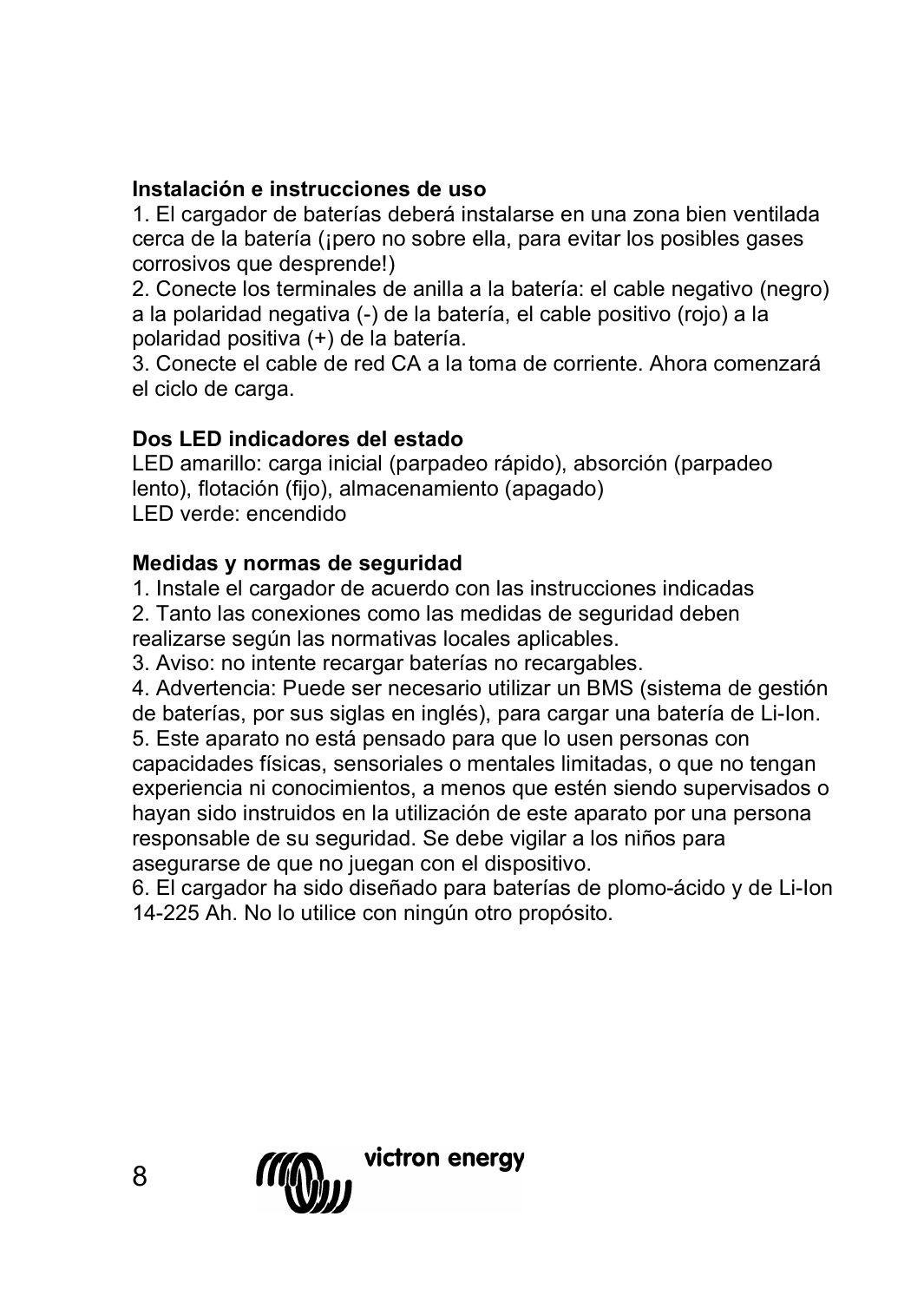## Instalación e instrucciones de uso

1. El cargador de baterías deberá instalarse en una zona bien ventilada cerca de la batería (¡pero no sobre ella, para evitar los posibles gases corrosivos que desprende!)
2. Conecte los terminales de anilla a la batería: el cable negativo (negro) a la polaridad negativa (-) de la batería, el cable positivo (rojo) a la polaridad positiva (+) de la batería.
3. Conecte el cable de red CA a la toma de corriente. Ahora comenzará el ciclo de carga.

## Dos LED indicadores del estado

LED amarillo: carga inicial (parpadeo rápido), absorción (parpadeo lento), flotación (fijo), almacenamiento (apagado)
LED verde: encendido

## Medidas y normas de seguridad

1. Instale el cargador de acuerdo con las instrucciones indicadas
2. Tanto las conexiones como las medidas de seguridad deben realizarse según las normativas locales aplicables.
3. Aviso: no intente recargar baterías no recargables.
4. Advertencia: Puede ser necesario utilizar un BMS (sistema de gestión de baterías, por sus siglas en inglés), para cargar una batería de Li-Ion.
5. Este aparato no está pensado para que lo usen personas con capacidades físicas, sensoriales o mentales limitadas, o que no tengan experiencia ni conocimientos, a menos que estén siendo supervisados o hayan sido instruidos en la utilización de este aparato por una persona responsable de su seguridad. Se debe vigilar a los niños para asegurarse de que no juegan con el dispositivo.
6. El cargador ha sido diseñado para baterías de plomo-ácido y de Li-Ion 14-225 Ah. No lo utilice con ningún otro propósito.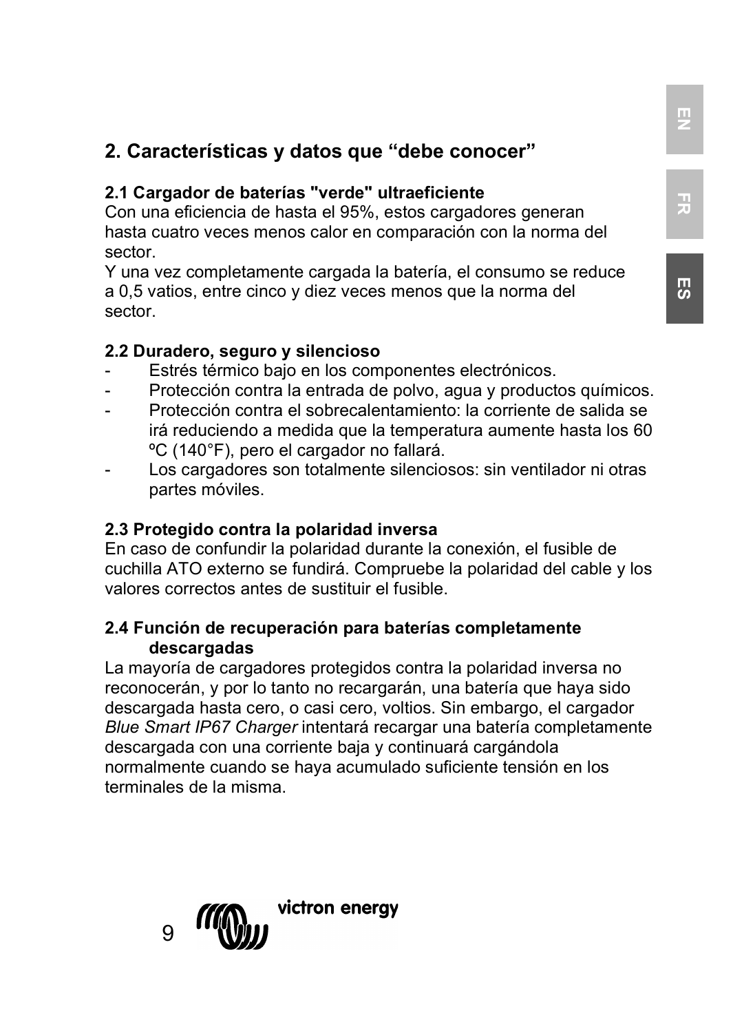## 2. Características y datos que “debe conocer”

### 2.1 Cargador de baterías "verde" ultraeficiente

Con una eficiencia de hasta el 95%, estos cargadores generan hasta cuatro veces menos calor en comparación con la norma del sector.
Y una vez completamente cargada la batería, el consumo se reduce a 0,5 vatios, entre cinco y diez veces menos que la norma del sector.

### 2.2 Duradero, seguro y silencioso

- Estrés térmico bajo en los componentes electrónicos.
- Protección contra la entrada de polvo, agua y productos químicos.
- Protección contra el sobrecalentamiento: la corriente de salida se irá reduciendo a medida que la temperatura aumente hasta los 60 ºC (140°F), pero el cargador no fallará.
- Los cargadores son totalmente silenciosos: sin ventilador ni otras partes móviles.

### 2.3 Protegido contra la polaridad inversa

En caso de confundir la polaridad durante la conexión, el fusible de cuchilla ATO externo se fundirá. Compruebe la polaridad del cable y los valores correctos antes de sustituir el fusible.

### 2.4 Función de recuperación para baterías completamente descargadas

La mayoría de cargadores protegidos contra la polaridad inversa no reconocerán, y por lo tanto no recargarán, una batería que haya sido descargada hasta cero, o casi cero, voltios. Sin embargo, el cargador *Blue Smart IP67 Charger* intentará recargar una batería completamente descargada con una corriente baja y continuará cargándola normalmente cuando se haya acumulado suficiente tensión en los terminales de la misma.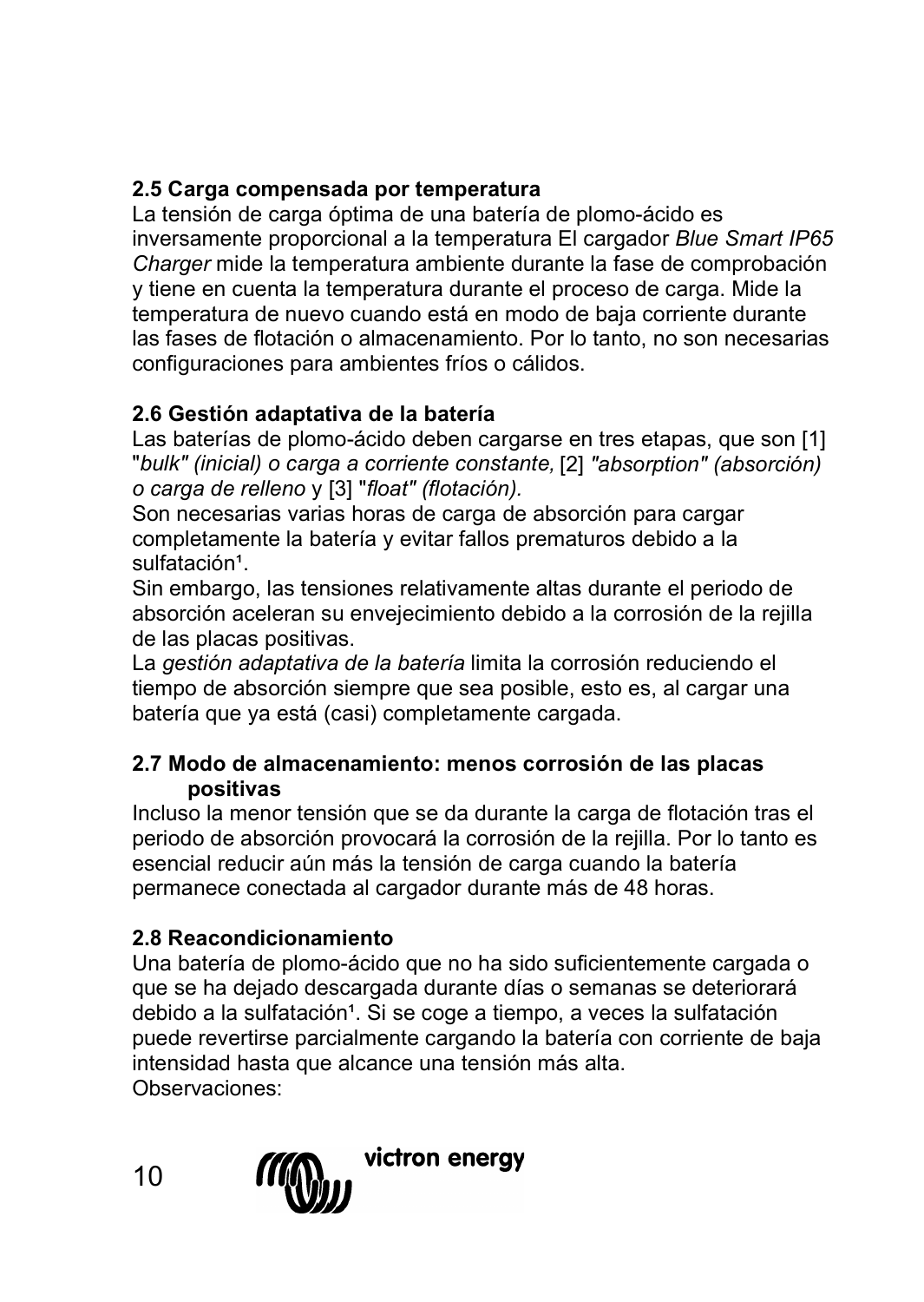## 2.5 Carga compensada por temperatura

La tensión de carga óptima de una batería de plomo-ácido es inversamente proporcional a la temperatura El cargador *Blue Smart IP65 Charger* mide la temperatura ambiente durante la fase de comprobación y tiene en cuenta la temperatura durante el proceso de carga. Mide la temperatura de nuevo cuando está en modo de baja corriente durante las fases de flotación o almacenamiento. Por lo tanto, no son necesarias configuraciones para ambientes fríos o cálidos.

## 2.6 Gestión adaptativa de la batería

Las baterías de plomo-ácido deben cargarse en tres etapas, que son [1] "*bulk" (inicial) o carga a corriente constante,* [2] *"absorption" (absorción) o carga de relleno* y [3] "*float" (flotación).*

Son necesarias varias horas de carga de absorción para cargar completamente la batería y evitar fallos prematuros debido a la sulfatación[1].

Sin embargo, las tensiones relativamente altas durante el periodo de absorción aceleran su envejecimiento debido a la corrosión de la rejilla de las placas positivas.

La *gestión adaptativa de la batería* limita la corrosión reduciendo el tiempo de absorción siempre que sea posible, esto es, al cargar una batería que ya está (casi) completamente cargada.

## 2.7 Modo de almacenamiento: menos corrosión de las placas positivas

Incluso la menor tensión que se da durante la carga de flotación tras el periodo de absorción provocará la corrosión de la rejilla. Por lo tanto es esencial reducir aún más la tensión de carga cuando la batería permanece conectada al cargador durante más de 48 horas.

## 2.8 Reacondicionamiento

Una batería de plomo-ácido que no ha sido suficientemente cargada o que se ha dejado descargada durante días o semanas se deteriorará debido a la sulfatación[1]. Si se coge a tiempo, a veces la sulfatación puede revertirse parcialmente cargando la batería con corriente de baja intensidad hasta que alcance una tensión más alta.

Observaciones: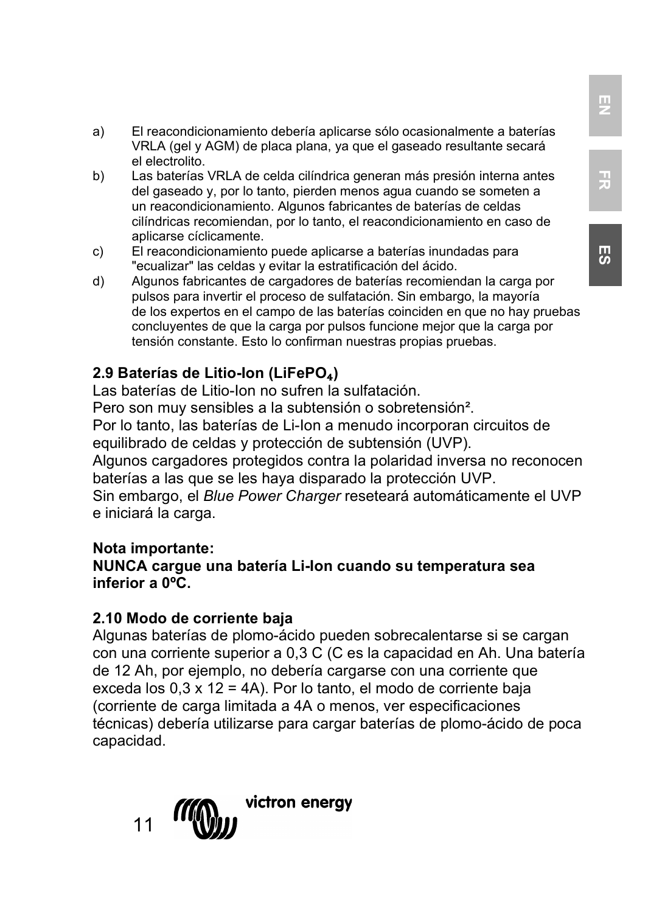a) El reacondicionamiento debería aplicarse sólo ocasionalmente a baterías VRLA (gel y AGM) de placa plana, ya que el gaseado resultante secará el electrolito.

b) Las baterías VRLA de celda cilíndrica generan más presión interna antes del gaseado y, por lo tanto, pierden menos agua cuando se someten a un reacondicionamiento. Algunos fabricantes de baterías de celdas cilíndricas recomiendan, por lo tanto, el reacondicionamiento en caso de aplicarse cíclicamente.

c) El reacondicionamiento puede aplicarse a baterías inundadas para "ecualizar" las celdas y evitar la estratificación del ácido.

d) Algunos fabricantes de cargadores de baterías recomiendan la carga por pulsos para invertir el proceso de sulfatación. Sin embargo, la mayoría de los expertos en el campo de las baterías coinciden en que no hay pruebas concluyentes de que la carga por pulsos funcione mejor que la carga por tensión constante. Esto lo confirman nuestras propias pruebas.

### 2.9 Baterías de Litio-Ion ($LiFePO_4$)

Las baterías de Litio-Ion no sufren la sulfatación.
Pero son muy sensibles a la subtensión o sobretensión[2].
Por lo tanto, las baterías de Li-Ion a menudo incorporan circuitos de equilibrado de celdas y protección de subtensión (UVP).
Algunos cargadores protegidos contra la polaridad inversa no reconocen baterías a las que se les haya disparado la protección UVP.
Sin embargo, el *Blue Power Charger* reseteará automáticamente el UVP e iniciará la carga.

**Nota importante:**
**NUNCA cargue una batería Li-Ion cuando su temperatura sea inferior a 0ºC.**

### 2.10 Modo de corriente baja

Algunas baterías de plomo-ácido pueden sobrecalentarse si se cargan con una corriente superior a 0,3 C (C es la capacidad en Ah. Una batería de 12 Ah, por ejemplo, no debería cargarse con una corriente que exceda los 0,3 x 12 = 4A). Por lo tanto, el modo de corriente baja (corriente de carga limitada a 4A o menos, ver especificaciones técnicas) debería utilizarse para cargar baterías de plomo-ácido de poca capacidad.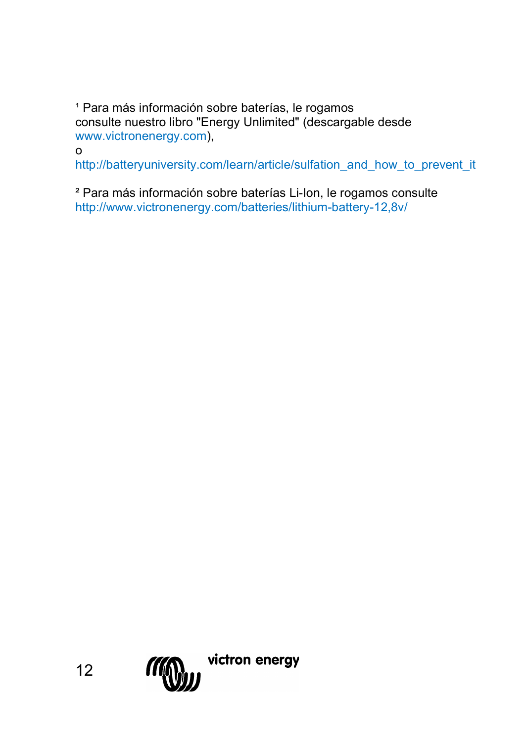[1] Para más información sobre baterías, le rogamos consulte nuestro libro "Energy Unlimited" (descargable desde www.victronenergy.com),
o
http://batteryuniversity.com/learn/article/sulfation_and_how_to_prevent_it

[2] Para más información sobre baterías Li-Ion, le rogamos consulte http://www.victronenergy.com/batteries/lithium-battery-12,8v/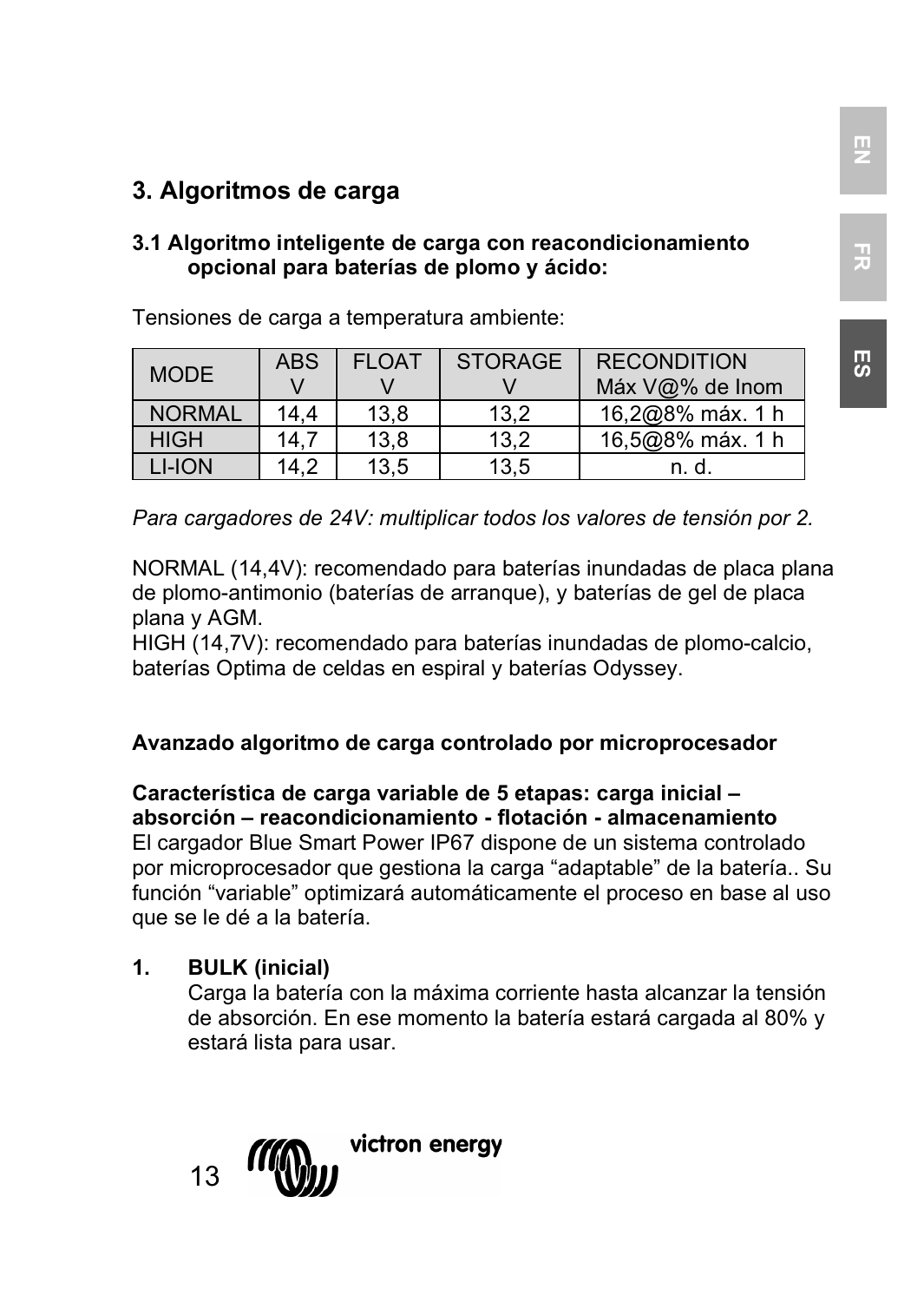## 3. Algoritmos de carga

### 3.1 Algoritmo inteligente de carga con reacondicionamiento opcional para baterías de plomo y ácido:

Tensiones de carga a temperatura ambiente:

| MODE | ABS V | FLOAT V | STORAGE V | RECONDITION Máx V@% de Inom |
|---|---|---|---|---|
| NORMAL | 14,4 | 13,8 | 13,2 | 16,2@8% máx. 1 h |
| HIGH | 14,7 | 13,8 | 13,2 | 16,5@8% máx. 1 h |
| LI-ION | 14,2 | 13,5 | 13,5 | n. d. |

*Para cargadores de 24V: multiplicar todos los valores de tensión por 2.*

NORMAL (14,4V): recomendado para baterías inundadas de placa plana de plomo-antimonio (baterías de arranque), y baterías de gel de placa plana y AGM.
HIGH (14,7V): recomendado para baterías inundadas de plomo-calcio, baterías Optima de celdas en espiral y baterías Odyssey.

**Avanzado algoritmo de carga controlado por microprocesador**

**Característica de carga variable de 5 etapas: carga inicial – absorción – reacondicionamiento - flotación - almacenamiento**
El cargador Blue Smart Power IP67 dispone de un sistema controlado por microprocesador que gestiona la carga "adaptable" de la batería.. Su función "variable" optimizará automáticamente el proceso en base al uso que se le dé a la batería.

1. **BULK (inicial)**
   Carga la batería con la máxima corriente hasta alcanzar la tensión de absorción. En ese momento la batería estará cargada al 80% y estará lista para usar.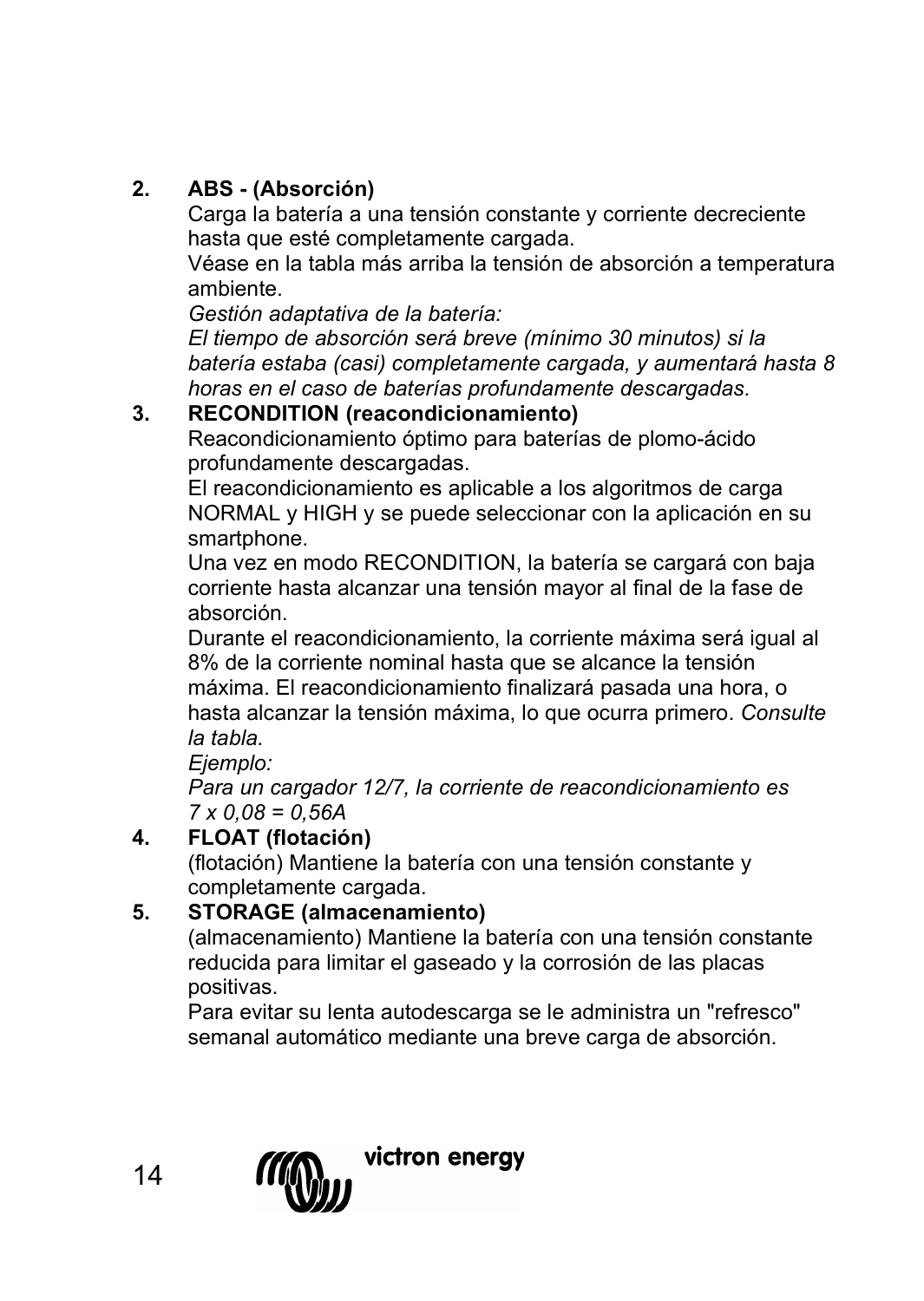2. **ABS - (Absorción)**
   Carga la batería a una tensión constante y corriente decreciente hasta que esté completamente cargada.
   Véase en la tabla más arriba la tensión de absorción a temperatura ambiente.
   *Gestión adaptativa de la batería:*
   *El tiempo de absorción será breve (mínimo 30 minutos) si la batería estaba (casi) completamente cargada, y aumentará hasta 8 horas en el caso de baterías profundamente descargadas.*

3. **RECONDITION (reacondicionamiento)**
   Reacondicionamiento óptimo para baterías de plomo-ácido profundamente descargadas.
   El reacondicionamiento es aplicable a los algoritmos de carga NORMAL y HIGH y se puede seleccionar con la aplicación en su smartphone.
   Una vez en modo RECONDITION, la batería se cargará con baja corriente hasta alcanzar una tensión mayor al final de la fase de absorción.
   Durante el reacondicionamiento, la corriente máxima será igual al 8% de la corriente nominal hasta que se alcance la tensión máxima. El reacondicionamiento finalizará pasada una hora, o hasta alcanzar la tensión máxima, lo que ocurra primero. *Consulte la tabla.*
   *Ejemplo:*
   *Para un cargador 12/7, la corriente de reacondicionamiento es 7 x 0,08 = 0,56A*

4. **FLOAT (flotación)**
   (flotación) Mantiene la batería con una tensión constante y completamente cargada.

5. **STORAGE (almacenamiento)**
   (almacenamiento) Mantiene la batería con una tensión constante reducida para limitar el gaseado y la corrosión de las placas positivas.
   Para evitar su lenta autodescarga se le administra un "refresco" semanal automático mediante una breve carga de absorción.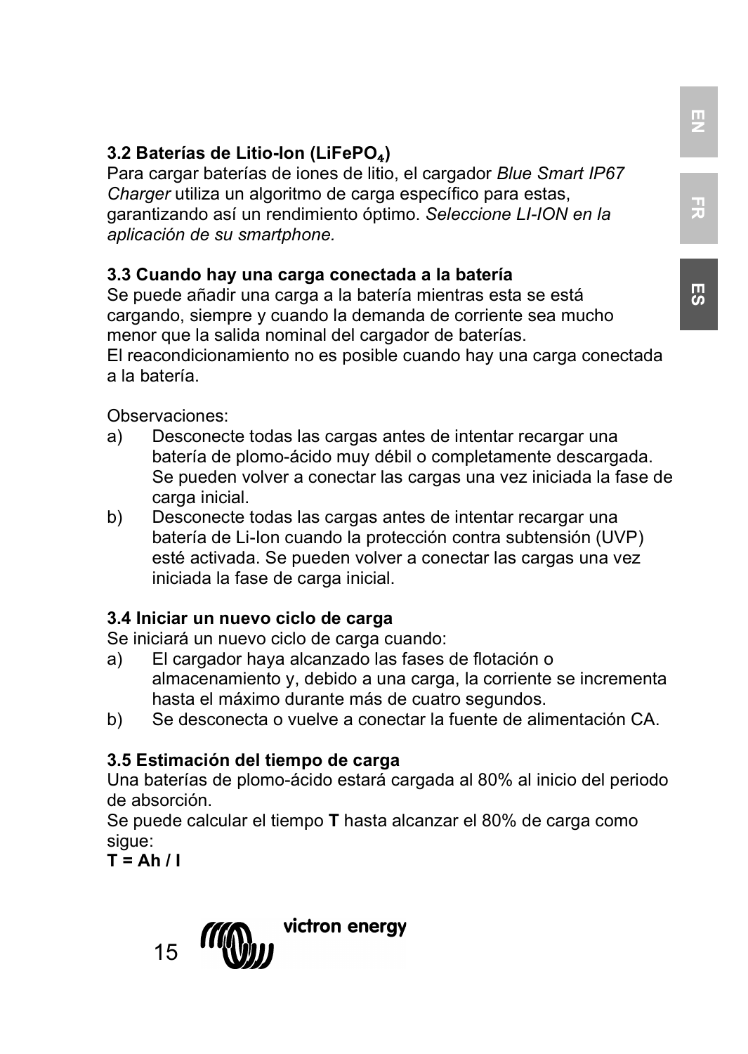### 3.2 Baterías de Litio-Ion ($LiFePO_4$)

Para cargar baterías de iones de litio, el cargador *Blue Smart IP67 Charger* utiliza un algoritmo de carga específico para estas, garantizando así un rendimiento óptimo. *Seleccione LI-ION en la aplicación de su smartphone.*

### 3.3 Cuando hay una carga conectada a la batería

Se puede añadir una carga a la batería mientras esta se está cargando, siempre y cuando la demanda de corriente sea mucho menor que la salida nominal del cargador de baterías.
El reacondicionamiento no es posible cuando hay una carga conectada a la batería.

Observaciones:

a) Desconecte todas las cargas antes de intentar recargar una batería de plomo-ácido muy débil o completamente descargada. Se pueden volver a conectar las cargas una vez iniciada la fase de carga inicial.
b) Desconecte todas las cargas antes de intentar recargar una batería de Li-Ion cuando la protección contra subtensión (UVP) esté activada. Se pueden volver a conectar las cargas una vez iniciada la fase de carga inicial.

### 3.4 Iniciar un nuevo ciclo de carga

Se iniciará un nuevo ciclo de carga cuando:

a) El cargador haya alcanzado las fases de flotación o almacenamiento y, debido a una carga, la corriente se incrementa hasta el máximo durante más de cuatro segundos.
b) Se desconecta o vuelve a conectar la fuente de alimentación CA.

### 3.5 Estimación del tiempo de carga

Una baterías de plomo-ácido estará cargada al 80% al inicio del periodo de absorción.
Se puede calcular el tiempo **T** hasta alcanzar el 80% de carga como sigue:

**T = Ah / I**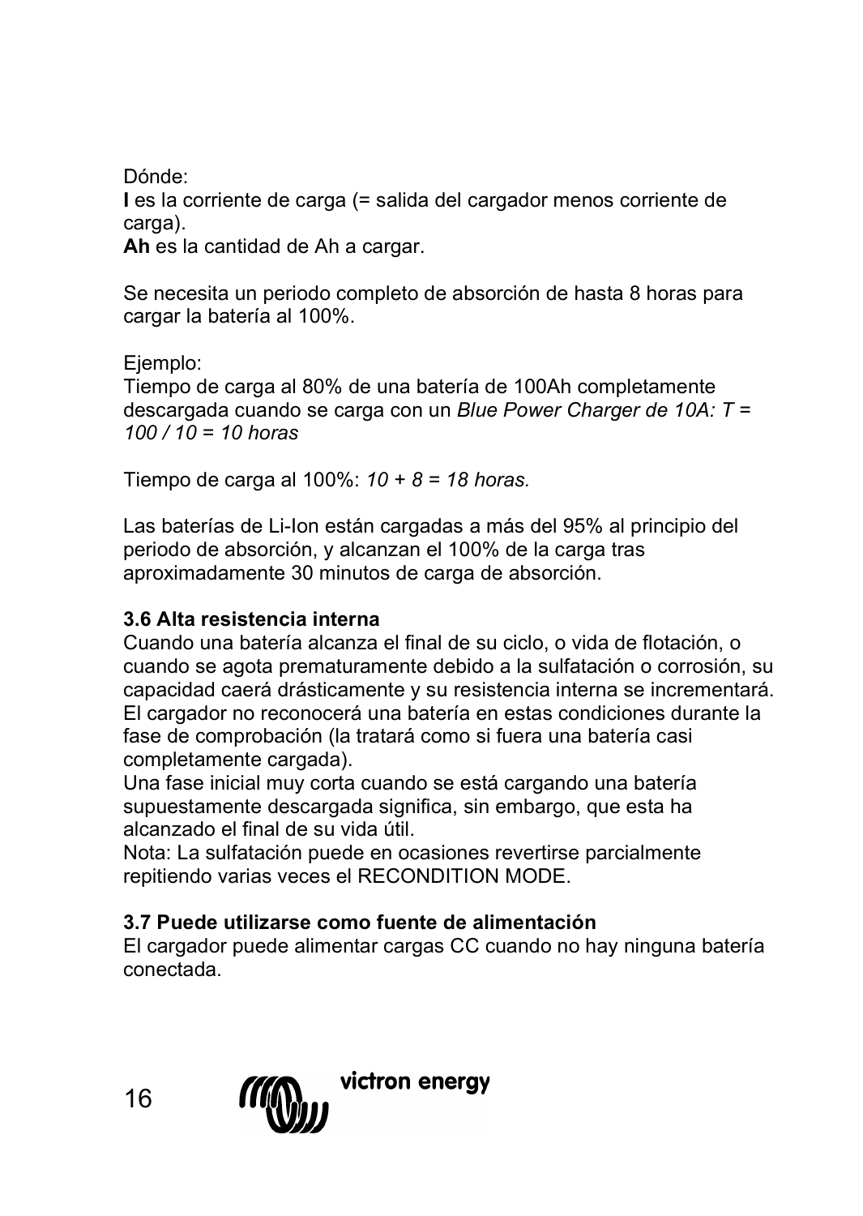Dónde:
**I** es la corriente de carga (= salida del cargador menos corriente de carga).
**Ah** es la cantidad de Ah a cargar.

Se necesita un periodo completo de absorción de hasta 8 horas para cargar la batería al 100%.

Ejemplo:
Tiempo de carga al 80% de una batería de 100Ah completamente descargada cuando se carga con un *Blue Power Charger de 10A: T = 100 / 10 = 10 horas*

Tiempo de carga al 100%: *10 + 8 = 18 horas.*

Las baterías de Li-Ion están cargadas a más del 95% al principio del periodo de absorción, y alcanzan el 100% de la carga tras aproximadamente 30 minutos de carga de absorción.

### 3.6 Alta resistencia interna

Cuando una batería alcanza el final de su ciclo, o vida de flotación, o cuando se agota prematuramente debido a la sulfatación o corrosión, su capacidad caerá drásticamente y su resistencia interna se incrementará. El cargador no reconocerá una batería en estas condiciones durante la fase de comprobación (la tratará como si fuera una batería casi completamente cargada).
Una fase inicial muy corta cuando se está cargando una batería supuestamente descargada significa, sin embargo, que esta ha alcanzado el final de su vida útil.
Nota: La sulfatación puede en ocasiones revertirse parcialmente repitiendo varias veces el RECONDITION MODE.

### 3.7 Puede utilizarse como fuente de alimentación

El cargador puede alimentar cargas CC cuando no hay ninguna batería conectada.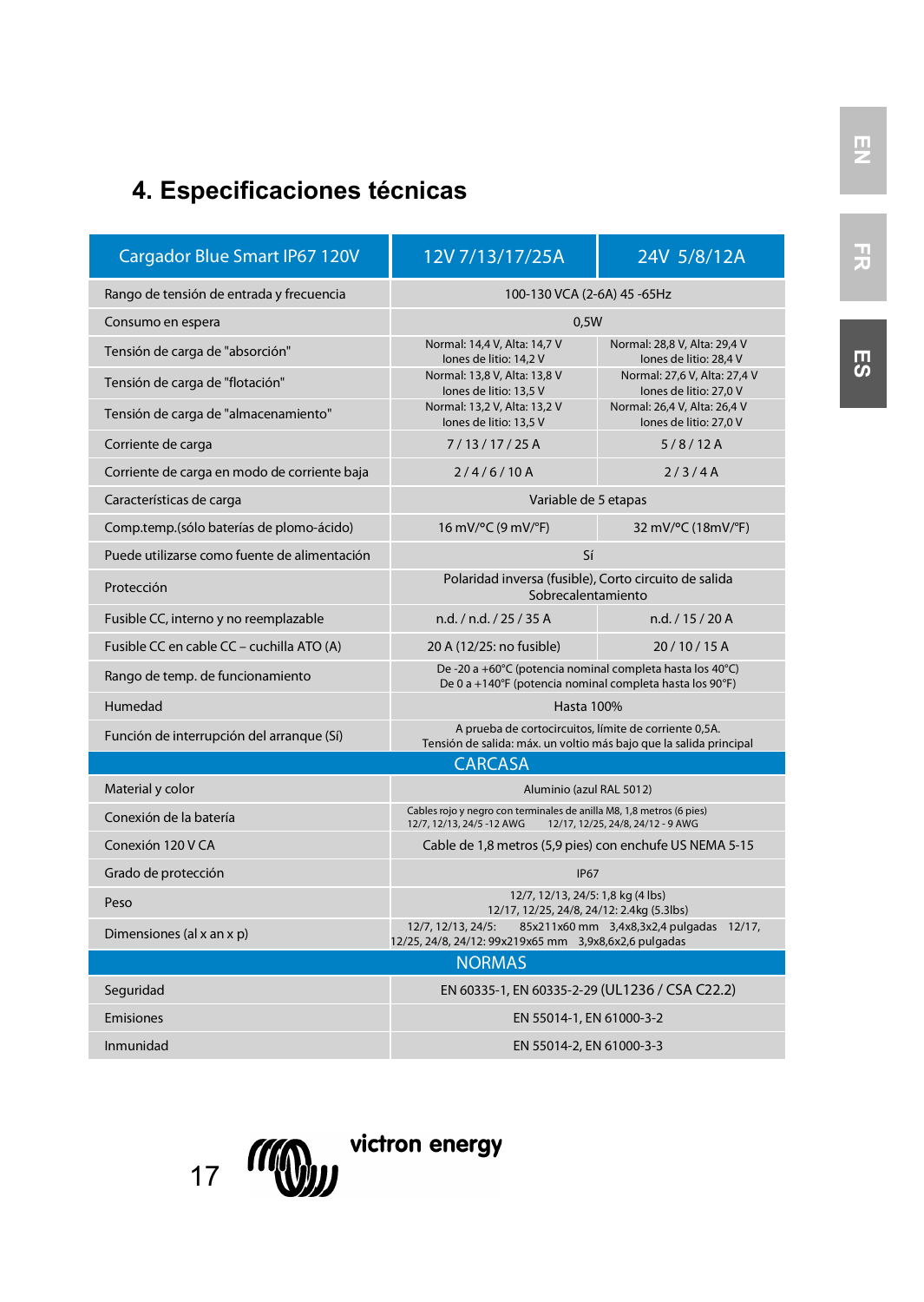# 4. Especificaciones técnicas

| Cargador Blue Smart IP67 120V | 12V 7/13/17/25A | 24V 5/8/12A |
|---|---|---|
| Rango de tensión de entrada y frecuencia | 100-130 VCA (2-6A) 45 -65Hz | |
| Consumo en espera | 0,5W | |
| Tensión de carga de "absorción" | Normal: 14,4 V, Alta: 14,7 V<br>Iones de litio: 14,2 V | Normal: 28,8 V, Alta: 29,4 V<br>Iones de litio: 28,4 V |
| Tensión de carga de "flotación" | Normal: 13,8 V, Alta: 13,8 V<br>Iones de litio: 13,5 V | Normal: 27,6 V, Alta: 27,4 V<br>Iones de litio: 27,0 V |
| Tensión de carga de "almacenamiento" | Normal: 13,2 V, Alta: 13,2 V<br>Iones de litio: 13,5 V | Normal: 26,4 V, Alta: 26,4 V<br>Iones de litio: 27,0 V |
| Corriente de carga | 7 / 13 / 17 / 25 A | 5 / 8 / 12 A |
| Corriente de carga en modo de corriente baja | 2 / 4 / 6 / 10 A | 2 / 3 / 4 A |
| Características de carga | Variable de 5 etapas | |
| Comp.temp.(sólo baterías de plomo-ácido) | 16 mV/°C (9 mV/°F) | 32 mV/°C (18mV/°F) |
| Puede utilizarse como fuente de alimentación | Sí | |
| Protección | Polaridad inversa (fusible), Corto circuito de salida<br>Sobrecalentamiento | |
| Fusible CC, interno y no reemplazable | n.d. / n.d. / 25 / 35 A | n.d. / 15 / 20 A |
| Fusible CC en cable CC – cuchilla ATO (A) | 20 A (12/25: no fusible) | 20 / 10 / 15 A |
| Rango de temp. de funcionamiento | De -20 a +60°C (potencia nominal completa hasta los 40°C)<br>De 0 a +140°F (potencia nominal completa hasta los 90°F) | |
| Humedad | Hasta 100% | |
| Función de interrupción del arranque (Sí) | A prueba de cortocircuitos, límite de corriente 0,5A.<br>Tensión de salida: máx. un voltio más bajo que la salida principal | |
| **CARCASA** | | |
| Material y color | Aluminio (azul RAL 5012) | |
| Conexión de la batería | Cables rojo y negro con terminales de anilla M8, 1,8 metros (6 pies)<br>12/7, 12/13, 24/5 -12 AWG 12/17, 12/25, 24/8, 24/12 - 9 AWG | |
| Conexión 120 V CA | Cable de 1,8 metros (5,9 pies) con enchufe US NEMA 5-15 | |
| Grado de protección | IP67 | |
| Peso | 12/7, 12/13, 24/5: 1,8 kg (4 lbs)<br>12/17, 12/25, 24/8, 24/12: 2.4kg (5.3lbs) | |
| Dimensiones (al x an x p) | 12/7, 12/13, 24/5: 85x211x60 mm 3,4x8,3x2,4 pulgadas 12/17, 12/25, 24/8, 24/12: 99x219x65 mm 3,9x8,6x2,6 pulgadas | |
| **NORMAS** | | |
| Seguridad | EN 60335-1, EN 60335-2-29 (UL1236 / CSA C22.2) | |
| Emisiones | EN 55014-1, EN 61000-3-2 | |
| Inmunidad | EN 55014-2, EN 61000-3-3 | |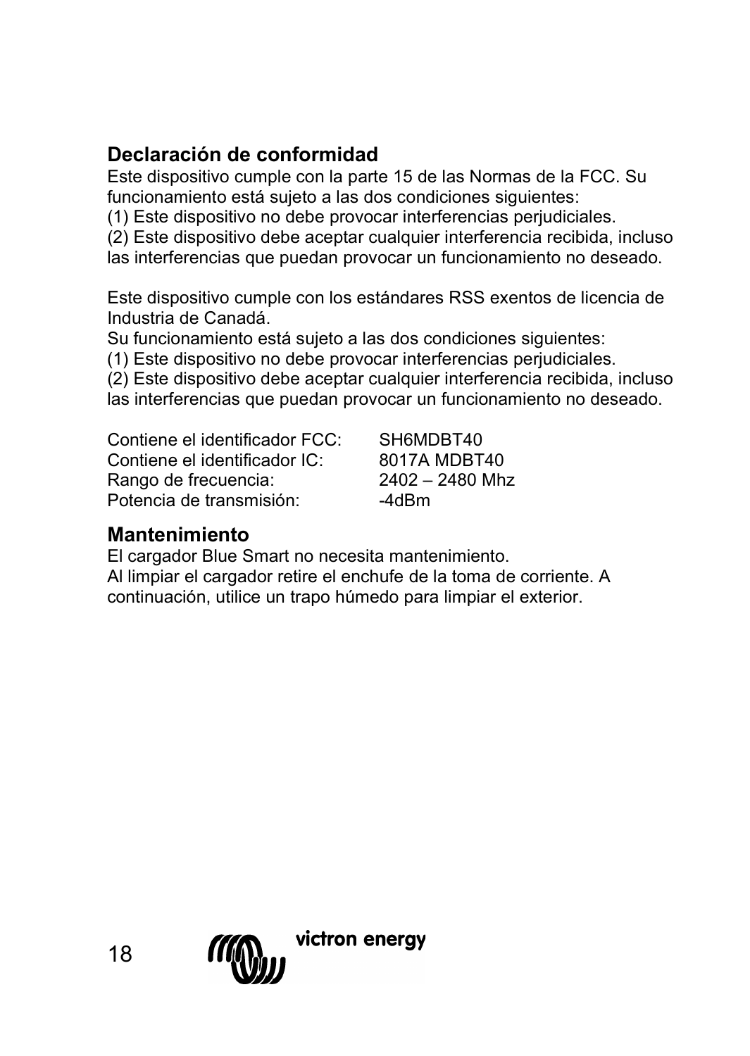## Declaración de conformidad

Este dispositivo cumple con la parte 15 de las Normas de la FCC. Su funcionamiento está sujeto a las dos condiciones siguientes:
(1) Este dispositivo no debe provocar interferencias perjudiciales.
(2) Este dispositivo debe aceptar cualquier interferencia recibida, incluso las interferencias que puedan provocar un funcionamiento no deseado.

Este dispositivo cumple con los estándares RSS exentos de licencia de Industria de Canadá.
Su funcionamiento está sujeto a las dos condiciones siguientes:
(1) Este dispositivo no debe provocar interferencias perjudiciales.
(2) Este dispositivo debe aceptar cualquier interferencia recibida, incluso las interferencias que puedan provocar un funcionamiento no deseado.

| | |
|---|---|
| Contiene el identificador FCC: | SH6MDBT40 |
| Contiene el identificador IC: | 8017A MDBT40 |
| Rango de frecuencia: | 2402 – 2480 Mhz |
| Potencia de transmisión: | -4dBm |

## Mantenimiento

El cargador Blue Smart no necesita mantenimiento.
Al limpiar el cargador retire el enchufe de la toma de corriente. A continuación, utilice un trapo húmedo para limpiar el exterior.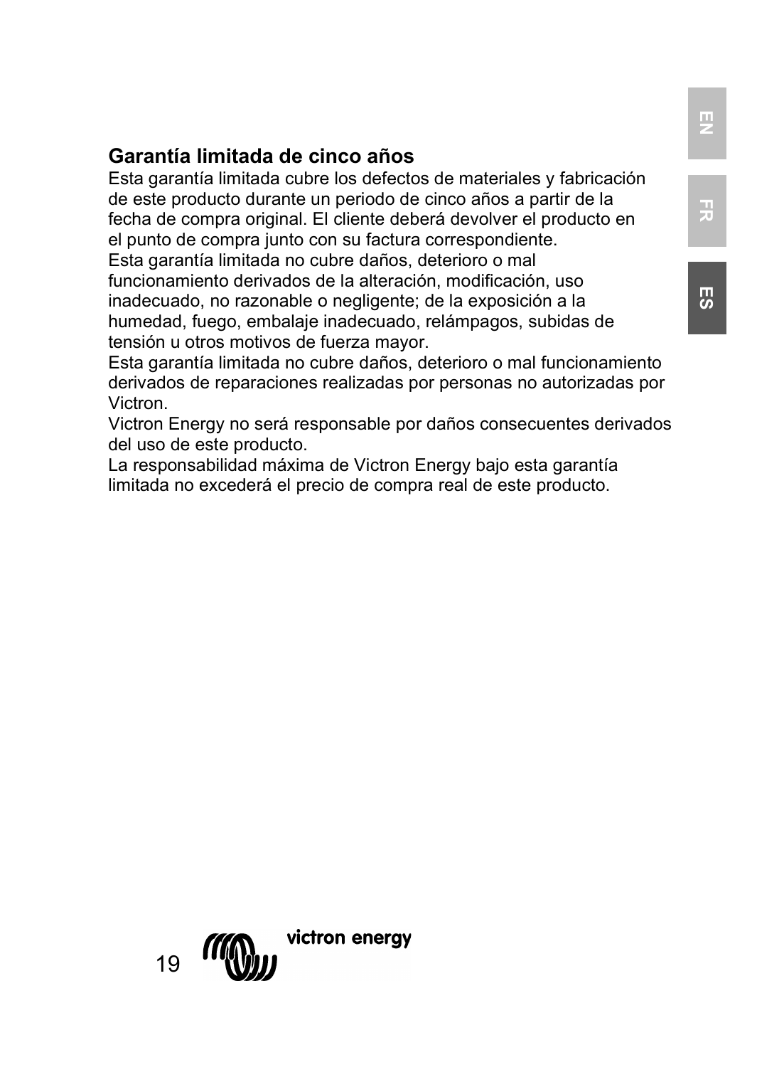## Garantía limitada de cinco años

Esta garantía limitada cubre los defectos de materiales y fabricación de este producto durante un periodo de cinco años a partir de la fecha de compra original. El cliente deberá devolver el producto en el punto de compra junto con su factura correspondiente.
Esta garantía limitada no cubre daños, deterioro o mal funcionamiento derivados de la alteración, modificación, uso inadecuado, no razonable o negligente; de la exposición a la humedad, fuego, embalaje inadecuado, relámpagos, subidas de tensión u otros motivos de fuerza mayor.
Esta garantía limitada no cubre daños, deterioro o mal funcionamiento derivados de reparaciones realizadas por personas no autorizadas por Victron.
Victron Energy no será responsable por daños consecuentes derivados del uso de este producto.
La responsabilidad máxima de Victron Energy bajo esta garantía limitada no excederá el precio de compra real de este producto.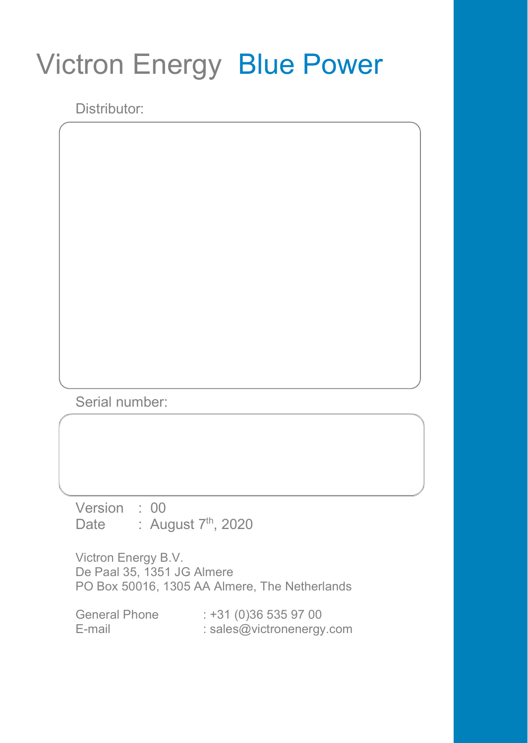# Victron Energy Blue Power

Distributor:

Serial number:

Version : 00
Date : August 7th, 2020

Victron Energy B.V.
De Paal 35, 1351 JG Almere
PO Box 50016, 1305 AA Almere, The Netherlands

General Phone : +31 (0)36 535 97 00
E-mail : sales@victronenergy.com